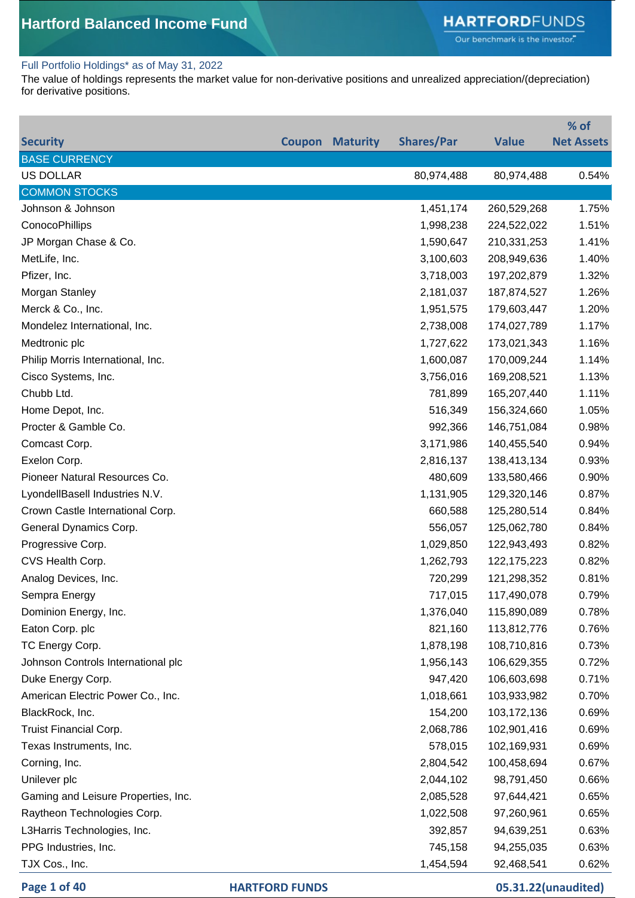# Hartford Balanced Income Fund

Full Portfolio Holdings* as of May 31, 2022

The value of holdings represents the market value for non-derivative positions and unrealized appreciation/(depreciation) for derivative positions.

| Security | Coupon | Maturity | Shares/Par | Value | % of Net Assets |
|---|---|---|---|---|---|
| BASE CURRENCY | | | | | |
| US DOLLAR | | | 80,974,488 | 80,974,488 | 0.54% |
| COMMON STOCKS | | | | | |
| Johnson & Johnson | | | 1,451,174 | 260,529,268 | 1.75% |
| ConocoPhillips | | | 1,998,238 | 224,522,022 | 1.51% |
| JP Morgan Chase & Co. | | | 1,590,647 | 210,331,253 | 1.41% |
| MetLife, Inc. | | | 3,100,603 | 208,949,636 | 1.40% |
| Pfizer, Inc. | | | 3,718,003 | 197,202,879 | 1.32% |
| Morgan Stanley | | | 2,181,037 | 187,874,527 | 1.26% |
| Merck & Co., Inc. | | | 1,951,575 | 179,603,447 | 1.20% |
| Mondelez International, Inc. | | | 2,738,008 | 174,027,789 | 1.17% |
| Medtronic plc | | | 1,727,622 | 173,021,343 | 1.16% |
| Philip Morris International, Inc. | | | 1,600,087 | 170,009,244 | 1.14% |
| Cisco Systems, Inc. | | | 3,756,016 | 169,208,521 | 1.13% |
| Chubb Ltd. | | | 781,899 | 165,207,440 | 1.11% |
| Home Depot, Inc. | | | 516,349 | 156,324,660 | 1.05% |
| Procter & Gamble Co. | | | 992,366 | 146,751,084 | 0.98% |
| Comcast Corp. | | | 3,171,986 | 140,455,540 | 0.94% |
| Exelon Corp. | | | 2,816,137 | 138,413,134 | 0.93% |
| Pioneer Natural Resources Co. | | | 480,609 | 133,580,466 | 0.90% |
| LyondellBasell Industries N.V. | | | 1,131,905 | 129,320,146 | 0.87% |
| Crown Castle International Corp. | | | 660,588 | 125,280,514 | 0.84% |
| General Dynamics Corp. | | | 556,057 | 125,062,780 | 0.84% |
| Progressive Corp. | | | 1,029,850 | 122,943,493 | 0.82% |
| CVS Health Corp. | | | 1,262,793 | 122,175,223 | 0.82% |
| Analog Devices, Inc. | | | 720,299 | 121,298,352 | 0.81% |
| Sempra Energy | | | 717,015 | 117,490,078 | 0.79% |
| Dominion Energy, Inc. | | | 1,376,040 | 115,890,089 | 0.78% |
| Eaton Corp. plc | | | 821,160 | 113,812,776 | 0.76% |
| TC Energy Corp. | | | 1,878,198 | 108,710,816 | 0.73% |
| Johnson Controls International plc | | | 1,956,143 | 106,629,355 | 0.72% |
| Duke Energy Corp. | | | 947,420 | 106,603,698 | 0.71% |
| American Electric Power Co., Inc. | | | 1,018,661 | 103,933,982 | 0.70% |
| BlackRock, Inc. | | | 154,200 | 103,172,136 | 0.69% |
| Truist Financial Corp. | | | 2,068,786 | 102,901,416 | 0.69% |
| Texas Instruments, Inc. | | | 578,015 | 102,169,931 | 0.69% |
| Corning, Inc. | | | 2,804,542 | 100,458,694 | 0.67% |
| Unilever plc | | | 2,044,102 | 98,791,450 | 0.66% |
| Gaming and Leisure Properties, Inc. | | | 2,085,528 | 97,644,421 | 0.65% |
| Raytheon Technologies Corp. | | | 1,022,508 | 97,260,961 | 0.65% |
| L3Harris Technologies, Inc. | | | 392,857 | 94,639,251 | 0.63% |
| PPG Industries, Inc. | | | 745,158 | 94,255,035 | 0.63% |
| TJX Cos., Inc. | | | 1,454,594 | 92,468,541 | 0.62% |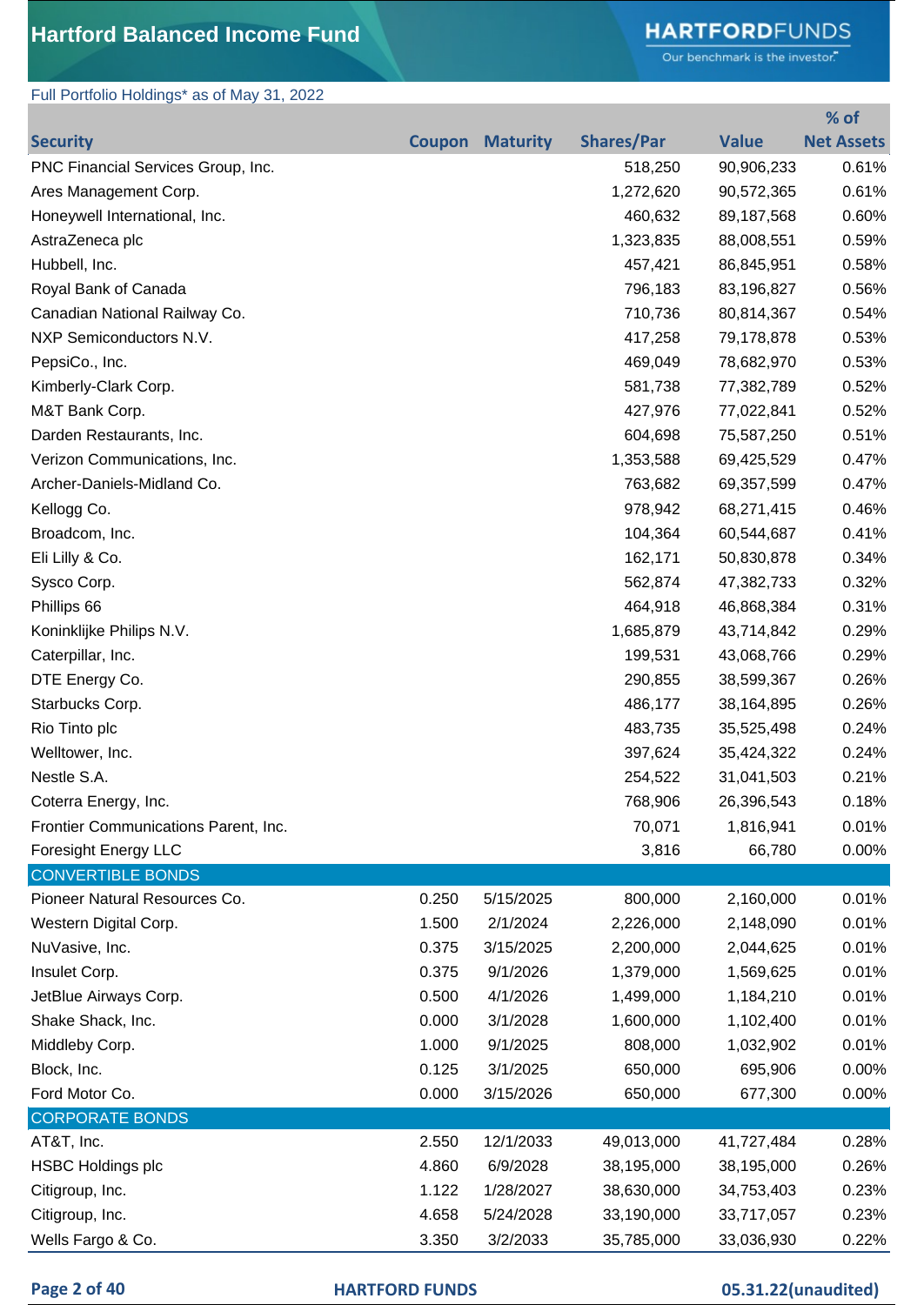# Hartford Balanced Income Fund

Full Portfolio Holdings* as of May 31, 2022

| Security | Coupon | Maturity | Shares/Par | Value | % of Net Assets |
|---|---|---|---|---|---|
| PNC Financial Services Group, Inc. | | | 518,250 | 90,906,233 | 0.61% |
| Ares Management Corp. | | | 1,272,620 | 90,572,365 | 0.61% |
| Honeywell International, Inc. | | | 460,632 | 89,187,568 | 0.60% |
| AstraZeneca plc | | | 1,323,835 | 88,008,551 | 0.59% |
| Hubbell, Inc. | | | 457,421 | 86,845,951 | 0.58% |
| Royal Bank of Canada | | | 796,183 | 83,196,827 | 0.56% |
| Canadian National Railway Co. | | | 710,736 | 80,814,367 | 0.54% |
| NXP Semiconductors N.V. | | | 417,258 | 79,178,878 | 0.53% |
| PepsiCo., Inc. | | | 469,049 | 78,682,970 | 0.53% |
| Kimberly-Clark Corp. | | | 581,738 | 77,382,789 | 0.52% |
| M&T Bank Corp. | | | 427,976 | 77,022,841 | 0.52% |
| Darden Restaurants, Inc. | | | 604,698 | 75,587,250 | 0.51% |
| Verizon Communications, Inc. | | | 1,353,588 | 69,425,529 | 0.47% |
| Archer-Daniels-Midland Co. | | | 763,682 | 69,357,599 | 0.47% |
| Kellogg Co. | | | 978,942 | 68,271,415 | 0.46% |
| Broadcom, Inc. | | | 104,364 | 60,544,687 | 0.41% |
| Eli Lilly & Co. | | | 162,171 | 50,830,878 | 0.34% |
| Sysco Corp. | | | 562,874 | 47,382,733 | 0.32% |
| Phillips 66 | | | 464,918 | 46,868,384 | 0.31% |
| Koninklijke Philips N.V. | | | 1,685,879 | 43,714,842 | 0.29% |
| Caterpillar, Inc. | | | 199,531 | 43,068,766 | 0.29% |
| DTE Energy Co. | | | 290,855 | 38,599,367 | 0.26% |
| Starbucks Corp. | | | 486,177 | 38,164,895 | 0.26% |
| Rio Tinto plc | | | 483,735 | 35,525,498 | 0.24% |
| Welltower, Inc. | | | 397,624 | 35,424,322 | 0.24% |
| Nestle S.A. | | | 254,522 | 31,041,503 | 0.21% |
| Coterra Energy, Inc. | | | 768,906 | 26,396,543 | 0.18% |
| Frontier Communications Parent, Inc. | | | 70,071 | 1,816,941 | 0.01% |
| Foresight Energy LLC | | | 3,816 | 66,780 | 0.00% |
| **CONVERTIBLE BONDS** | | | | | |
| Pioneer Natural Resources Co. | 0.250 | 5/15/2025 | 800,000 | 2,160,000 | 0.01% |
| Western Digital Corp. | 1.500 | 2/1/2024 | 2,226,000 | 2,148,090 | 0.01% |
| NuVasive, Inc. | 0.375 | 3/15/2025 | 2,200,000 | 2,044,625 | 0.01% |
| Insulet Corp. | 0.375 | 9/1/2026 | 1,379,000 | 1,569,625 | 0.01% |
| JetBlue Airways Corp. | 0.500 | 4/1/2026 | 1,499,000 | 1,184,210 | 0.01% |
| Shake Shack, Inc. | 0.000 | 3/1/2028 | 1,600,000 | 1,102,400 | 0.01% |
| Middleby Corp. | 1.000 | 9/1/2025 | 808,000 | 1,032,902 | 0.01% |
| Block, Inc. | 0.125 | 3/1/2025 | 650,000 | 695,906 | 0.00% |
| Ford Motor Co. | 0.000 | 3/15/2026 | 650,000 | 677,300 | 0.00% |
| **CORPORATE BONDS** | | | | | |
| AT&T, Inc. | 2.550 | 12/1/2033 | 49,013,000 | 41,727,484 | 0.28% |
| HSBC Holdings plc | 4.860 | 6/9/2028 | 38,195,000 | 38,195,000 | 0.26% |
| Citigroup, Inc. | 1.122 | 1/28/2027 | 38,630,000 | 34,753,403 | 0.23% |
| Citigroup, Inc. | 4.658 | 5/24/2028 | 33,190,000 | 33,717,057 | 0.23% |
| Wells Fargo & Co. | 3.350 | 3/2/2033 | 35,785,000 | 33,036,930 | 0.22% |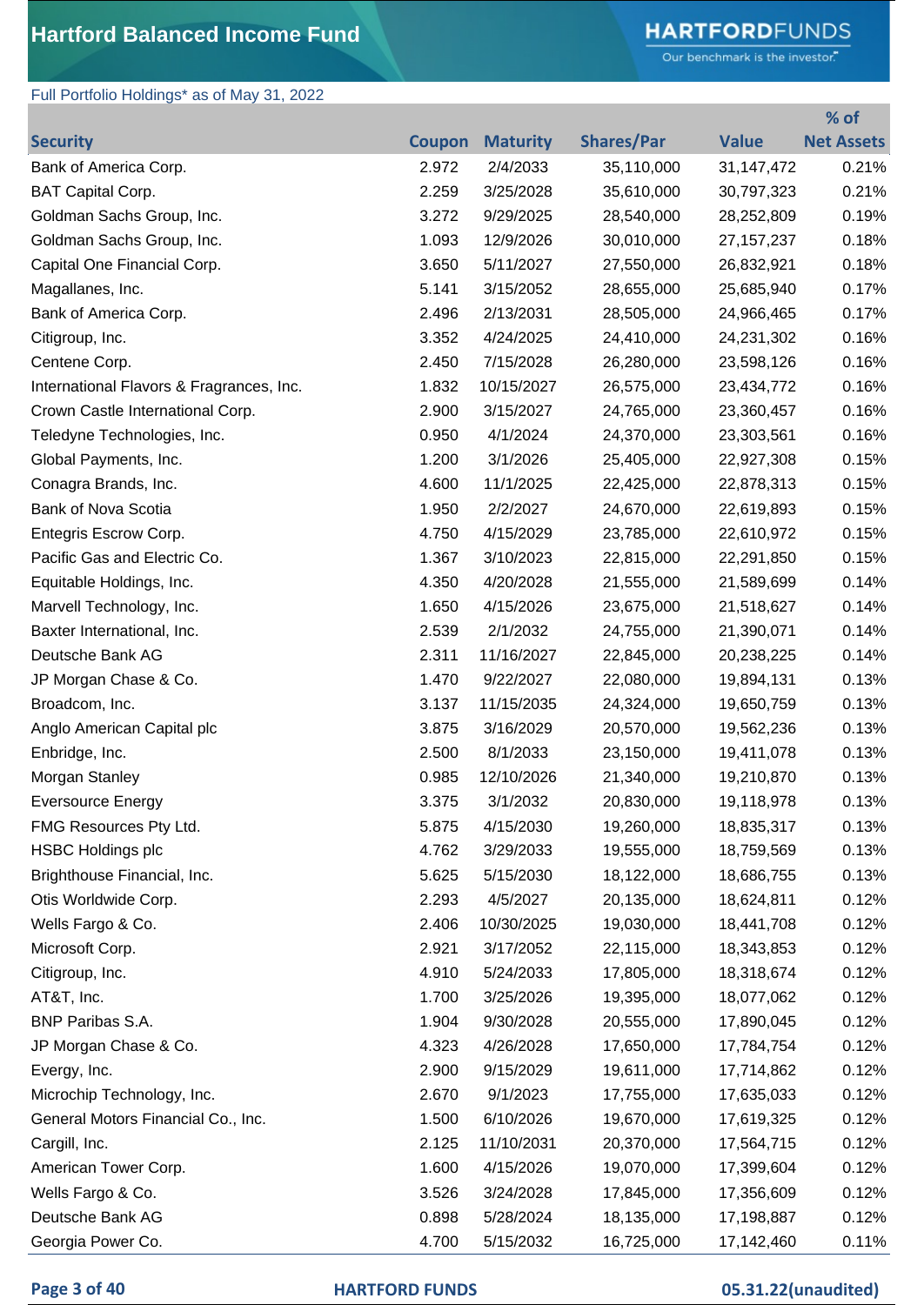# Hartford Balanced Income Fund

Full Portfolio Holdings* as of May 31, 2022

| Security | Coupon | Maturity | Shares/Par | Value | % of Net Assets |
|---|---|---|---|---|---|
| Bank of America Corp. | 2.972 | 2/4/2033 | 35,110,000 | 31,147,472 | 0.21% |
| BAT Capital Corp. | 2.259 | 3/25/2028 | 35,610,000 | 30,797,323 | 0.21% |
| Goldman Sachs Group, Inc. | 3.272 | 9/29/2025 | 28,540,000 | 28,252,809 | 0.19% |
| Goldman Sachs Group, Inc. | 1.093 | 12/9/2026 | 30,010,000 | 27,157,237 | 0.18% |
| Capital One Financial Corp. | 3.650 | 5/11/2027 | 27,550,000 | 26,832,921 | 0.18% |
| Magallanes, Inc. | 5.141 | 3/15/2052 | 28,655,000 | 25,685,940 | 0.17% |
| Bank of America Corp. | 2.496 | 2/13/2031 | 28,505,000 | 24,966,465 | 0.17% |
| Citigroup, Inc. | 3.352 | 4/24/2025 | 24,410,000 | 24,231,302 | 0.16% |
| Centene Corp. | 2.450 | 7/15/2028 | 26,280,000 | 23,598,126 | 0.16% |
| International Flavors & Fragrances, Inc. | 1.832 | 10/15/2027 | 26,575,000 | 23,434,772 | 0.16% |
| Crown Castle International Corp. | 2.900 | 3/15/2027 | 24,765,000 | 23,360,457 | 0.16% |
| Teledyne Technologies, Inc. | 0.950 | 4/1/2024 | 24,370,000 | 23,303,561 | 0.16% |
| Global Payments, Inc. | 1.200 | 3/1/2026 | 25,405,000 | 22,927,308 | 0.15% |
| Conagra Brands, Inc. | 4.600 | 11/1/2025 | 22,425,000 | 22,878,313 | 0.15% |
| Bank of Nova Scotia | 1.950 | 2/2/2027 | 24,670,000 | 22,619,893 | 0.15% |
| Entegris Escrow Corp. | 4.750 | 4/15/2029 | 23,785,000 | 22,610,972 | 0.15% |
| Pacific Gas and Electric Co. | 1.367 | 3/10/2023 | 22,815,000 | 22,291,850 | 0.15% |
| Equitable Holdings, Inc. | 4.350 | 4/20/2028 | 21,555,000 | 21,589,699 | 0.14% |
| Marvell Technology, Inc. | 1.650 | 4/15/2026 | 23,675,000 | 21,518,627 | 0.14% |
| Baxter International, Inc. | 2.539 | 2/1/2032 | 24,755,000 | 21,390,071 | 0.14% |
| Deutsche Bank AG | 2.311 | 11/16/2027 | 22,845,000 | 20,238,225 | 0.14% |
| JP Morgan Chase & Co. | 1.470 | 9/22/2027 | 22,080,000 | 19,894,131 | 0.13% |
| Broadcom, Inc. | 3.137 | 11/15/2035 | 24,324,000 | 19,650,759 | 0.13% |
| Anglo American Capital plc | 3.875 | 3/16/2029 | 20,570,000 | 19,562,236 | 0.13% |
| Enbridge, Inc. | 2.500 | 8/1/2033 | 23,150,000 | 19,411,078 | 0.13% |
| Morgan Stanley | 0.985 | 12/10/2026 | 21,340,000 | 19,210,870 | 0.13% |
| Eversource Energy | 3.375 | 3/1/2032 | 20,830,000 | 19,118,978 | 0.13% |
| FMG Resources Pty Ltd. | 5.875 | 4/15/2030 | 19,260,000 | 18,835,317 | 0.13% |
| HSBC Holdings plc | 4.762 | 3/29/2033 | 19,555,000 | 18,759,569 | 0.13% |
| Brighthouse Financial, Inc. | 5.625 | 5/15/2030 | 18,122,000 | 18,686,755 | 0.13% |
| Otis Worldwide Corp. | 2.293 | 4/5/2027 | 20,135,000 | 18,624,811 | 0.12% |
| Wells Fargo & Co. | 2.406 | 10/30/2025 | 19,030,000 | 18,441,708 | 0.12% |
| Microsoft Corp. | 2.921 | 3/17/2052 | 22,115,000 | 18,343,853 | 0.12% |
| Citigroup, Inc. | 4.910 | 5/24/2033 | 17,805,000 | 18,318,674 | 0.12% |
| AT&T, Inc. | 1.700 | 3/25/2026 | 19,395,000 | 18,077,062 | 0.12% |
| BNP Paribas S.A. | 1.904 | 9/30/2028 | 20,555,000 | 17,890,045 | 0.12% |
| JP Morgan Chase & Co. | 4.323 | 4/26/2028 | 17,650,000 | 17,784,754 | 0.12% |
| Evergy, Inc. | 2.900 | 9/15/2029 | 19,611,000 | 17,714,862 | 0.12% |
| Microchip Technology, Inc. | 2.670 | 9/1/2023 | 17,755,000 | 17,635,033 | 0.12% |
| General Motors Financial Co., Inc. | 1.500 | 6/10/2026 | 19,670,000 | 17,619,325 | 0.12% |
| Cargill, Inc. | 2.125 | 11/10/2031 | 20,370,000 | 17,564,715 | 0.12% |
| American Tower Corp. | 1.600 | 4/15/2026 | 19,070,000 | 17,399,604 | 0.12% |
| Wells Fargo & Co. | 3.526 | 3/24/2028 | 17,845,000 | 17,356,609 | 0.12% |
| Deutsche Bank AG | 0.898 | 5/28/2024 | 18,135,000 | 17,198,887 | 0.12% |
| Georgia Power Co. | 4.700 | 5/15/2032 | 16,725,000 | 17,142,460 | 0.11% |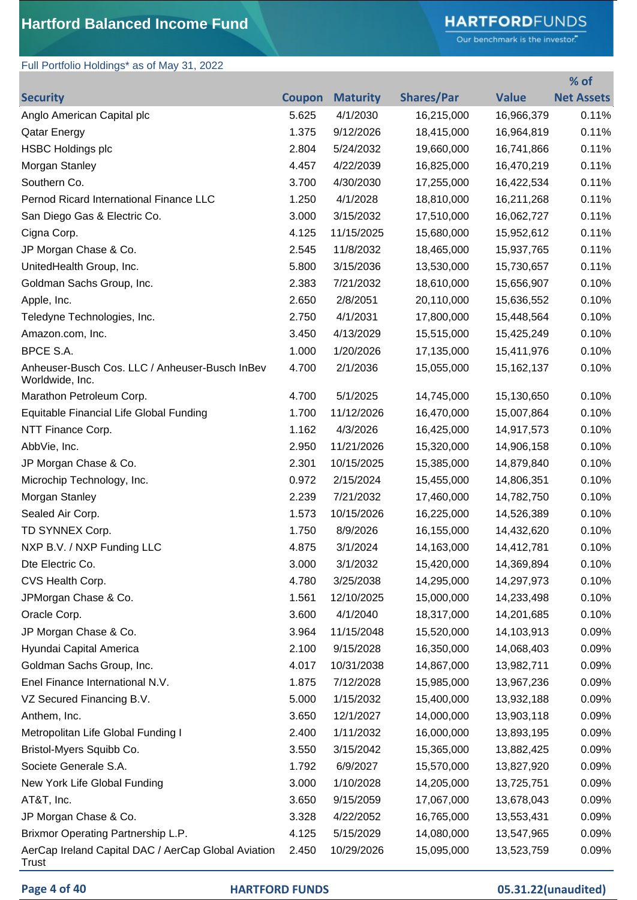# Hartford Balanced Income Fund

Full Portfolio Holdings* as of May 31, 2022

| Security | Coupon | Maturity | Shares/Par | Value | % of Net Assets |
|---|---|---|---|---|---|
| Anglo American Capital plc | 5.625 | 4/1/2030 | 16,215,000 | 16,966,379 | 0.11% |
| Qatar Energy | 1.375 | 9/12/2026 | 18,415,000 | 16,964,819 | 0.11% |
| HSBC Holdings plc | 2.804 | 5/24/2032 | 19,660,000 | 16,741,866 | 0.11% |
| Morgan Stanley | 4.457 | 4/22/2039 | 16,825,000 | 16,470,219 | 0.11% |
| Southern Co. | 3.700 | 4/30/2030 | 17,255,000 | 16,422,534 | 0.11% |
| Pernod Ricard International Finance LLC | 1.250 | 4/1/2028 | 18,810,000 | 16,211,268 | 0.11% |
| San Diego Gas & Electric Co. | 3.000 | 3/15/2032 | 17,510,000 | 16,062,727 | 0.11% |
| Cigna Corp. | 4.125 | 11/15/2025 | 15,680,000 | 15,952,612 | 0.11% |
| JP Morgan Chase & Co. | 2.545 | 11/8/2032 | 18,465,000 | 15,937,765 | 0.11% |
| UnitedHealth Group, Inc. | 5.800 | 3/15/2036 | 13,530,000 | 15,730,657 | 0.11% |
| Goldman Sachs Group, Inc. | 2.383 | 7/21/2032 | 18,610,000 | 15,656,907 | 0.10% |
| Apple, Inc. | 2.650 | 2/8/2051 | 20,110,000 | 15,636,552 | 0.10% |
| Teledyne Technologies, Inc. | 2.750 | 4/1/2031 | 17,800,000 | 15,448,564 | 0.10% |
| Amazon.com, Inc. | 3.450 | 4/13/2029 | 15,515,000 | 15,425,249 | 0.10% |
| BPCE S.A. | 1.000 | 1/20/2026 | 17,135,000 | 15,411,976 | 0.10% |
| Anheuser-Busch Cos. LLC / Anheuser-Busch InBev Worldwide, Inc. | 4.700 | 2/1/2036 | 15,055,000 | 15,162,137 | 0.10% |
| Marathon Petroleum Corp. | 4.700 | 5/1/2025 | 14,745,000 | 15,130,650 | 0.10% |
| Equitable Financial Life Global Funding | 1.700 | 11/12/2026 | 16,470,000 | 15,007,864 | 0.10% |
| NTT Finance Corp. | 1.162 | 4/3/2026 | 16,425,000 | 14,917,573 | 0.10% |
| AbbVie, Inc. | 2.950 | 11/21/2026 | 15,320,000 | 14,906,158 | 0.10% |
| JP Morgan Chase & Co. | 2.301 | 10/15/2025 | 15,385,000 | 14,879,840 | 0.10% |
| Microchip Technology, Inc. | 0.972 | 2/15/2024 | 15,455,000 | 14,806,351 | 0.10% |
| Morgan Stanley | 2.239 | 7/21/2032 | 17,460,000 | 14,782,750 | 0.10% |
| Sealed Air Corp. | 1.573 | 10/15/2026 | 16,225,000 | 14,526,389 | 0.10% |
| TD SYNNEX Corp. | 1.750 | 8/9/2026 | 16,155,000 | 14,432,620 | 0.10% |
| NXP B.V. / NXP Funding LLC | 4.875 | 3/1/2024 | 14,163,000 | 14,412,781 | 0.10% |
| Dte Electric Co. | 3.000 | 3/1/2032 | 15,420,000 | 14,369,894 | 0.10% |
| CVS Health Corp. | 4.780 | 3/25/2038 | 14,295,000 | 14,297,973 | 0.10% |
| JPMorgan Chase & Co. | 1.561 | 12/10/2025 | 15,000,000 | 14,233,498 | 0.10% |
| Oracle Corp. | 3.600 | 4/1/2040 | 18,317,000 | 14,201,685 | 0.10% |
| JP Morgan Chase & Co. | 3.964 | 11/15/2048 | 15,520,000 | 14,103,913 | 0.09% |
| Hyundai Capital America | 2.100 | 9/15/2028 | 16,350,000 | 14,068,403 | 0.09% |
| Goldman Sachs Group, Inc. | 4.017 | 10/31/2038 | 14,867,000 | 13,982,711 | 0.09% |
| Enel Finance International N.V. | 1.875 | 7/12/2028 | 15,985,000 | 13,967,236 | 0.09% |
| VZ Secured Financing B.V. | 5.000 | 1/15/2032 | 15,400,000 | 13,932,188 | 0.09% |
| Anthem, Inc. | 3.650 | 12/1/2027 | 14,000,000 | 13,903,118 | 0.09% |
| Metropolitan Life Global Funding I | 2.400 | 1/11/2032 | 16,000,000 | 13,893,195 | 0.09% |
| Bristol-Myers Squibb Co. | 3.550 | 3/15/2042 | 15,365,000 | 13,882,425 | 0.09% |
| Societe Generale S.A. | 1.792 | 6/9/2027 | 15,570,000 | 13,827,920 | 0.09% |
| New York Life Global Funding | 3.000 | 1/10/2028 | 14,205,000 | 13,725,751 | 0.09% |
| AT&T, Inc. | 3.650 | 9/15/2059 | 17,067,000 | 13,678,043 | 0.09% |
| JP Morgan Chase & Co. | 3.328 | 4/22/2052 | 16,765,000 | 13,553,431 | 0.09% |
| Brixmor Operating Partnership L.P. | 4.125 | 5/15/2029 | 14,080,000 | 13,547,965 | 0.09% |
| AerCap Ireland Capital DAC / AerCap Global Aviation Trust | 2.450 | 10/29/2026 | 15,095,000 | 13,523,759 | 0.09% |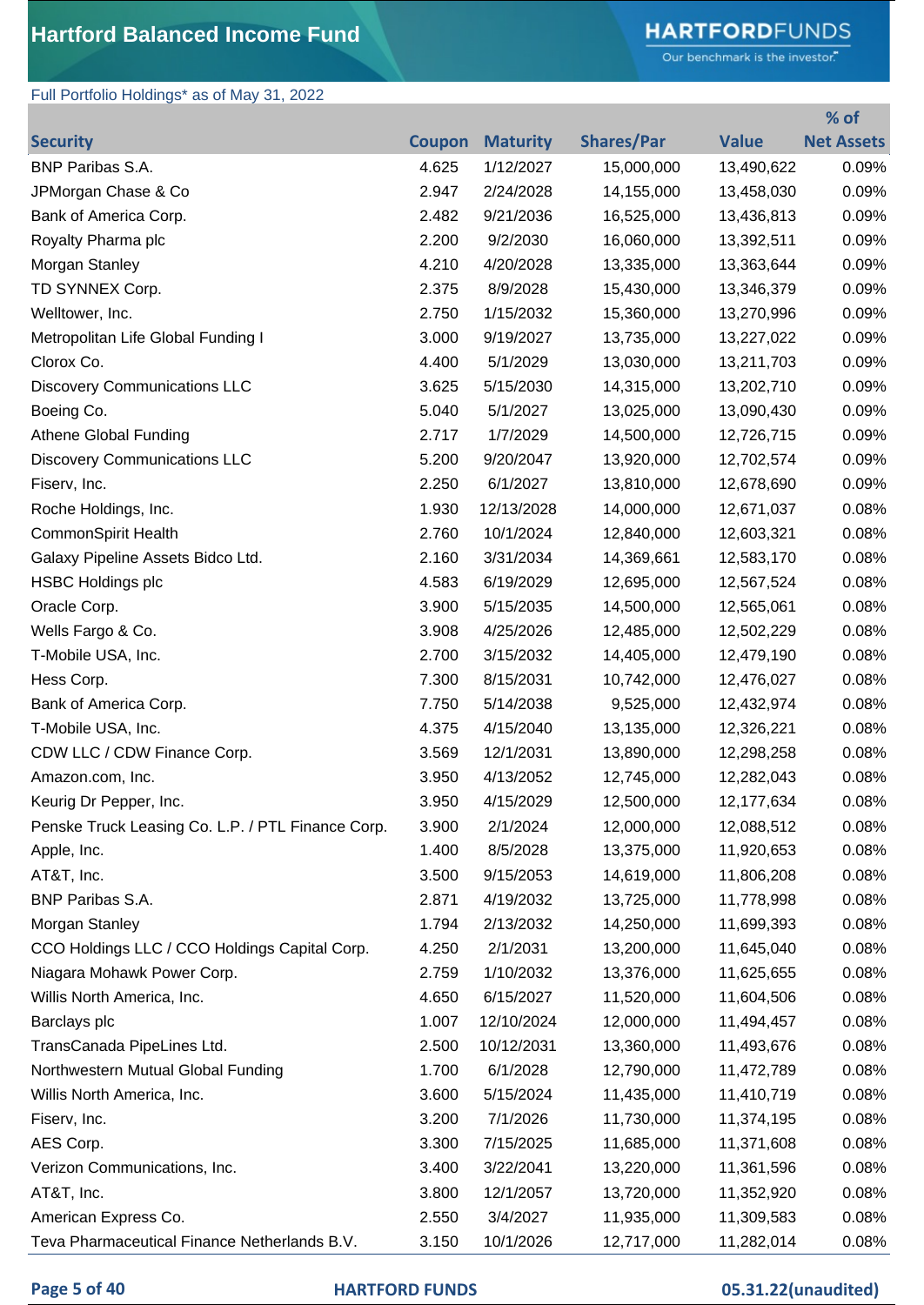# Hartford Balanced Income Fund

Full Portfolio Holdings* as of May 31, 2022

| Security | Coupon | Maturity | Shares/Par | Value | % of Net Assets |
|---|---|---|---|---|---|
| BNP Paribas S.A. | 4.625 | 1/12/2027 | 15,000,000 | 13,490,622 | 0.09% |
| JPMorgan Chase & Co | 2.947 | 2/24/2028 | 14,155,000 | 13,458,030 | 0.09% |
| Bank of America Corp. | 2.482 | 9/21/2036 | 16,525,000 | 13,436,813 | 0.09% |
| Royalty Pharma plc | 2.200 | 9/2/2030 | 16,060,000 | 13,392,511 | 0.09% |
| Morgan Stanley | 4.210 | 4/20/2028 | 13,335,000 | 13,363,644 | 0.09% |
| TD SYNNEX Corp. | 2.375 | 8/9/2028 | 15,430,000 | 13,346,379 | 0.09% |
| Welltower, Inc. | 2.750 | 1/15/2032 | 15,360,000 | 13,270,996 | 0.09% |
| Metropolitan Life Global Funding I | 3.000 | 9/19/2027 | 13,735,000 | 13,227,022 | 0.09% |
| Clorox Co. | 4.400 | 5/1/2029 | 13,030,000 | 13,211,703 | 0.09% |
| Discovery Communications LLC | 3.625 | 5/15/2030 | 14,315,000 | 13,202,710 | 0.09% |
| Boeing Co. | 5.040 | 5/1/2027 | 13,025,000 | 13,090,430 | 0.09% |
| Athene Global Funding | 2.717 | 1/7/2029 | 14,500,000 | 12,726,715 | 0.09% |
| Discovery Communications LLC | 5.200 | 9/20/2047 | 13,920,000 | 12,702,574 | 0.09% |
| Fiserv, Inc. | 2.250 | 6/1/2027 | 13,810,000 | 12,678,690 | 0.09% |
| Roche Holdings, Inc. | 1.930 | 12/13/2028 | 14,000,000 | 12,671,037 | 0.08% |
| CommonSpirit Health | 2.760 | 10/1/2024 | 12,840,000 | 12,603,321 | 0.08% |
| Galaxy Pipeline Assets Bidco Ltd. | 2.160 | 3/31/2034 | 14,369,661 | 12,583,170 | 0.08% |
| HSBC Holdings plc | 4.583 | 6/19/2029 | 12,695,000 | 12,567,524 | 0.08% |
| Oracle Corp. | 3.900 | 5/15/2035 | 14,500,000 | 12,565,061 | 0.08% |
| Wells Fargo & Co. | 3.908 | 4/25/2026 | 12,485,000 | 12,502,229 | 0.08% |
| T-Mobile USA, Inc. | 2.700 | 3/15/2032 | 14,405,000 | 12,479,190 | 0.08% |
| Hess Corp. | 7.300 | 8/15/2031 | 10,742,000 | 12,476,027 | 0.08% |
| Bank of America Corp. | 7.750 | 5/14/2038 | 9,525,000 | 12,432,974 | 0.08% |
| T-Mobile USA, Inc. | 4.375 | 4/15/2040 | 13,135,000 | 12,326,221 | 0.08% |
| CDW LLC / CDW Finance Corp. | 3.569 | 12/1/2031 | 13,890,000 | 12,298,258 | 0.08% |
| Amazon.com, Inc. | 3.950 | 4/13/2052 | 12,745,000 | 12,282,043 | 0.08% |
| Keurig Dr Pepper, Inc. | 3.950 | 4/15/2029 | 12,500,000 | 12,177,634 | 0.08% |
| Penske Truck Leasing Co. L.P. / PTL Finance Corp. | 3.900 | 2/1/2024 | 12,000,000 | 12,088,512 | 0.08% |
| Apple, Inc. | 1.400 | 8/5/2028 | 13,375,000 | 11,920,653 | 0.08% |
| AT&T, Inc. | 3.500 | 9/15/2053 | 14,619,000 | 11,806,208 | 0.08% |
| BNP Paribas S.A. | 2.871 | 4/19/2032 | 13,725,000 | 11,778,998 | 0.08% |
| Morgan Stanley | 1.794 | 2/13/2032 | 14,250,000 | 11,699,393 | 0.08% |
| CCO Holdings LLC / CCO Holdings Capital Corp. | 4.250 | 2/1/2031 | 13,200,000 | 11,645,040 | 0.08% |
| Niagara Mohawk Power Corp. | 2.759 | 1/10/2032 | 13,376,000 | 11,625,655 | 0.08% |
| Willis North America, Inc. | 4.650 | 6/15/2027 | 11,520,000 | 11,604,506 | 0.08% |
| Barclays plc | 1.007 | 12/10/2024 | 12,000,000 | 11,494,457 | 0.08% |
| TransCanada PipeLines Ltd. | 2.500 | 10/12/2031 | 13,360,000 | 11,493,676 | 0.08% |
| Northwestern Mutual Global Funding | 1.700 | 6/1/2028 | 12,790,000 | 11,472,789 | 0.08% |
| Willis North America, Inc. | 3.600 | 5/15/2024 | 11,435,000 | 11,410,719 | 0.08% |
| Fiserv, Inc. | 3.200 | 7/1/2026 | 11,730,000 | 11,374,195 | 0.08% |
| AES Corp. | 3.300 | 7/15/2025 | 11,685,000 | 11,371,608 | 0.08% |
| Verizon Communications, Inc. | 3.400 | 3/22/2041 | 13,220,000 | 11,361,596 | 0.08% |
| AT&T, Inc. | 3.800 | 12/1/2057 | 13,720,000 | 11,352,920 | 0.08% |
| American Express Co. | 2.550 | 3/4/2027 | 11,935,000 | 11,309,583 | 0.08% |
| Teva Pharmaceutical Finance Netherlands B.V. | 3.150 | 10/1/2026 | 12,717,000 | 11,282,014 | 0.08% |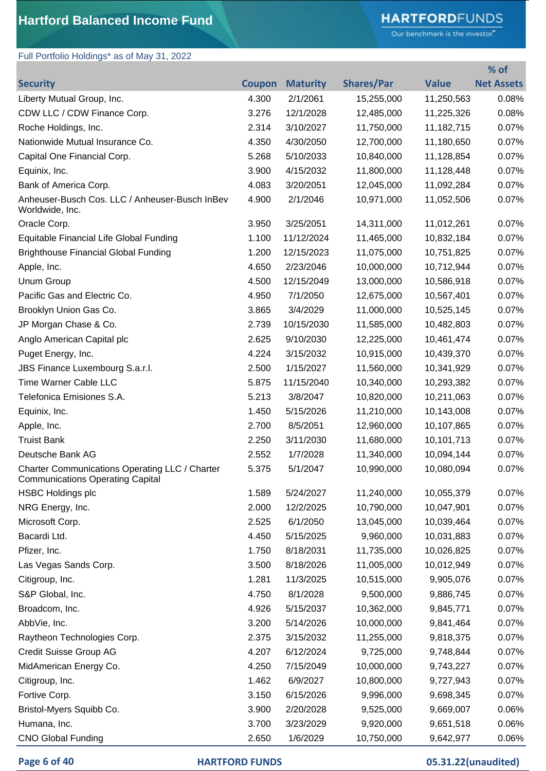# Hartford Balanced Income Fund

Full Portfolio Holdings* as of May 31, 2022

| Security | Coupon | Maturity | Shares/Par | Value | % of Net Assets |
|---|---|---|---|---|---|
| Liberty Mutual Group, Inc. | 4.300 | 2/1/2061 | 15,255,000 | 11,250,563 | 0.08% |
| CDW LLC / CDW Finance Corp. | 3.276 | 12/1/2028 | 12,485,000 | 11,225,326 | 0.08% |
| Roche Holdings, Inc. | 2.314 | 3/10/2027 | 11,750,000 | 11,182,715 | 0.07% |
| Nationwide Mutual Insurance Co. | 4.350 | 4/30/2050 | 12,700,000 | 11,180,650 | 0.07% |
| Capital One Financial Corp. | 5.268 | 5/10/2033 | 10,840,000 | 11,128,854 | 0.07% |
| Equinix, Inc. | 3.900 | 4/15/2032 | 11,800,000 | 11,128,448 | 0.07% |
| Bank of America Corp. | 4.083 | 3/20/2051 | 12,045,000 | 11,092,284 | 0.07% |
| Anheuser-Busch Cos. LLC / Anheuser-Busch InBev Worldwide, Inc. | 4.900 | 2/1/2046 | 10,971,000 | 11,052,506 | 0.07% |
| Oracle Corp. | 3.950 | 3/25/2051 | 14,311,000 | 11,012,261 | 0.07% |
| Equitable Financial Life Global Funding | 1.100 | 11/12/2024 | 11,465,000 | 10,832,184 | 0.07% |
| Brighthouse Financial Global Funding | 1.200 | 12/15/2023 | 11,075,000 | 10,751,825 | 0.07% |
| Apple, Inc. | 4.650 | 2/23/2046 | 10,000,000 | 10,712,944 | 0.07% |
| Unum Group | 4.500 | 12/15/2049 | 13,000,000 | 10,586,918 | 0.07% |
| Pacific Gas and Electric Co. | 4.950 | 7/1/2050 | 12,675,000 | 10,567,401 | 0.07% |
| Brooklyn Union Gas Co. | 3.865 | 3/4/2029 | 11,000,000 | 10,525,145 | 0.07% |
| JP Morgan Chase & Co. | 2.739 | 10/15/2030 | 11,585,000 | 10,482,803 | 0.07% |
| Anglo American Capital plc | 2.625 | 9/10/2030 | 12,225,000 | 10,461,474 | 0.07% |
| Puget Energy, Inc. | 4.224 | 3/15/2032 | 10,915,000 | 10,439,370 | 0.07% |
| JBS Finance Luxembourg S.a.r.l. | 2.500 | 1/15/2027 | 11,560,000 | 10,341,929 | 0.07% |
| Time Warner Cable LLC | 5.875 | 11/15/2040 | 10,340,000 | 10,293,382 | 0.07% |
| Telefonica Emisiones S.A. | 5.213 | 3/8/2047 | 10,820,000 | 10,211,063 | 0.07% |
| Equinix, Inc. | 1.450 | 5/15/2026 | 11,210,000 | 10,143,008 | 0.07% |
| Apple, Inc. | 2.700 | 8/5/2051 | 12,960,000 | 10,107,865 | 0.07% |
| Truist Bank | 2.250 | 3/11/2030 | 11,680,000 | 10,101,713 | 0.07% |
| Deutsche Bank AG | 2.552 | 1/7/2028 | 11,340,000 | 10,094,144 | 0.07% |
| Charter Communications Operating LLC / Charter Communications Operating Capital | 5.375 | 5/1/2047 | 10,990,000 | 10,080,094 | 0.07% |
| HSBC Holdings plc | 1.589 | 5/24/2027 | 11,240,000 | 10,055,379 | 0.07% |
| NRG Energy, Inc. | 2.000 | 12/2/2025 | 10,790,000 | 10,047,901 | 0.07% |
| Microsoft Corp. | 2.525 | 6/1/2050 | 13,045,000 | 10,039,464 | 0.07% |
| Bacardi Ltd. | 4.450 | 5/15/2025 | 9,960,000 | 10,031,883 | 0.07% |
| Pfizer, Inc. | 1.750 | 8/18/2031 | 11,735,000 | 10,026,825 | 0.07% |
| Las Vegas Sands Corp. | 3.500 | 8/18/2026 | 11,005,000 | 10,012,949 | 0.07% |
| Citigroup, Inc. | 1.281 | 11/3/2025 | 10,515,000 | 9,905,076 | 0.07% |
| S&P Global, Inc. | 4.750 | 8/1/2028 | 9,500,000 | 9,886,745 | 0.07% |
| Broadcom, Inc. | 4.926 | 5/15/2037 | 10,362,000 | 9,845,771 | 0.07% |
| AbbVie, Inc. | 3.200 | 5/14/2026 | 10,000,000 | 9,841,464 | 0.07% |
| Raytheon Technologies Corp. | 2.375 | 3/15/2032 | 11,255,000 | 9,818,375 | 0.07% |
| Credit Suisse Group AG | 4.207 | 6/12/2024 | 9,725,000 | 9,748,844 | 0.07% |
| MidAmerican Energy Co. | 4.250 | 7/15/2049 | 10,000,000 | 9,743,227 | 0.07% |
| Citigroup, Inc. | 1.462 | 6/9/2027 | 10,800,000 | 9,727,943 | 0.07% |
| Fortive Corp. | 3.150 | 6/15/2026 | 9,996,000 | 9,698,345 | 0.07% |
| Bristol-Myers Squibb Co. | 3.900 | 2/20/2028 | 9,525,000 | 9,669,007 | 0.06% |
| Humana, Inc. | 3.700 | 3/23/2029 | 9,920,000 | 9,651,518 | 0.06% |
| CNO Global Funding | 2.650 | 1/6/2029 | 10,750,000 | 9,642,977 | 0.06% |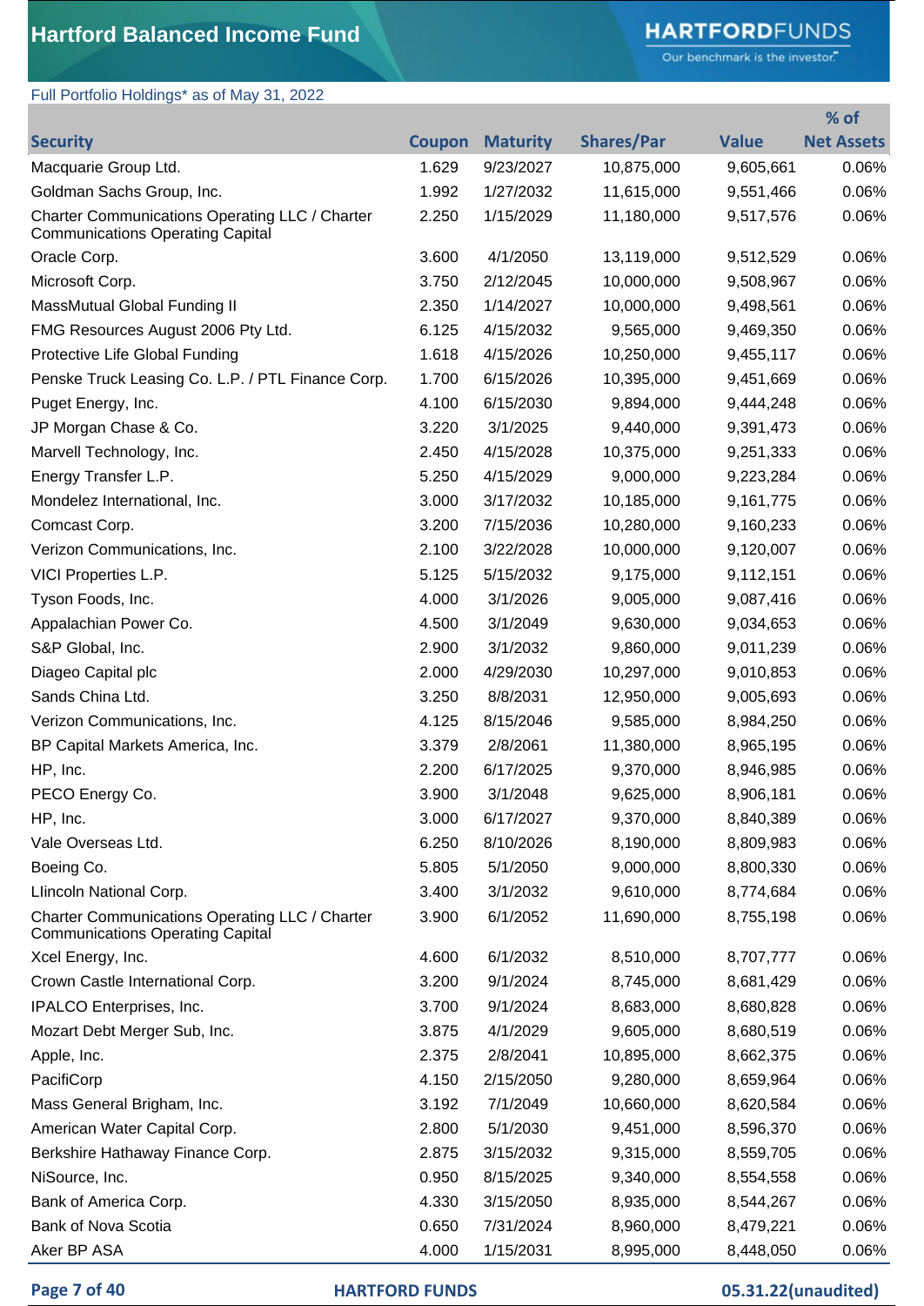# Hartford Balanced Income Fund

Full Portfolio Holdings* as of May 31, 2022

| Security | Coupon | Maturity | Shares/Par | Value | % of Net Assets |
|---|---|---|---|---|---|
| Macquarie Group Ltd. | 1.629 | 9/23/2027 | 10,875,000 | 9,605,661 | 0.06% |
| Goldman Sachs Group, Inc. | 1.992 | 1/27/2032 | 11,615,000 | 9,551,466 | 0.06% |
| Charter Communications Operating LLC / Charter Communications Operating Capital | 2.250 | 1/15/2029 | 11,180,000 | 9,517,576 | 0.06% |
| Oracle Corp. | 3.600 | 4/1/2050 | 13,119,000 | 9,512,529 | 0.06% |
| Microsoft Corp. | 3.750 | 2/12/2045 | 10,000,000 | 9,508,967 | 0.06% |
| MassMutual Global Funding II | 2.350 | 1/14/2027 | 10,000,000 | 9,498,561 | 0.06% |
| FMG Resources August 2006 Pty Ltd. | 6.125 | 4/15/2032 | 9,565,000 | 9,469,350 | 0.06% |
| Protective Life Global Funding | 1.618 | 4/15/2026 | 10,250,000 | 9,455,117 | 0.06% |
| Penske Truck Leasing Co. L.P. / PTL Finance Corp. | 1.700 | 6/15/2026 | 10,395,000 | 9,451,669 | 0.06% |
| Puget Energy, Inc. | 4.100 | 6/15/2030 | 9,894,000 | 9,444,248 | 0.06% |
| JP Morgan Chase & Co. | 3.220 | 3/1/2025 | 9,440,000 | 9,391,473 | 0.06% |
| Marvell Technology, Inc. | 2.450 | 4/15/2028 | 10,375,000 | 9,251,333 | 0.06% |
| Energy Transfer L.P. | 5.250 | 4/15/2029 | 9,000,000 | 9,223,284 | 0.06% |
| Mondelez International, Inc. | 3.000 | 3/17/2032 | 10,185,000 | 9,161,775 | 0.06% |
| Comcast Corp. | 3.200 | 7/15/2036 | 10,280,000 | 9,160,233 | 0.06% |
| Verizon Communications, Inc. | 2.100 | 3/22/2028 | 10,000,000 | 9,120,007 | 0.06% |
| VICI Properties L.P. | 5.125 | 5/15/2032 | 9,175,000 | 9,112,151 | 0.06% |
| Tyson Foods, Inc. | 4.000 | 3/1/2026 | 9,005,000 | 9,087,416 | 0.06% |
| Appalachian Power Co. | 4.500 | 3/1/2049 | 9,630,000 | 9,034,653 | 0.06% |
| S&P Global, Inc. | 2.900 | 3/1/2032 | 9,860,000 | 9,011,239 | 0.06% |
| Diageo Capital plc | 2.000 | 4/29/2030 | 10,297,000 | 9,010,853 | 0.06% |
| Sands China Ltd. | 3.250 | 8/8/2031 | 12,950,000 | 9,005,693 | 0.06% |
| Verizon Communications, Inc. | 4.125 | 8/15/2046 | 9,585,000 | 8,984,250 | 0.06% |
| BP Capital Markets America, Inc. | 3.379 | 2/8/2061 | 11,380,000 | 8,965,195 | 0.06% |
| HP, Inc. | 2.200 | 6/17/2025 | 9,370,000 | 8,946,985 | 0.06% |
| PECO Energy Co. | 3.900 | 3/1/2048 | 9,625,000 | 8,906,181 | 0.06% |
| HP, Inc. | 3.000 | 6/17/2027 | 9,370,000 | 8,840,389 | 0.06% |
| Vale Overseas Ltd. | 6.250 | 8/10/2026 | 8,190,000 | 8,809,983 | 0.06% |
| Boeing Co. | 5.805 | 5/1/2050 | 9,000,000 | 8,800,330 | 0.06% |
| LIincoln National Corp. | 3.400 | 3/1/2032 | 9,610,000 | 8,774,684 | 0.06% |
| Charter Communications Operating LLC / Charter Communications Operating Capital | 3.900 | 6/1/2052 | 11,690,000 | 8,755,198 | 0.06% |
| Xcel Energy, Inc. | 4.600 | 6/1/2032 | 8,510,000 | 8,707,777 | 0.06% |
| Crown Castle International Corp. | 3.200 | 9/1/2024 | 8,745,000 | 8,681,429 | 0.06% |
| IPALCO Enterprises, Inc. | 3.700 | 9/1/2024 | 8,683,000 | 8,680,828 | 0.06% |
| Mozart Debt Merger Sub, Inc. | 3.875 | 4/1/2029 | 9,605,000 | 8,680,519 | 0.06% |
| Apple, Inc. | 2.375 | 2/8/2041 | 10,895,000 | 8,662,375 | 0.06% |
| PacifiCorp | 4.150 | 2/15/2050 | 9,280,000 | 8,659,964 | 0.06% |
| Mass General Brigham, Inc. | 3.192 | 7/1/2049 | 10,660,000 | 8,620,584 | 0.06% |
| American Water Capital Corp. | 2.800 | 5/1/2030 | 9,451,000 | 8,596,370 | 0.06% |
| Berkshire Hathaway Finance Corp. | 2.875 | 3/15/2032 | 9,315,000 | 8,559,705 | 0.06% |
| NiSource, Inc. | 0.950 | 8/15/2025 | 9,340,000 | 8,554,558 | 0.06% |
| Bank of America Corp. | 4.330 | 3/15/2050 | 8,935,000 | 8,544,267 | 0.06% |
| Bank of Nova Scotia | 0.650 | 7/31/2024 | 8,960,000 | 8,479,221 | 0.06% |
| Aker BP ASA | 4.000 | 1/15/2031 | 8,995,000 | 8,448,050 | 0.06% |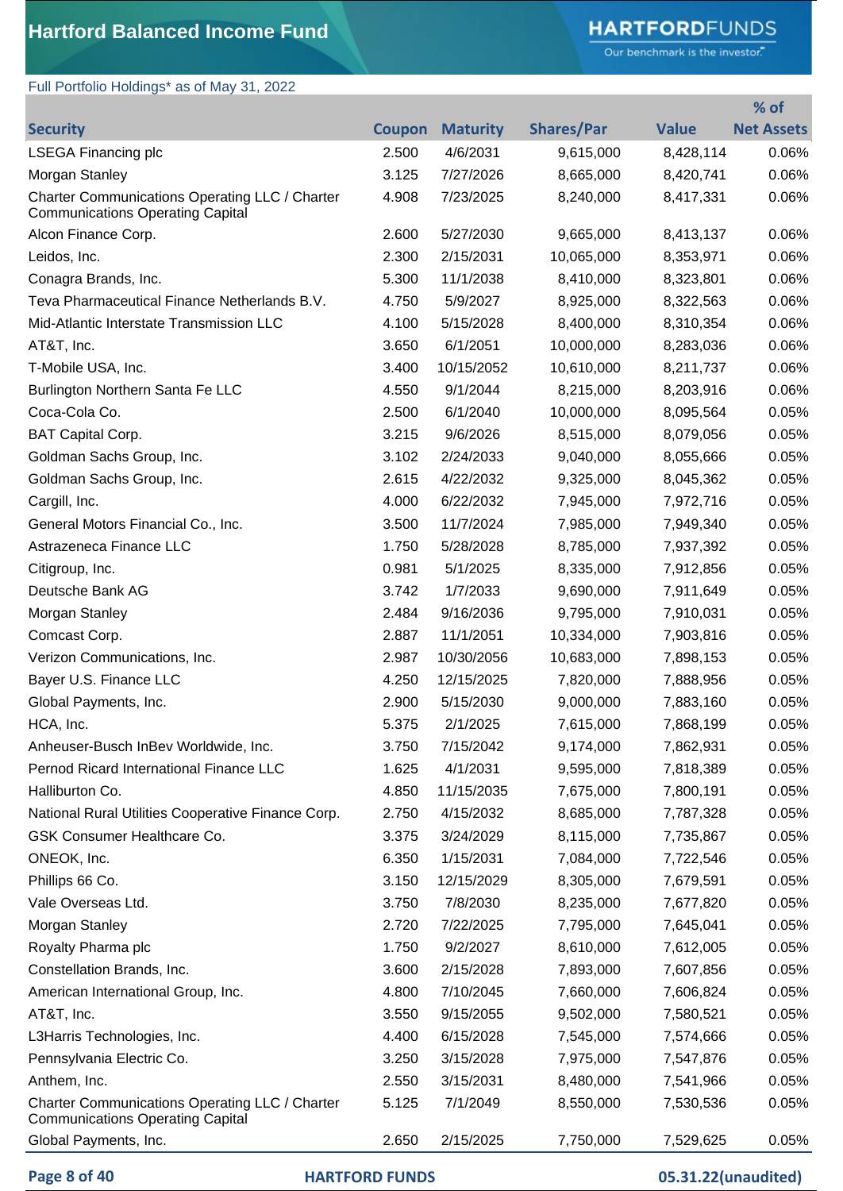# Hartford Balanced Income Fund

Full Portfolio Holdings* as of May 31, 2022

| Security | Coupon | Maturity | Shares/Par | Value | % of Net Assets |
|---|---|---|---|---|---|
| LSEGA Financing plc | 2.500 | 4/6/2031 | 9,615,000 | 8,428,114 | 0.06% |
| Morgan Stanley | 3.125 | 7/27/2026 | 8,665,000 | 8,420,741 | 0.06% |
| Charter Communications Operating LLC / Charter Communications Operating Capital | 4.908 | 7/23/2025 | 8,240,000 | 8,417,331 | 0.06% |
| Alcon Finance Corp. | 2.600 | 5/27/2030 | 9,665,000 | 8,413,137 | 0.06% |
| Leidos, Inc. | 2.300 | 2/15/2031 | 10,065,000 | 8,353,971 | 0.06% |
| Conagra Brands, Inc. | 5.300 | 11/1/2038 | 8,410,000 | 8,323,801 | 0.06% |
| Teva Pharmaceutical Finance Netherlands B.V. | 4.750 | 5/9/2027 | 8,925,000 | 8,322,563 | 0.06% |
| Mid-Atlantic Interstate Transmission LLC | 4.100 | 5/15/2028 | 8,400,000 | 8,310,354 | 0.06% |
| AT&T, Inc. | 3.650 | 6/1/2051 | 10,000,000 | 8,283,036 | 0.06% |
| T-Mobile USA, Inc. | 3.400 | 10/15/2052 | 10,610,000 | 8,211,737 | 0.06% |
| Burlington Northern Santa Fe LLC | 4.550 | 9/1/2044 | 8,215,000 | 8,203,916 | 0.06% |
| Coca-Cola Co. | 2.500 | 6/1/2040 | 10,000,000 | 8,095,564 | 0.05% |
| BAT Capital Corp. | 3.215 | 9/6/2026 | 8,515,000 | 8,079,056 | 0.05% |
| Goldman Sachs Group, Inc. | 3.102 | 2/24/2033 | 9,040,000 | 8,055,666 | 0.05% |
| Goldman Sachs Group, Inc. | 2.615 | 4/22/2032 | 9,325,000 | 8,045,362 | 0.05% |
| Cargill, Inc. | 4.000 | 6/22/2032 | 7,945,000 | 7,972,716 | 0.05% |
| General Motors Financial Co., Inc. | 3.500 | 11/7/2024 | 7,985,000 | 7,949,340 | 0.05% |
| Astrazeneca Finance LLC | 1.750 | 5/28/2028 | 8,785,000 | 7,937,392 | 0.05% |
| Citigroup, Inc. | 0.981 | 5/1/2025 | 8,335,000 | 7,912,856 | 0.05% |
| Deutsche Bank AG | 3.742 | 1/7/2033 | 9,690,000 | 7,911,649 | 0.05% |
| Morgan Stanley | 2.484 | 9/16/2036 | 9,795,000 | 7,910,031 | 0.05% |
| Comcast Corp. | 2.887 | 11/1/2051 | 10,334,000 | 7,903,816 | 0.05% |
| Verizon Communications, Inc. | 2.987 | 10/30/2056 | 10,683,000 | 7,898,153 | 0.05% |
| Bayer U.S. Finance LLC | 4.250 | 12/15/2025 | 7,820,000 | 7,888,956 | 0.05% |
| Global Payments, Inc. | 2.900 | 5/15/2030 | 9,000,000 | 7,883,160 | 0.05% |
| HCA, Inc. | 5.375 | 2/1/2025 | 7,615,000 | 7,868,199 | 0.05% |
| Anheuser-Busch InBev Worldwide, Inc. | 3.750 | 7/15/2042 | 9,174,000 | 7,862,931 | 0.05% |
| Pernod Ricard International Finance LLC | 1.625 | 4/1/2031 | 9,595,000 | 7,818,389 | 0.05% |
| Halliburton Co. | 4.850 | 11/15/2035 | 7,675,000 | 7,800,191 | 0.05% |
| National Rural Utilities Cooperative Finance Corp. | 2.750 | 4/15/2032 | 8,685,000 | 7,787,328 | 0.05% |
| GSK Consumer Healthcare Co. | 3.375 | 3/24/2029 | 8,115,000 | 7,735,867 | 0.05% |
| ONEOK, Inc. | 6.350 | 1/15/2031 | 7,084,000 | 7,722,546 | 0.05% |
| Phillips 66 Co. | 3.150 | 12/15/2029 | 8,305,000 | 7,679,591 | 0.05% |
| Vale Overseas Ltd. | 3.750 | 7/8/2030 | 8,235,000 | 7,677,820 | 0.05% |
| Morgan Stanley | 2.720 | 7/22/2025 | 7,795,000 | 7,645,041 | 0.05% |
| Royalty Pharma plc | 1.750 | 9/2/2027 | 8,610,000 | 7,612,005 | 0.05% |
| Constellation Brands, Inc. | 3.600 | 2/15/2028 | 7,893,000 | 7,607,856 | 0.05% |
| American International Group, Inc. | 4.800 | 7/10/2045 | 7,660,000 | 7,606,824 | 0.05% |
| AT&T, Inc. | 3.550 | 9/15/2055 | 9,502,000 | 7,580,521 | 0.05% |
| L3Harris Technologies, Inc. | 4.400 | 6/15/2028 | 7,545,000 | 7,574,666 | 0.05% |
| Pennsylvania Electric Co. | 3.250 | 3/15/2028 | 7,975,000 | 7,547,876 | 0.05% |
| Anthem, Inc. | 2.550 | 3/15/2031 | 8,480,000 | 7,541,966 | 0.05% |
| Charter Communications Operating LLC / Charter Communications Operating Capital | 5.125 | 7/1/2049 | 8,550,000 | 7,530,536 | 0.05% |
| Global Payments, Inc. | 2.650 | 2/15/2025 | 7,750,000 | 7,529,625 | 0.05% |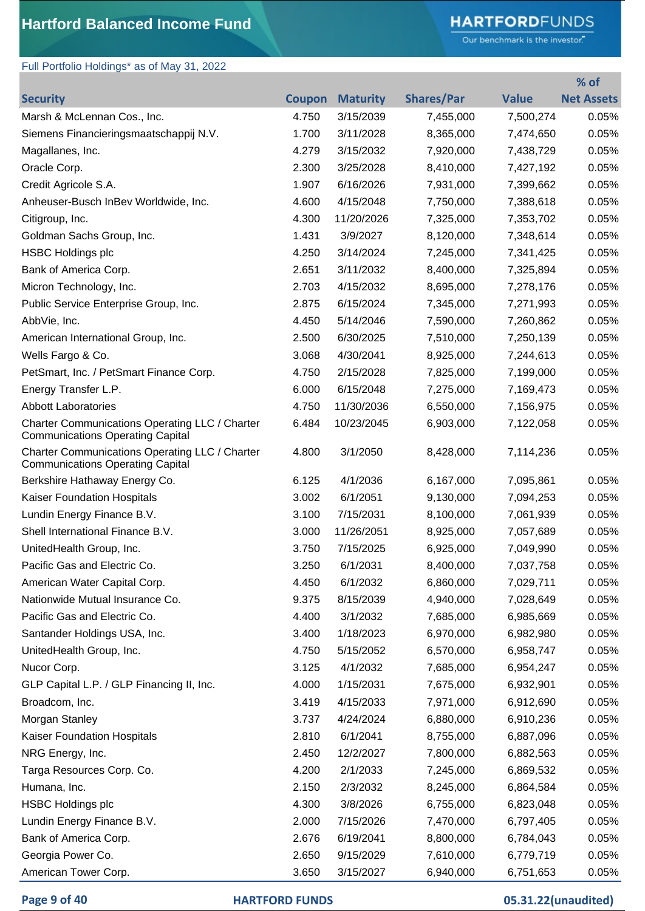# Hartford Balanced Income Fund

Full Portfolio Holdings* as of May 31, 2022

| Security | Coupon | Maturity | Shares/Par | Value | % of Net Assets |
|---|---|---|---|---|---|
| Marsh & McLennan Cos., Inc. | 4.750 | 3/15/2039 | 7,455,000 | 7,500,274 | 0.05% |
| Siemens Financieringsmaatschappij N.V. | 1.700 | 3/11/2028 | 8,365,000 | 7,474,650 | 0.05% |
| Magallanes, Inc. | 4.279 | 3/15/2032 | 7,920,000 | 7,438,729 | 0.05% |
| Oracle Corp. | 2.300 | 3/25/2028 | 8,410,000 | 7,427,192 | 0.05% |
| Credit Agricole S.A. | 1.907 | 6/16/2026 | 7,931,000 | 7,399,662 | 0.05% |
| Anheuser-Busch InBev Worldwide, Inc. | 4.600 | 4/15/2048 | 7,750,000 | 7,388,618 | 0.05% |
| Citigroup, Inc. | 4.300 | 11/20/2026 | 7,325,000 | 7,353,702 | 0.05% |
| Goldman Sachs Group, Inc. | 1.431 | 3/9/2027 | 8,120,000 | 7,348,614 | 0.05% |
| HSBC Holdings plc | 4.250 | 3/14/2024 | 7,245,000 | 7,341,425 | 0.05% |
| Bank of America Corp. | 2.651 | 3/11/2032 | 8,400,000 | 7,325,894 | 0.05% |
| Micron Technology, Inc. | 2.703 | 4/15/2032 | 8,695,000 | 7,278,176 | 0.05% |
| Public Service Enterprise Group, Inc. | 2.875 | 6/15/2024 | 7,345,000 | 7,271,993 | 0.05% |
| AbbVie, Inc. | 4.450 | 5/14/2046 | 7,590,000 | 7,260,862 | 0.05% |
| American International Group, Inc. | 2.500 | 6/30/2025 | 7,510,000 | 7,250,139 | 0.05% |
| Wells Fargo & Co. | 3.068 | 4/30/2041 | 8,925,000 | 7,244,613 | 0.05% |
| PetSmart, Inc. / PetSmart Finance Corp. | 4.750 | 2/15/2028 | 7,825,000 | 7,199,000 | 0.05% |
| Energy Transfer L.P. | 6.000 | 6/15/2048 | 7,275,000 | 7,169,473 | 0.05% |
| Abbott Laboratories | 4.750 | 11/30/2036 | 6,550,000 | 7,156,975 | 0.05% |
| Charter Communications Operating LLC / Charter Communications Operating Capital | 6.484 | 10/23/2045 | 6,903,000 | 7,122,058 | 0.05% |
| Charter Communications Operating LLC / Charter Communications Operating Capital | 4.800 | 3/1/2050 | 8,428,000 | 7,114,236 | 0.05% |
| Berkshire Hathaway Energy Co. | 6.125 | 4/1/2036 | 6,167,000 | 7,095,861 | 0.05% |
| Kaiser Foundation Hospitals | 3.002 | 6/1/2051 | 9,130,000 | 7,094,253 | 0.05% |
| Lundin Energy Finance B.V. | 3.100 | 7/15/2031 | 8,100,000 | 7,061,939 | 0.05% |
| Shell International Finance B.V. | 3.000 | 11/26/2051 | 8,925,000 | 7,057,689 | 0.05% |
| UnitedHealth Group, Inc. | 3.750 | 7/15/2025 | 6,925,000 | 7,049,990 | 0.05% |
| Pacific Gas and Electric Co. | 3.250 | 6/1/2031 | 8,400,000 | 7,037,758 | 0.05% |
| American Water Capital Corp. | 4.450 | 6/1/2032 | 6,860,000 | 7,029,711 | 0.05% |
| Nationwide Mutual Insurance Co. | 9.375 | 8/15/2039 | 4,940,000 | 7,028,649 | 0.05% |
| Pacific Gas and Electric Co. | 4.400 | 3/1/2032 | 7,685,000 | 6,985,669 | 0.05% |
| Santander Holdings USA, Inc. | 3.400 | 1/18/2023 | 6,970,000 | 6,982,980 | 0.05% |
| UnitedHealth Group, Inc. | 4.750 | 5/15/2052 | 6,570,000 | 6,958,747 | 0.05% |
| Nucor Corp. | 3.125 | 4/1/2032 | 7,685,000 | 6,954,247 | 0.05% |
| GLP Capital L.P. / GLP Financing II, Inc. | 4.000 | 1/15/2031 | 7,675,000 | 6,932,901 | 0.05% |
| Broadcom, Inc. | 3.419 | 4/15/2033 | 7,971,000 | 6,912,690 | 0.05% |
| Morgan Stanley | 3.737 | 4/24/2024 | 6,880,000 | 6,910,236 | 0.05% |
| Kaiser Foundation Hospitals | 2.810 | 6/1/2041 | 8,755,000 | 6,887,096 | 0.05% |
| NRG Energy, Inc. | 2.450 | 12/2/2027 | 7,800,000 | 6,882,563 | 0.05% |
| Targa Resources Corp. Co. | 4.200 | 2/1/2033 | 7,245,000 | 6,869,532 | 0.05% |
| Humana, Inc. | 2.150 | 2/3/2032 | 8,245,000 | 6,864,584 | 0.05% |
| HSBC Holdings plc | 4.300 | 3/8/2026 | 6,755,000 | 6,823,048 | 0.05% |
| Lundin Energy Finance B.V. | 2.000 | 7/15/2026 | 7,470,000 | 6,797,405 | 0.05% |
| Bank of America Corp. | 2.676 | 6/19/2041 | 8,800,000 | 6,784,043 | 0.05% |
| Georgia Power Co. | 2.650 | 9/15/2029 | 7,610,000 | 6,779,719 | 0.05% |
| American Tower Corp. | 3.650 | 3/15/2027 | 6,940,000 | 6,751,653 | 0.05% |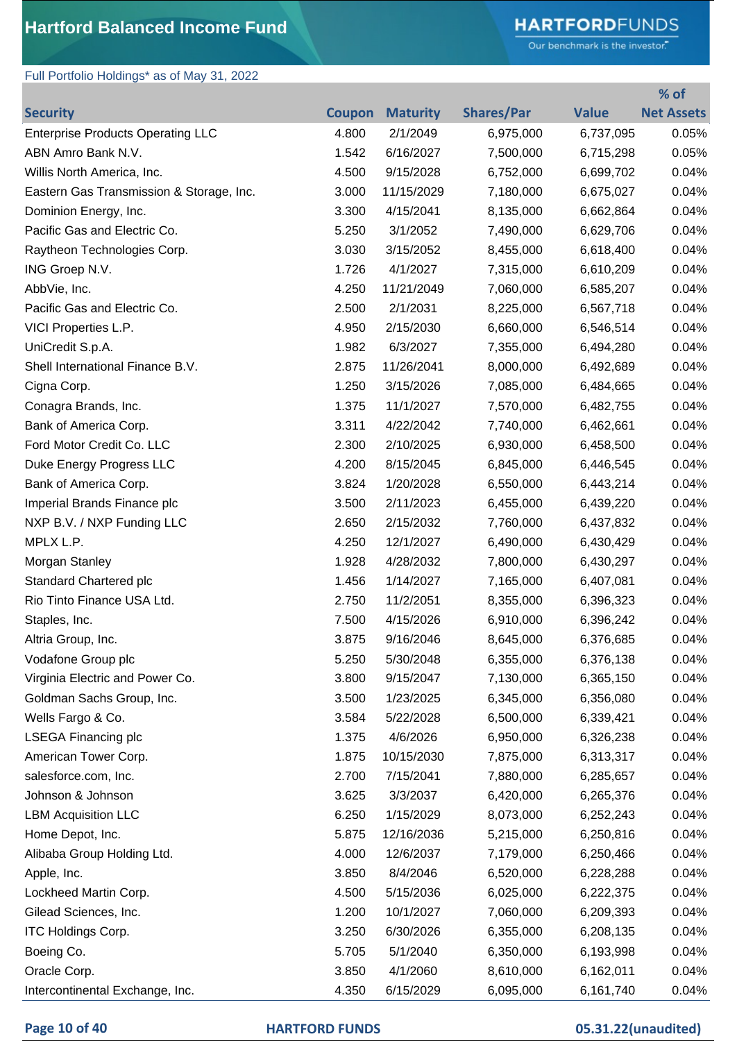# Hartford Balanced Income Fund

Full Portfolio Holdings* as of May 31, 2022

| Security | Coupon | Maturity | Shares/Par | Value | % of Net Assets |
|---|---|---|---|---|---|
| Enterprise Products Operating LLC | 4.800 | 2/1/2049 | 6,975,000 | 6,737,095 | 0.05% |
| ABN Amro Bank N.V. | 1.542 | 6/16/2027 | 7,500,000 | 6,715,298 | 0.05% |
| Willis North America, Inc. | 4.500 | 9/15/2028 | 6,752,000 | 6,699,702 | 0.04% |
| Eastern Gas Transmission & Storage, Inc. | 3.000 | 11/15/2029 | 7,180,000 | 6,675,027 | 0.04% |
| Dominion Energy, Inc. | 3.300 | 4/15/2041 | 8,135,000 | 6,662,864 | 0.04% |
| Pacific Gas and Electric Co. | 5.250 | 3/1/2052 | 7,490,000 | 6,629,706 | 0.04% |
| Raytheon Technologies Corp. | 3.030 | 3/15/2052 | 8,455,000 | 6,618,400 | 0.04% |
| ING Groep N.V. | 1.726 | 4/1/2027 | 7,315,000 | 6,610,209 | 0.04% |
| AbbVie, Inc. | 4.250 | 11/21/2049 | 7,060,000 | 6,585,207 | 0.04% |
| Pacific Gas and Electric Co. | 2.500 | 2/1/2031 | 8,225,000 | 6,567,718 | 0.04% |
| VICI Properties L.P. | 4.950 | 2/15/2030 | 6,660,000 | 6,546,514 | 0.04% |
| UniCredit S.p.A. | 1.982 | 6/3/2027 | 7,355,000 | 6,494,280 | 0.04% |
| Shell International Finance B.V. | 2.875 | 11/26/2041 | 8,000,000 | 6,492,689 | 0.04% |
| Cigna Corp. | 1.250 | 3/15/2026 | 7,085,000 | 6,484,665 | 0.04% |
| Conagra Brands, Inc. | 1.375 | 11/1/2027 | 7,570,000 | 6,482,755 | 0.04% |
| Bank of America Corp. | 3.311 | 4/22/2042 | 7,740,000 | 6,462,661 | 0.04% |
| Ford Motor Credit Co. LLC | 2.300 | 2/10/2025 | 6,930,000 | 6,458,500 | 0.04% |
| Duke Energy Progress LLC | 4.200 | 8/15/2045 | 6,845,000 | 6,446,545 | 0.04% |
| Bank of America Corp. | 3.824 | 1/20/2028 | 6,550,000 | 6,443,214 | 0.04% |
| Imperial Brands Finance plc | 3.500 | 2/11/2023 | 6,455,000 | 6,439,220 | 0.04% |
| NXP B.V. / NXP Funding LLC | 2.650 | 2/15/2032 | 7,760,000 | 6,437,832 | 0.04% |
| MPLX L.P. | 4.250 | 12/1/2027 | 6,490,000 | 6,430,429 | 0.04% |
| Morgan Stanley | 1.928 | 4/28/2032 | 7,800,000 | 6,430,297 | 0.04% |
| Standard Chartered plc | 1.456 | 1/14/2027 | 7,165,000 | 6,407,081 | 0.04% |
| Rio Tinto Finance USA Ltd. | 2.750 | 11/2/2051 | 8,355,000 | 6,396,323 | 0.04% |
| Staples, Inc. | 7.500 | 4/15/2026 | 6,910,000 | 6,396,242 | 0.04% |
| Altria Group, Inc. | 3.875 | 9/16/2046 | 8,645,000 | 6,376,685 | 0.04% |
| Vodafone Group plc | 5.250 | 5/30/2048 | 6,355,000 | 6,376,138 | 0.04% |
| Virginia Electric and Power Co. | 3.800 | 9/15/2047 | 7,130,000 | 6,365,150 | 0.04% |
| Goldman Sachs Group, Inc. | 3.500 | 1/23/2025 | 6,345,000 | 6,356,080 | 0.04% |
| Wells Fargo & Co. | 3.584 | 5/22/2028 | 6,500,000 | 6,339,421 | 0.04% |
| LSEGA Financing plc | 1.375 | 4/6/2026 | 6,950,000 | 6,326,238 | 0.04% |
| American Tower Corp. | 1.875 | 10/15/2030 | 7,875,000 | 6,313,317 | 0.04% |
| salesforce.com, Inc. | 2.700 | 7/15/2041 | 7,880,000 | 6,285,657 | 0.04% |
| Johnson & Johnson | 3.625 | 3/3/2037 | 6,420,000 | 6,265,376 | 0.04% |
| LBM Acquisition LLC | 6.250 | 1/15/2029 | 8,073,000 | 6,252,243 | 0.04% |
| Home Depot, Inc. | 5.875 | 12/16/2036 | 5,215,000 | 6,250,816 | 0.04% |
| Alibaba Group Holding Ltd. | 4.000 | 12/6/2037 | 7,179,000 | 6,250,466 | 0.04% |
| Apple, Inc. | 3.850 | 8/4/2046 | 6,520,000 | 6,228,288 | 0.04% |
| Lockheed Martin Corp. | 4.500 | 5/15/2036 | 6,025,000 | 6,222,375 | 0.04% |
| Gilead Sciences, Inc. | 1.200 | 10/1/2027 | 7,060,000 | 6,209,393 | 0.04% |
| ITC Holdings Corp. | 3.250 | 6/30/2026 | 6,355,000 | 6,208,135 | 0.04% |
| Boeing Co. | 5.705 | 5/1/2040 | 6,350,000 | 6,193,998 | 0.04% |
| Oracle Corp. | 3.850 | 4/1/2060 | 8,610,000 | 6,162,011 | 0.04% |
| Intercontinental Exchange, Inc. | 4.350 | 6/15/2029 | 6,095,000 | 6,161,740 | 0.04% |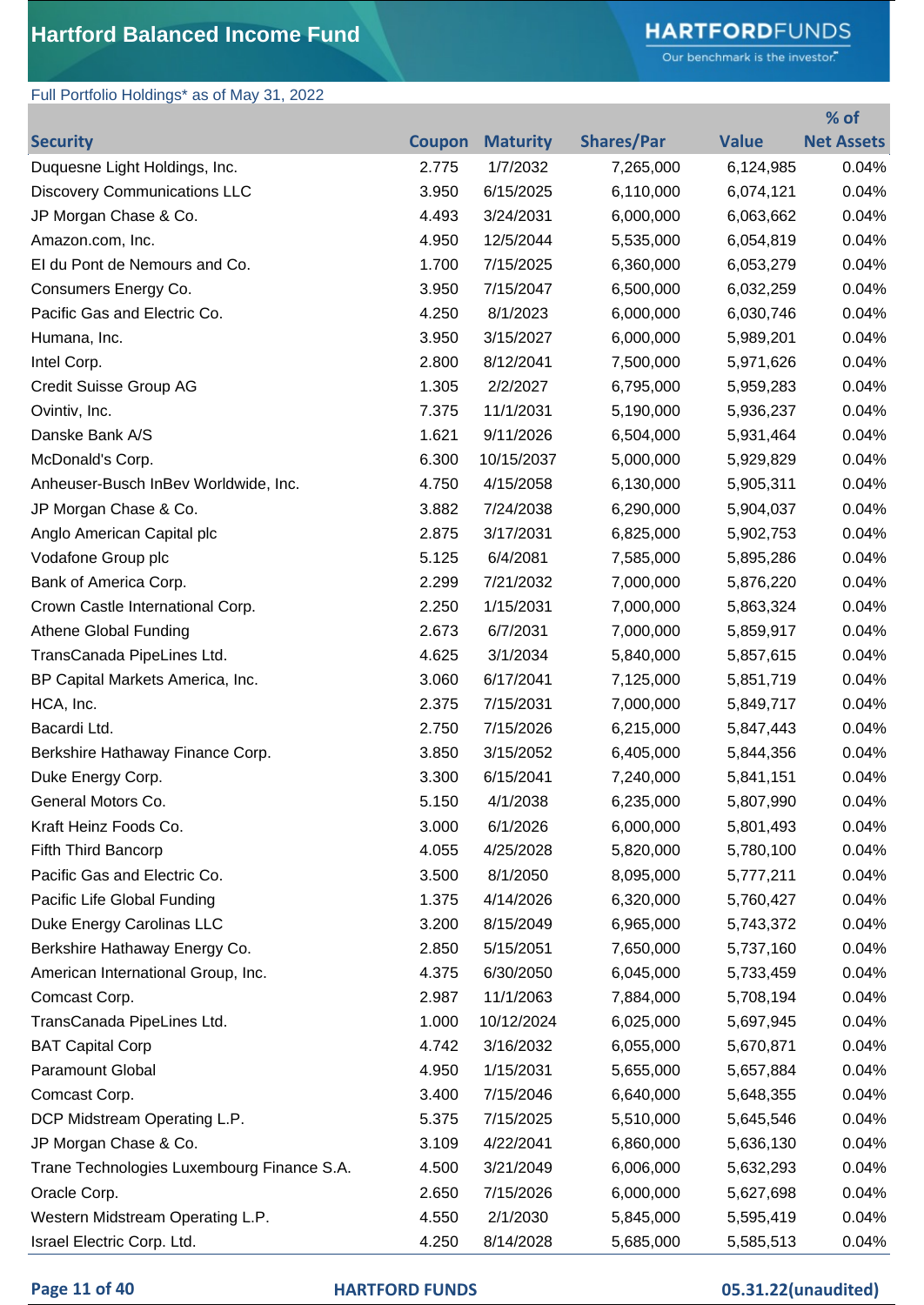# Hartford Balanced Income Fund

Full Portfolio Holdings* as of May 31, 2022

| Security | Coupon | Maturity | Shares/Par | Value | % of Net Assets |
|---|---|---|---|---|---|
| Duquesne Light Holdings, Inc. | 2.775 | 1/7/2032 | 7,265,000 | 6,124,985 | 0.04% |
| Discovery Communications LLC | 3.950 | 6/15/2025 | 6,110,000 | 6,074,121 | 0.04% |
| JP Morgan Chase & Co. | 4.493 | 3/24/2031 | 6,000,000 | 6,063,662 | 0.04% |
| Amazon.com, Inc. | 4.950 | 12/5/2044 | 5,535,000 | 6,054,819 | 0.04% |
| EI du Pont de Nemours and Co. | 1.700 | 7/15/2025 | 6,360,000 | 6,053,279 | 0.04% |
| Consumers Energy Co. | 3.950 | 7/15/2047 | 6,500,000 | 6,032,259 | 0.04% |
| Pacific Gas and Electric Co. | 4.250 | 8/1/2023 | 6,000,000 | 6,030,746 | 0.04% |
| Humana, Inc. | 3.950 | 3/15/2027 | 6,000,000 | 5,989,201 | 0.04% |
| Intel Corp. | 2.800 | 8/12/2041 | 7,500,000 | 5,971,626 | 0.04% |
| Credit Suisse Group AG | 1.305 | 2/2/2027 | 6,795,000 | 5,959,283 | 0.04% |
| Ovintiv, Inc. | 7.375 | 11/1/2031 | 5,190,000 | 5,936,237 | 0.04% |
| Danske Bank A/S | 1.621 | 9/11/2026 | 6,504,000 | 5,931,464 | 0.04% |
| McDonald's Corp. | 6.300 | 10/15/2037 | 5,000,000 | 5,929,829 | 0.04% |
| Anheuser-Busch InBev Worldwide, Inc. | 4.750 | 4/15/2058 | 6,130,000 | 5,905,311 | 0.04% |
| JP Morgan Chase & Co. | 3.882 | 7/24/2038 | 6,290,000 | 5,904,037 | 0.04% |
| Anglo American Capital plc | 2.875 | 3/17/2031 | 6,825,000 | 5,902,753 | 0.04% |
| Vodafone Group plc | 5.125 | 6/4/2081 | 7,585,000 | 5,895,286 | 0.04% |
| Bank of America Corp. | 2.299 | 7/21/2032 | 7,000,000 | 5,876,220 | 0.04% |
| Crown Castle International Corp. | 2.250 | 1/15/2031 | 7,000,000 | 5,863,324 | 0.04% |
| Athene Global Funding | 2.673 | 6/7/2031 | 7,000,000 | 5,859,917 | 0.04% |
| TransCanada PipeLines Ltd. | 4.625 | 3/1/2034 | 5,840,000 | 5,857,615 | 0.04% |
| BP Capital Markets America, Inc. | 3.060 | 6/17/2041 | 7,125,000 | 5,851,719 | 0.04% |
| HCA, Inc. | 2.375 | 7/15/2031 | 7,000,000 | 5,849,717 | 0.04% |
| Bacardi Ltd. | 2.750 | 7/15/2026 | 6,215,000 | 5,847,443 | 0.04% |
| Berkshire Hathaway Finance Corp. | 3.850 | 3/15/2052 | 6,405,000 | 5,844,356 | 0.04% |
| Duke Energy Corp. | 3.300 | 6/15/2041 | 7,240,000 | 5,841,151 | 0.04% |
| General Motors Co. | 5.150 | 4/1/2038 | 6,235,000 | 5,807,990 | 0.04% |
| Kraft Heinz Foods Co. | 3.000 | 6/1/2026 | 6,000,000 | 5,801,493 | 0.04% |
| Fifth Third Bancorp | 4.055 | 4/25/2028 | 5,820,000 | 5,780,100 | 0.04% |
| Pacific Gas and Electric Co. | 3.500 | 8/1/2050 | 8,095,000 | 5,777,211 | 0.04% |
| Pacific Life Global Funding | 1.375 | 4/14/2026 | 6,320,000 | 5,760,427 | 0.04% |
| Duke Energy Carolinas LLC | 3.200 | 8/15/2049 | 6,965,000 | 5,743,372 | 0.04% |
| Berkshire Hathaway Energy Co. | 2.850 | 5/15/2051 | 7,650,000 | 5,737,160 | 0.04% |
| American International Group, Inc. | 4.375 | 6/30/2050 | 6,045,000 | 5,733,459 | 0.04% |
| Comcast Corp. | 2.987 | 11/1/2063 | 7,884,000 | 5,708,194 | 0.04% |
| TransCanada PipeLines Ltd. | 1.000 | 10/12/2024 | 6,025,000 | 5,697,945 | 0.04% |
| BAT Capital Corp | 4.742 | 3/16/2032 | 6,055,000 | 5,670,871 | 0.04% |
| Paramount Global | 4.950 | 1/15/2031 | 5,655,000 | 5,657,884 | 0.04% |
| Comcast Corp. | 3.400 | 7/15/2046 | 6,640,000 | 5,648,355 | 0.04% |
| DCP Midstream Operating L.P. | 5.375 | 7/15/2025 | 5,510,000 | 5,645,546 | 0.04% |
| JP Morgan Chase & Co. | 3.109 | 4/22/2041 | 6,860,000 | 5,636,130 | 0.04% |
| Trane Technologies Luxembourg Finance S.A. | 4.500 | 3/21/2049 | 6,006,000 | 5,632,293 | 0.04% |
| Oracle Corp. | 2.650 | 7/15/2026 | 6,000,000 | 5,627,698 | 0.04% |
| Western Midstream Operating L.P. | 4.550 | 2/1/2030 | 5,845,000 | 5,595,419 | 0.04% |
| Israel Electric Corp. Ltd. | 4.250 | 8/14/2028 | 5,685,000 | 5,585,513 | 0.04% |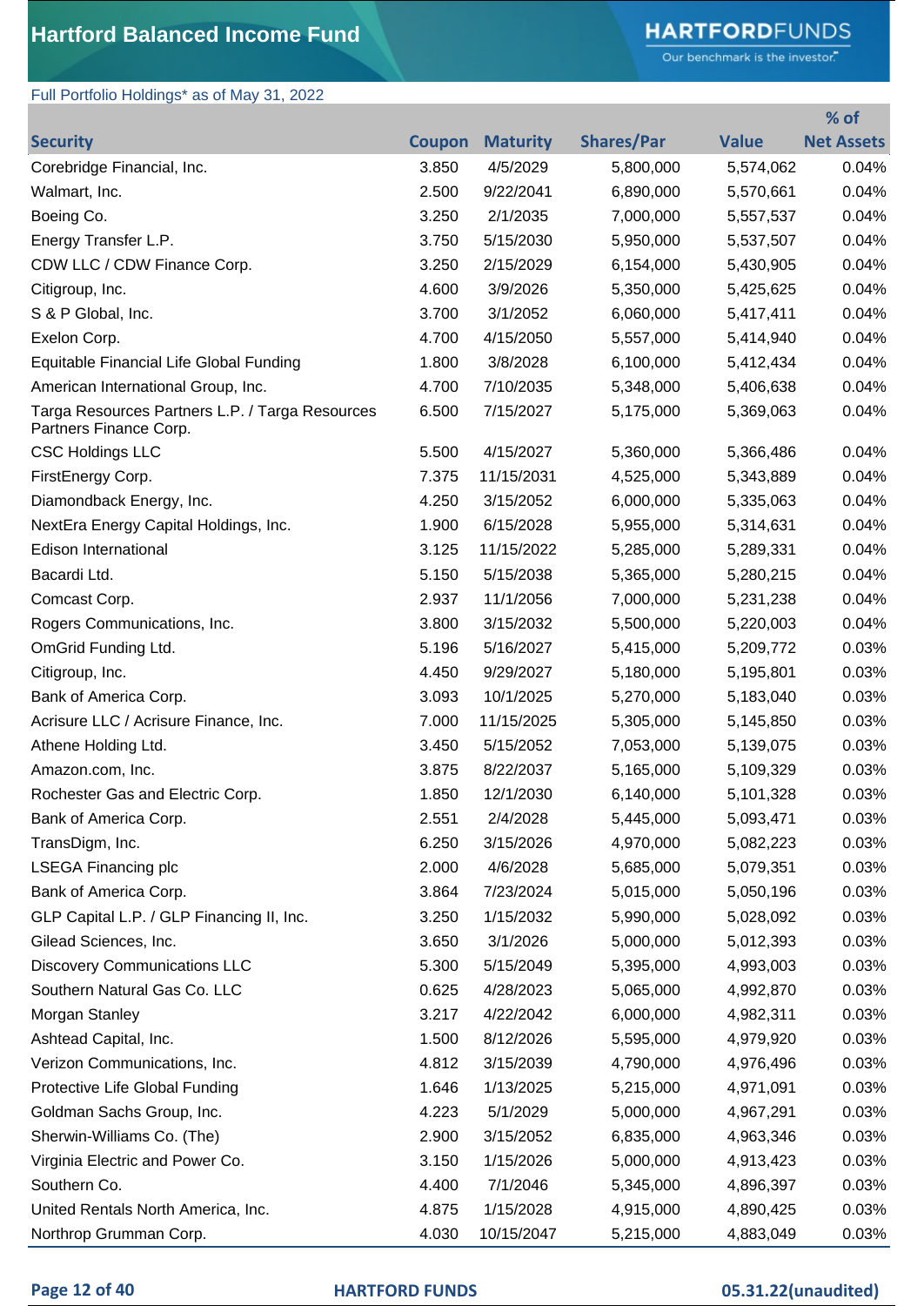# Hartford Balanced Income Fund

Full Portfolio Holdings* as of May 31, 2022

| Security | Coupon | Maturity | Shares/Par | Value | % of Net Assets |
|---|---|---|---|---|---|
| Corebridge Financial, Inc. | 3.850 | 4/5/2029 | 5,800,000 | 5,574,062 | 0.04% |
| Walmart, Inc. | 2.500 | 9/22/2041 | 6,890,000 | 5,570,661 | 0.04% |
| Boeing Co. | 3.250 | 2/1/2035 | 7,000,000 | 5,557,537 | 0.04% |
| Energy Transfer L.P. | 3.750 | 5/15/2030 | 5,950,000 | 5,537,507 | 0.04% |
| CDW LLC / CDW Finance Corp. | 3.250 | 2/15/2029 | 6,154,000 | 5,430,905 | 0.04% |
| Citigroup, Inc. | 4.600 | 3/9/2026 | 5,350,000 | 5,425,625 | 0.04% |
| S & P Global, Inc. | 3.700 | 3/1/2052 | 6,060,000 | 5,417,411 | 0.04% |
| Exelon Corp. | 4.700 | 4/15/2050 | 5,557,000 | 5,414,940 | 0.04% |
| Equitable Financial Life Global Funding | 1.800 | 3/8/2028 | 6,100,000 | 5,412,434 | 0.04% |
| American International Group, Inc. | 4.700 | 7/10/2035 | 5,348,000 | 5,406,638 | 0.04% |
| Targa Resources Partners L.P. / Targa Resources Partners Finance Corp. | 6.500 | 7/15/2027 | 5,175,000 | 5,369,063 | 0.04% |
| CSC Holdings LLC | 5.500 | 4/15/2027 | 5,360,000 | 5,366,486 | 0.04% |
| FirstEnergy Corp. | 7.375 | 11/15/2031 | 4,525,000 | 5,343,889 | 0.04% |
| Diamondback Energy, Inc. | 4.250 | 3/15/2052 | 6,000,000 | 5,335,063 | 0.04% |
| NextEra Energy Capital Holdings, Inc. | 1.900 | 6/15/2028 | 5,955,000 | 5,314,631 | 0.04% |
| Edison International | 3.125 | 11/15/2022 | 5,285,000 | 5,289,331 | 0.04% |
| Bacardi Ltd. | 5.150 | 5/15/2038 | 5,365,000 | 5,280,215 | 0.04% |
| Comcast Corp. | 2.937 | 11/1/2056 | 7,000,000 | 5,231,238 | 0.04% |
| Rogers Communications, Inc. | 3.800 | 3/15/2032 | 5,500,000 | 5,220,003 | 0.04% |
| OmGrid Funding Ltd. | 5.196 | 5/16/2027 | 5,415,000 | 5,209,772 | 0.03% |
| Citigroup, Inc. | 4.450 | 9/29/2027 | 5,180,000 | 5,195,801 | 0.03% |
| Bank of America Corp. | 3.093 | 10/1/2025 | 5,270,000 | 5,183,040 | 0.03% |
| Acrisure LLC / Acrisure Finance, Inc. | 7.000 | 11/15/2025 | 5,305,000 | 5,145,850 | 0.03% |
| Athene Holding Ltd. | 3.450 | 5/15/2052 | 7,053,000 | 5,139,075 | 0.03% |
| Amazon.com, Inc. | 3.875 | 8/22/2037 | 5,165,000 | 5,109,329 | 0.03% |
| Rochester Gas and Electric Corp. | 1.850 | 12/1/2030 | 6,140,000 | 5,101,328 | 0.03% |
| Bank of America Corp. | 2.551 | 2/4/2028 | 5,445,000 | 5,093,471 | 0.03% |
| TransDigm, Inc. | 6.250 | 3/15/2026 | 4,970,000 | 5,082,223 | 0.03% |
| LSEGA Financing plc | 2.000 | 4/6/2028 | 5,685,000 | 5,079,351 | 0.03% |
| Bank of America Corp. | 3.864 | 7/23/2024 | 5,015,000 | 5,050,196 | 0.03% |
| GLP Capital L.P. / GLP Financing II, Inc. | 3.250 | 1/15/2032 | 5,990,000 | 5,028,092 | 0.03% |
| Gilead Sciences, Inc. | 3.650 | 3/1/2026 | 5,000,000 | 5,012,393 | 0.03% |
| Discovery Communications LLC | 5.300 | 5/15/2049 | 5,395,000 | 4,993,003 | 0.03% |
| Southern Natural Gas Co. LLC | 0.625 | 4/28/2023 | 5,065,000 | 4,992,870 | 0.03% |
| Morgan Stanley | 3.217 | 4/22/2042 | 6,000,000 | 4,982,311 | 0.03% |
| Ashtead Capital, Inc. | 1.500 | 8/12/2026 | 5,595,000 | 4,979,920 | 0.03% |
| Verizon Communications, Inc. | 4.812 | 3/15/2039 | 4,790,000 | 4,976,496 | 0.03% |
| Protective Life Global Funding | 1.646 | 1/13/2025 | 5,215,000 | 4,971,091 | 0.03% |
| Goldman Sachs Group, Inc. | 4.223 | 5/1/2029 | 5,000,000 | 4,967,291 | 0.03% |
| Sherwin-Williams Co. (The) | 2.900 | 3/15/2052 | 6,835,000 | 4,963,346 | 0.03% |
| Virginia Electric and Power Co. | 3.150 | 1/15/2026 | 5,000,000 | 4,913,423 | 0.03% |
| Southern Co. | 4.400 | 7/1/2046 | 5,345,000 | 4,896,397 | 0.03% |
| United Rentals North America, Inc. | 4.875 | 1/15/2028 | 4,915,000 | 4,890,425 | 0.03% |
| Northrop Grumman Corp. | 4.030 | 10/15/2047 | 5,215,000 | 4,883,049 | 0.03% |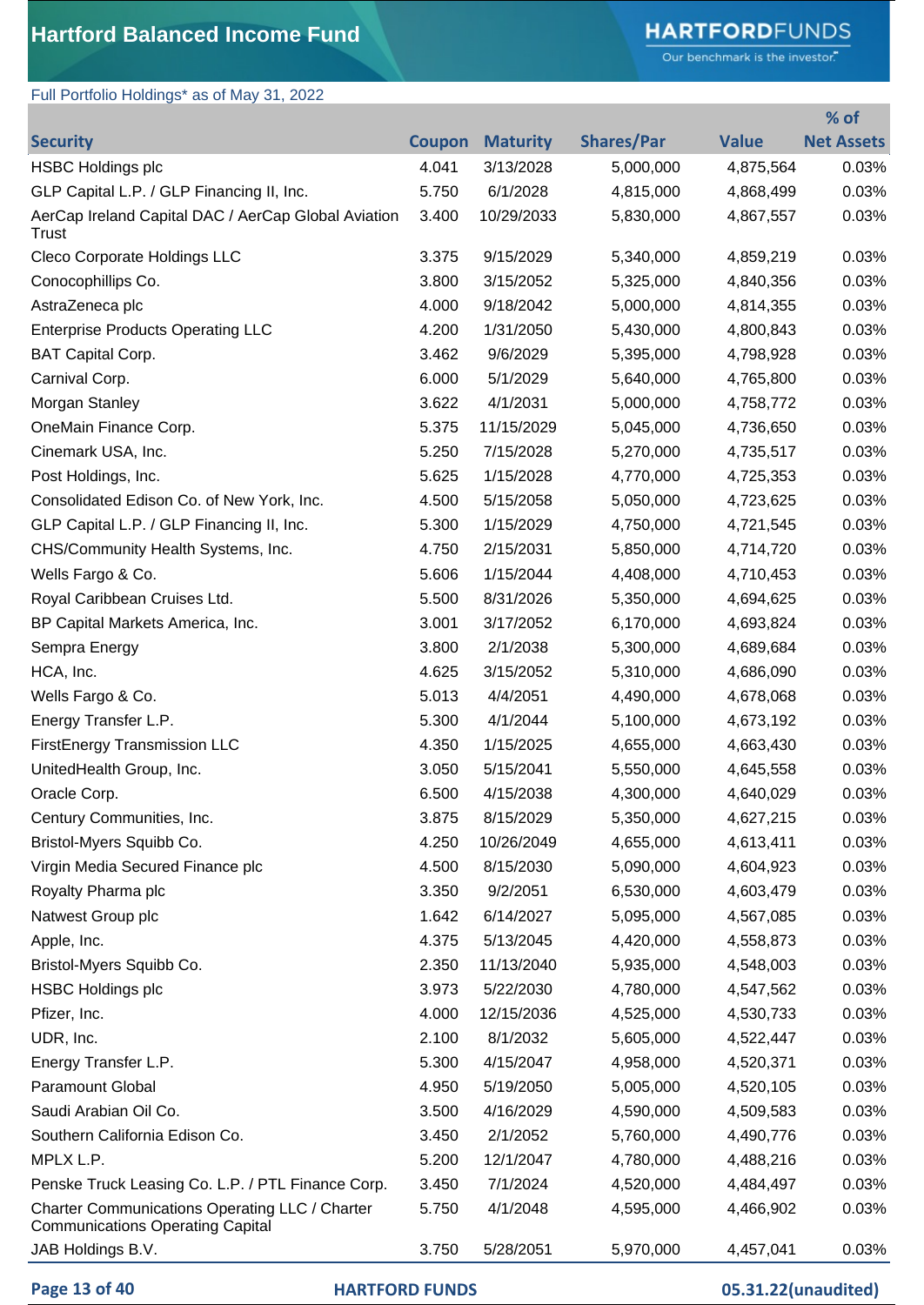# Hartford Balanced Income Fund

Full Portfolio Holdings* as of May 31, 2022

| Security | Coupon | Maturity | Shares/Par | Value | % of Net Assets |
|---|---|---|---|---|---|
| HSBC Holdings plc | 4.041 | 3/13/2028 | 5,000,000 | 4,875,564 | 0.03% |
| GLP Capital L.P. / GLP Financing II, Inc. | 5.750 | 6/1/2028 | 4,815,000 | 4,868,499 | 0.03% |
| AerCap Ireland Capital DAC / AerCap Global Aviation Trust | 3.400 | 10/29/2033 | 5,830,000 | 4,867,557 | 0.03% |
| Cleco Corporate Holdings LLC | 3.375 | 9/15/2029 | 5,340,000 | 4,859,219 | 0.03% |
| Conocophillips Co. | 3.800 | 3/15/2052 | 5,325,000 | 4,840,356 | 0.03% |
| AstraZeneca plc | 4.000 | 9/18/2042 | 5,000,000 | 4,814,355 | 0.03% |
| Enterprise Products Operating LLC | 4.200 | 1/31/2050 | 5,430,000 | 4,800,843 | 0.03% |
| BAT Capital Corp. | 3.462 | 9/6/2029 | 5,395,000 | 4,798,928 | 0.03% |
| Carnival Corp. | 6.000 | 5/1/2029 | 5,640,000 | 4,765,800 | 0.03% |
| Morgan Stanley | 3.622 | 4/1/2031 | 5,000,000 | 4,758,772 | 0.03% |
| OneMain Finance Corp. | 5.375 | 11/15/2029 | 5,045,000 | 4,736,650 | 0.03% |
| Cinemark USA, Inc. | 5.250 | 7/15/2028 | 5,270,000 | 4,735,517 | 0.03% |
| Post Holdings, Inc. | 5.625 | 1/15/2028 | 4,770,000 | 4,725,353 | 0.03% |
| Consolidated Edison Co. of New York, Inc. | 4.500 | 5/15/2058 | 5,050,000 | 4,723,625 | 0.03% |
| GLP Capital L.P. / GLP Financing II, Inc. | 5.300 | 1/15/2029 | 4,750,000 | 4,721,545 | 0.03% |
| CHS/Community Health Systems, Inc. | 4.750 | 2/15/2031 | 5,850,000 | 4,714,720 | 0.03% |
| Wells Fargo & Co. | 5.606 | 1/15/2044 | 4,408,000 | 4,710,453 | 0.03% |
| Royal Caribbean Cruises Ltd. | 5.500 | 8/31/2026 | 5,350,000 | 4,694,625 | 0.03% |
| BP Capital Markets America, Inc. | 3.001 | 3/17/2052 | 6,170,000 | 4,693,824 | 0.03% |
| Sempra Energy | 3.800 | 2/1/2038 | 5,300,000 | 4,689,684 | 0.03% |
| HCA, Inc. | 4.625 | 3/15/2052 | 5,310,000 | 4,686,090 | 0.03% |
| Wells Fargo & Co. | 5.013 | 4/4/2051 | 4,490,000 | 4,678,068 | 0.03% |
| Energy Transfer L.P. | 5.300 | 4/1/2044 | 5,100,000 | 4,673,192 | 0.03% |
| FirstEnergy Transmission LLC | 4.350 | 1/15/2025 | 4,655,000 | 4,663,430 | 0.03% |
| UnitedHealth Group, Inc. | 3.050 | 5/15/2041 | 5,550,000 | 4,645,558 | 0.03% |
| Oracle Corp. | 6.500 | 4/15/2038 | 4,300,000 | 4,640,029 | 0.03% |
| Century Communities, Inc. | 3.875 | 8/15/2029 | 5,350,000 | 4,627,215 | 0.03% |
| Bristol-Myers Squibb Co. | 4.250 | 10/26/2049 | 4,655,000 | 4,613,411 | 0.03% |
| Virgin Media Secured Finance plc | 4.500 | 8/15/2030 | 5,090,000 | 4,604,923 | 0.03% |
| Royalty Pharma plc | 3.350 | 9/2/2051 | 6,530,000 | 4,603,479 | 0.03% |
| Natwest Group plc | 1.642 | 6/14/2027 | 5,095,000 | 4,567,085 | 0.03% |
| Apple, Inc. | 4.375 | 5/13/2045 | 4,420,000 | 4,558,873 | 0.03% |
| Bristol-Myers Squibb Co. | 2.350 | 11/13/2040 | 5,935,000 | 4,548,003 | 0.03% |
| HSBC Holdings plc | 3.973 | 5/22/2030 | 4,780,000 | 4,547,562 | 0.03% |
| Pfizer, Inc. | 4.000 | 12/15/2036 | 4,525,000 | 4,530,733 | 0.03% |
| UDR, Inc. | 2.100 | 8/1/2032 | 5,605,000 | 4,522,447 | 0.03% |
| Energy Transfer L.P. | 5.300 | 4/15/2047 | 4,958,000 | 4,520,371 | 0.03% |
| Paramount Global | 4.950 | 5/19/2050 | 5,005,000 | 4,520,105 | 0.03% |
| Saudi Arabian Oil Co. | 3.500 | 4/16/2029 | 4,590,000 | 4,509,583 | 0.03% |
| Southern California Edison Co. | 3.450 | 2/1/2052 | 5,760,000 | 4,490,776 | 0.03% |
| MPLX L.P. | 5.200 | 12/1/2047 | 4,780,000 | 4,488,216 | 0.03% |
| Penske Truck Leasing Co. L.P. / PTL Finance Corp. | 3.450 | 7/1/2024 | 4,520,000 | 4,484,497 | 0.03% |
| Charter Communications Operating LLC / Charter Communications Operating Capital | 5.750 | 4/1/2048 | 4,595,000 | 4,466,902 | 0.03% |
| JAB Holdings B.V. | 3.750 | 5/28/2051 | 5,970,000 | 4,457,041 | 0.03% |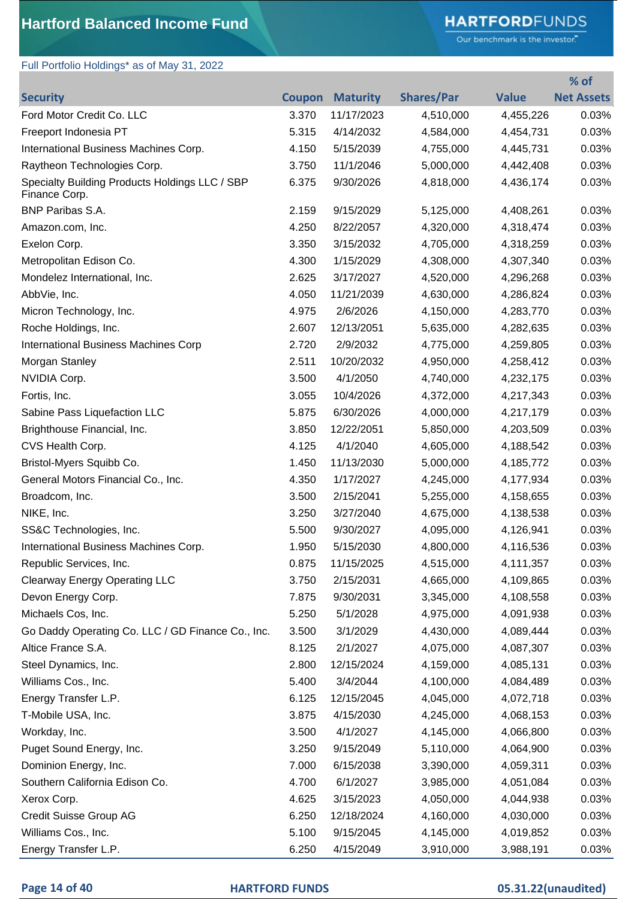# Hartford Balanced Income Fund

Full Portfolio Holdings* as of May 31, 2022

| Security | Coupon | Maturity | Shares/Par | Value | % of Net Assets |
|---|---|---|---|---|---|
| Ford Motor Credit Co. LLC | 3.370 | 11/17/2023 | 4,510,000 | 4,455,226 | 0.03% |
| Freeport Indonesia PT | 5.315 | 4/14/2032 | 4,584,000 | 4,454,731 | 0.03% |
| International Business Machines Corp. | 4.150 | 5/15/2039 | 4,755,000 | 4,445,731 | 0.03% |
| Raytheon Technologies Corp. | 3.750 | 11/1/2046 | 5,000,000 | 4,442,408 | 0.03% |
| Specialty Building Products Holdings LLC / SBP Finance Corp. | 6.375 | 9/30/2026 | 4,818,000 | 4,436,174 | 0.03% |
| BNP Paribas S.A. | 2.159 | 9/15/2029 | 5,125,000 | 4,408,261 | 0.03% |
| Amazon.com, Inc. | 4.250 | 8/22/2057 | 4,320,000 | 4,318,474 | 0.03% |
| Exelon Corp. | 3.350 | 3/15/2032 | 4,705,000 | 4,318,259 | 0.03% |
| Metropolitan Edison Co. | 4.300 | 1/15/2029 | 4,308,000 | 4,307,340 | 0.03% |
| Mondelez International, Inc. | 2.625 | 3/17/2027 | 4,520,000 | 4,296,268 | 0.03% |
| AbbVie, Inc. | 4.050 | 11/21/2039 | 4,630,000 | 4,286,824 | 0.03% |
| Micron Technology, Inc. | 4.975 | 2/6/2026 | 4,150,000 | 4,283,770 | 0.03% |
| Roche Holdings, Inc. | 2.607 | 12/13/2051 | 5,635,000 | 4,282,635 | 0.03% |
| International Business Machines Corp | 2.720 | 2/9/2032 | 4,775,000 | 4,259,805 | 0.03% |
| Morgan Stanley | 2.511 | 10/20/2032 | 4,950,000 | 4,258,412 | 0.03% |
| NVIDIA Corp. | 3.500 | 4/1/2050 | 4,740,000 | 4,232,175 | 0.03% |
| Fortis, Inc. | 3.055 | 10/4/2026 | 4,372,000 | 4,217,343 | 0.03% |
| Sabine Pass Liquefaction LLC | 5.875 | 6/30/2026 | 4,000,000 | 4,217,179 | 0.03% |
| Brighthouse Financial, Inc. | 3.850 | 12/22/2051 | 5,850,000 | 4,203,509 | 0.03% |
| CVS Health Corp. | 4.125 | 4/1/2040 | 4,605,000 | 4,188,542 | 0.03% |
| Bristol-Myers Squibb Co. | 1.450 | 11/13/2030 | 5,000,000 | 4,185,772 | 0.03% |
| General Motors Financial Co., Inc. | 4.350 | 1/17/2027 | 4,245,000 | 4,177,934 | 0.03% |
| Broadcom, Inc. | 3.500 | 2/15/2041 | 5,255,000 | 4,158,655 | 0.03% |
| NIKE, Inc. | 3.250 | 3/27/2040 | 4,675,000 | 4,138,538 | 0.03% |
| SS&C Technologies, Inc. | 5.500 | 9/30/2027 | 4,095,000 | 4,126,941 | 0.03% |
| International Business Machines Corp. | 1.950 | 5/15/2030 | 4,800,000 | 4,116,536 | 0.03% |
| Republic Services, Inc. | 0.875 | 11/15/2025 | 4,515,000 | 4,111,357 | 0.03% |
| Clearway Energy Operating LLC | 3.750 | 2/15/2031 | 4,665,000 | 4,109,865 | 0.03% |
| Devon Energy Corp. | 7.875 | 9/30/2031 | 3,345,000 | 4,108,558 | 0.03% |
| Michaels Cos, Inc. | 5.250 | 5/1/2028 | 4,975,000 | 4,091,938 | 0.03% |
| Go Daddy Operating Co. LLC / GD Finance Co., Inc. | 3.500 | 3/1/2029 | 4,430,000 | 4,089,444 | 0.03% |
| Altice France S.A. | 8.125 | 2/1/2027 | 4,075,000 | 4,087,307 | 0.03% |
| Steel Dynamics, Inc. | 2.800 | 12/15/2024 | 4,159,000 | 4,085,131 | 0.03% |
| Williams Cos., Inc. | 5.400 | 3/4/2044 | 4,100,000 | 4,084,489 | 0.03% |
| Energy Transfer L.P. | 6.125 | 12/15/2045 | 4,045,000 | 4,072,718 | 0.03% |
| T-Mobile USA, Inc. | 3.875 | 4/15/2030 | 4,245,000 | 4,068,153 | 0.03% |
| Workday, Inc. | 3.500 | 4/1/2027 | 4,145,000 | 4,066,800 | 0.03% |
| Puget Sound Energy, Inc. | 3.250 | 9/15/2049 | 5,110,000 | 4,064,900 | 0.03% |
| Dominion Energy, Inc. | 7.000 | 6/15/2038 | 3,390,000 | 4,059,311 | 0.03% |
| Southern California Edison Co. | 4.700 | 6/1/2027 | 3,985,000 | 4,051,084 | 0.03% |
| Xerox Corp. | 4.625 | 3/15/2023 | 4,050,000 | 4,044,938 | 0.03% |
| Credit Suisse Group AG | 6.250 | 12/18/2024 | 4,160,000 | 4,030,000 | 0.03% |
| Williams Cos., Inc. | 5.100 | 9/15/2045 | 4,145,000 | 4,019,852 | 0.03% |
| Energy Transfer L.P. | 6.250 | 4/15/2049 | 3,910,000 | 3,988,191 | 0.03% |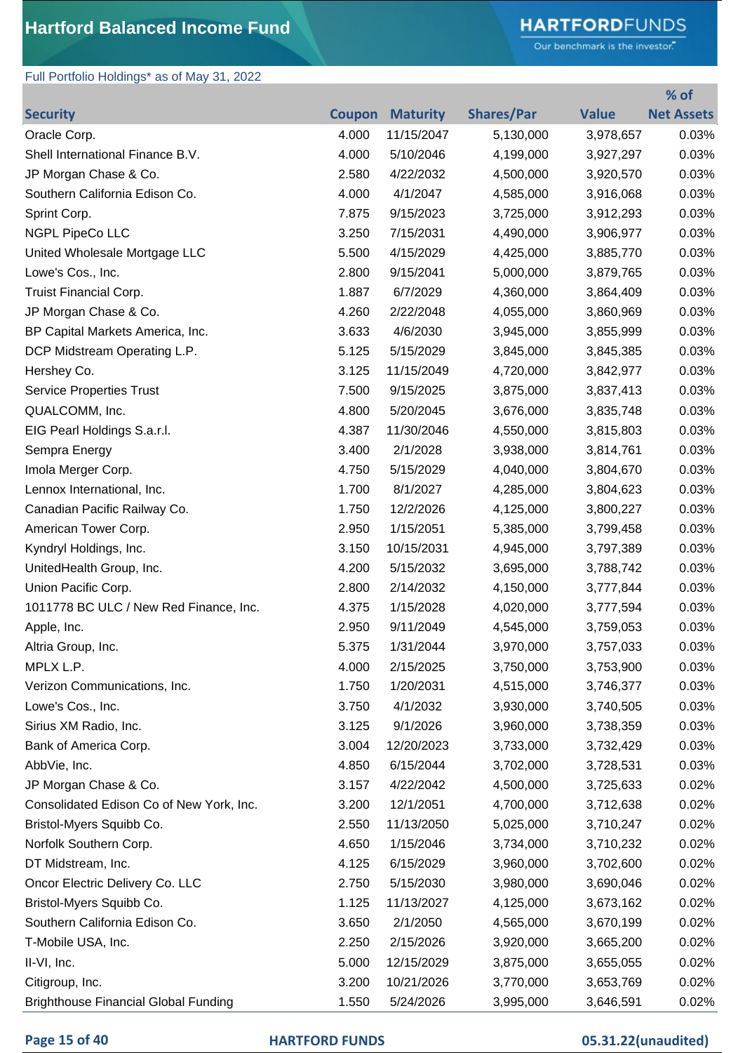# Hartford Balanced Income Fund

Full Portfolio Holdings* as of May 31, 2022

| Security | Coupon | Maturity | Shares/Par | Value | % of Net Assets |
|---|---|---|---|---|---|
| Oracle Corp. | 4.000 | 11/15/2047 | 5,130,000 | 3,978,657 | 0.03% |
| Shell International Finance B.V. | 4.000 | 5/10/2046 | 4,199,000 | 3,927,297 | 0.03% |
| JP Morgan Chase & Co. | 2.580 | 4/22/2032 | 4,500,000 | 3,920,570 | 0.03% |
| Southern California Edison Co. | 4.000 | 4/1/2047 | 4,585,000 | 3,916,068 | 0.03% |
| Sprint Corp. | 7.875 | 9/15/2023 | 3,725,000 | 3,912,293 | 0.03% |
| NGPL PipeCo LLC | 3.250 | 7/15/2031 | 4,490,000 | 3,906,977 | 0.03% |
| United Wholesale Mortgage LLC | 5.500 | 4/15/2029 | 4,425,000 | 3,885,770 | 0.03% |
| Lowe's Cos., Inc. | 2.800 | 9/15/2041 | 5,000,000 | 3,879,765 | 0.03% |
| Truist Financial Corp. | 1.887 | 6/7/2029 | 4,360,000 | 3,864,409 | 0.03% |
| JP Morgan Chase & Co. | 4.260 | 2/22/2048 | 4,055,000 | 3,860,969 | 0.03% |
| BP Capital Markets America, Inc. | 3.633 | 4/6/2030 | 3,945,000 | 3,855,999 | 0.03% |
| DCP Midstream Operating L.P. | 5.125 | 5/15/2029 | 3,845,000 | 3,845,385 | 0.03% |
| Hershey Co. | 3.125 | 11/15/2049 | 4,720,000 | 3,842,977 | 0.03% |
| Service Properties Trust | 7.500 | 9/15/2025 | 3,875,000 | 3,837,413 | 0.03% |
| QUALCOMM, Inc. | 4.800 | 5/20/2045 | 3,676,000 | 3,835,748 | 0.03% |
| EIG Pearl Holdings S.a.r.l. | 4.387 | 11/30/2046 | 4,550,000 | 3,815,803 | 0.03% |
| Sempra Energy | 3.400 | 2/1/2028 | 3,938,000 | 3,814,761 | 0.03% |
| Imola Merger Corp. | 4.750 | 5/15/2029 | 4,040,000 | 3,804,670 | 0.03% |
| Lennox International, Inc. | 1.700 | 8/1/2027 | 4,285,000 | 3,804,623 | 0.03% |
| Canadian Pacific Railway Co. | 1.750 | 12/2/2026 | 4,125,000 | 3,800,227 | 0.03% |
| American Tower Corp. | 2.950 | 1/15/2051 | 5,385,000 | 3,799,458 | 0.03% |
| Kyndryl Holdings, Inc. | 3.150 | 10/15/2031 | 4,945,000 | 3,797,389 | 0.03% |
| UnitedHealth Group, Inc. | 4.200 | 5/15/2032 | 3,695,000 | 3,788,742 | 0.03% |
| Union Pacific Corp. | 2.800 | 2/14/2032 | 4,150,000 | 3,777,844 | 0.03% |
| 1011778 BC ULC / New Red Finance, Inc. | 4.375 | 1/15/2028 | 4,020,000 | 3,777,594 | 0.03% |
| Apple, Inc. | 2.950 | 9/11/2049 | 4,545,000 | 3,759,053 | 0.03% |
| Altria Group, Inc. | 5.375 | 1/31/2044 | 3,970,000 | 3,757,033 | 0.03% |
| MPLX L.P. | 4.000 | 2/15/2025 | 3,750,000 | 3,753,900 | 0.03% |
| Verizon Communications, Inc. | 1.750 | 1/20/2031 | 4,515,000 | 3,746,377 | 0.03% |
| Lowe's Cos., Inc. | 3.750 | 4/1/2032 | 3,930,000 | 3,740,505 | 0.03% |
| Sirius XM Radio, Inc. | 3.125 | 9/1/2026 | 3,960,000 | 3,738,359 | 0.03% |
| Bank of America Corp. | 3.004 | 12/20/2023 | 3,733,000 | 3,732,429 | 0.03% |
| AbbVie, Inc. | 4.850 | 6/15/2044 | 3,702,000 | 3,728,531 | 0.03% |
| JP Morgan Chase & Co. | 3.157 | 4/22/2042 | 4,500,000 | 3,725,633 | 0.02% |
| Consolidated Edison Co of New York, Inc. | 3.200 | 12/1/2051 | 4,700,000 | 3,712,638 | 0.02% |
| Bristol-Myers Squibb Co. | 2.550 | 11/13/2050 | 5,025,000 | 3,710,247 | 0.02% |
| Norfolk Southern Corp. | 4.650 | 1/15/2046 | 3,734,000 | 3,710,232 | 0.02% |
| DT Midstream, Inc. | 4.125 | 6/15/2029 | 3,960,000 | 3,702,600 | 0.02% |
| Oncor Electric Delivery Co. LLC | 2.750 | 5/15/2030 | 3,980,000 | 3,690,046 | 0.02% |
| Bristol-Myers Squibb Co. | 1.125 | 11/13/2027 | 4,125,000 | 3,673,162 | 0.02% |
| Southern California Edison Co. | 3.650 | 2/1/2050 | 4,565,000 | 3,670,199 | 0.02% |
| T-Mobile USA, Inc. | 2.250 | 2/15/2026 | 3,920,000 | 3,665,200 | 0.02% |
| II-VI, Inc. | 5.000 | 12/15/2029 | 3,875,000 | 3,655,055 | 0.02% |
| Citigroup, Inc. | 3.200 | 10/21/2026 | 3,770,000 | 3,653,769 | 0.02% |
| Brighthouse Financial Global Funding | 1.550 | 5/24/2026 | 3,995,000 | 3,646,591 | 0.02% |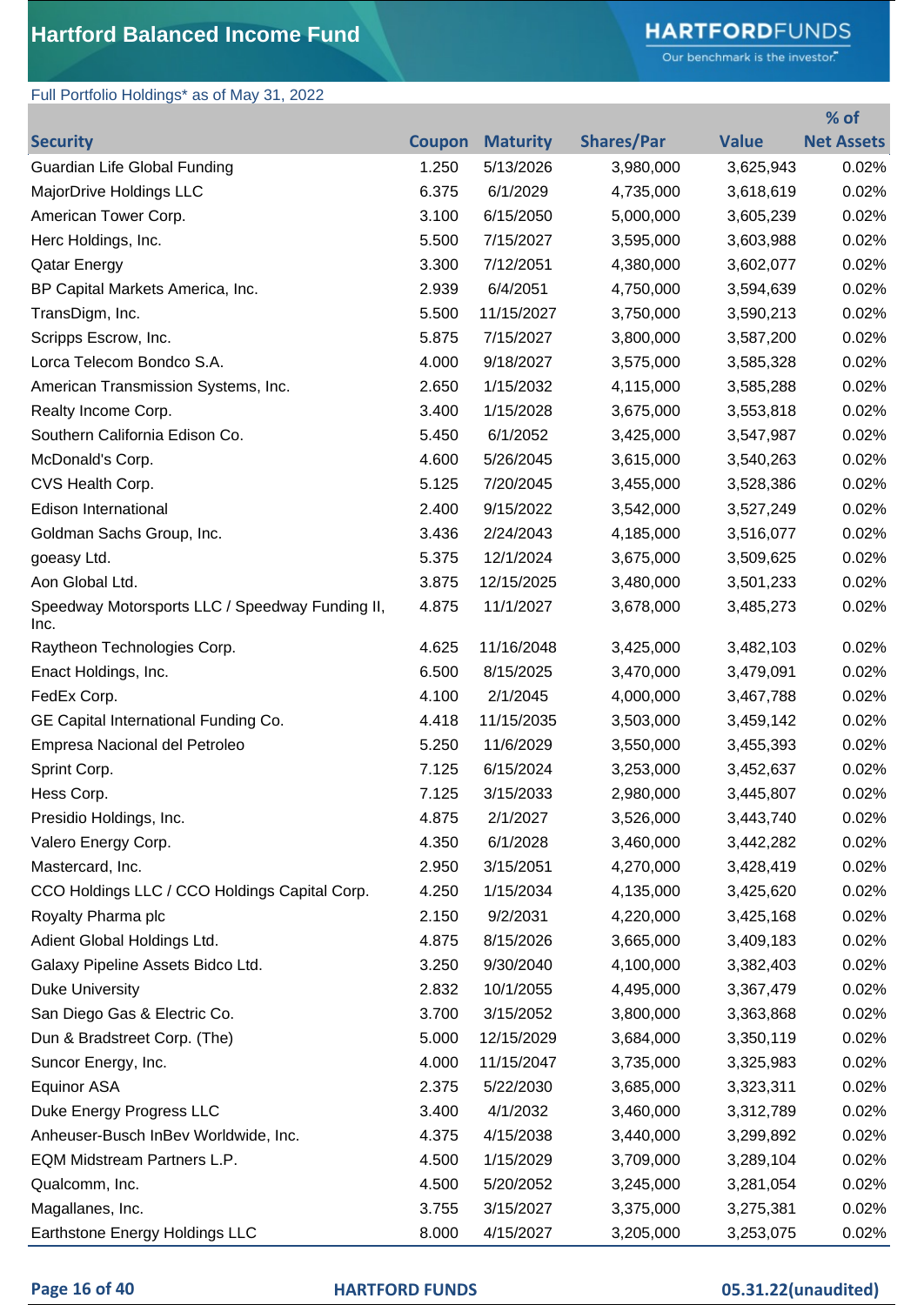# Hartford Balanced Income Fund

Full Portfolio Holdings* as of May 31, 2022

| Security | Coupon | Maturity | Shares/Par | Value | % of Net Assets |
|---|---|---|---|---|---|
| Guardian Life Global Funding | 1.250 | 5/13/2026 | 3,980,000 | 3,625,943 | 0.02% |
| MajorDrive Holdings LLC | 6.375 | 6/1/2029 | 4,735,000 | 3,618,619 | 0.02% |
| American Tower Corp. | 3.100 | 6/15/2050 | 5,000,000 | 3,605,239 | 0.02% |
| Herc Holdings, Inc. | 5.500 | 7/15/2027 | 3,595,000 | 3,603,988 | 0.02% |
| Qatar Energy | 3.300 | 7/12/2051 | 4,380,000 | 3,602,077 | 0.02% |
| BP Capital Markets America, Inc. | 2.939 | 6/4/2051 | 4,750,000 | 3,594,639 | 0.02% |
| TransDigm, Inc. | 5.500 | 11/15/2027 | 3,750,000 | 3,590,213 | 0.02% |
| Scripps Escrow, Inc. | 5.875 | 7/15/2027 | 3,800,000 | 3,587,200 | 0.02% |
| Lorca Telecom Bondco S.A. | 4.000 | 9/18/2027 | 3,575,000 | 3,585,328 | 0.02% |
| American Transmission Systems, Inc. | 2.650 | 1/15/2032 | 4,115,000 | 3,585,288 | 0.02% |
| Realty Income Corp. | 3.400 | 1/15/2028 | 3,675,000 | 3,553,818 | 0.02% |
| Southern California Edison Co. | 5.450 | 6/1/2052 | 3,425,000 | 3,547,987 | 0.02% |
| McDonald's Corp. | 4.600 | 5/26/2045 | 3,615,000 | 3,540,263 | 0.02% |
| CVS Health Corp. | 5.125 | 7/20/2045 | 3,455,000 | 3,528,386 | 0.02% |
| Edison International | 2.400 | 9/15/2022 | 3,542,000 | 3,527,249 | 0.02% |
| Goldman Sachs Group, Inc. | 3.436 | 2/24/2043 | 4,185,000 | 3,516,077 | 0.02% |
| goeasy Ltd. | 5.375 | 12/1/2024 | 3,675,000 | 3,509,625 | 0.02% |
| Aon Global Ltd. | 3.875 | 12/15/2025 | 3,480,000 | 3,501,233 | 0.02% |
| Speedway Motorsports LLC / Speedway Funding II, Inc. | 4.875 | 11/1/2027 | 3,678,000 | 3,485,273 | 0.02% |
| Raytheon Technologies Corp. | 4.625 | 11/16/2048 | 3,425,000 | 3,482,103 | 0.02% |
| Enact Holdings, Inc. | 6.500 | 8/15/2025 | 3,470,000 | 3,479,091 | 0.02% |
| FedEx Corp. | 4.100 | 2/1/2045 | 4,000,000 | 3,467,788 | 0.02% |
| GE Capital International Funding Co. | 4.418 | 11/15/2035 | 3,503,000 | 3,459,142 | 0.02% |
| Empresa Nacional del Petroleo | 5.250 | 11/6/2029 | 3,550,000 | 3,455,393 | 0.02% |
| Sprint Corp. | 7.125 | 6/15/2024 | 3,253,000 | 3,452,637 | 0.02% |
| Hess Corp. | 7.125 | 3/15/2033 | 2,980,000 | 3,445,807 | 0.02% |
| Presidio Holdings, Inc. | 4.875 | 2/1/2027 | 3,526,000 | 3,443,740 | 0.02% |
| Valero Energy Corp. | 4.350 | 6/1/2028 | 3,460,000 | 3,442,282 | 0.02% |
| Mastercard, Inc. | 2.950 | 3/15/2051 | 4,270,000 | 3,428,419 | 0.02% |
| CCO Holdings LLC / CCO Holdings Capital Corp. | 4.250 | 1/15/2034 | 4,135,000 | 3,425,620 | 0.02% |
| Royalty Pharma plc | 2.150 | 9/2/2031 | 4,220,000 | 3,425,168 | 0.02% |
| Adient Global Holdings Ltd. | 4.875 | 8/15/2026 | 3,665,000 | 3,409,183 | 0.02% |
| Galaxy Pipeline Assets Bidco Ltd. | 3.250 | 9/30/2040 | 4,100,000 | 3,382,403 | 0.02% |
| Duke University | 2.832 | 10/1/2055 | 4,495,000 | 3,367,479 | 0.02% |
| San Diego Gas & Electric Co. | 3.700 | 3/15/2052 | 3,800,000 | 3,363,868 | 0.02% |
| Dun & Bradstreet Corp. (The) | 5.000 | 12/15/2029 | 3,684,000 | 3,350,119 | 0.02% |
| Suncor Energy, Inc. | 4.000 | 11/15/2047 | 3,735,000 | 3,325,983 | 0.02% |
| Equinor ASA | 2.375 | 5/22/2030 | 3,685,000 | 3,323,311 | 0.02% |
| Duke Energy Progress LLC | 3.400 | 4/1/2032 | 3,460,000 | 3,312,789 | 0.02% |
| Anheuser-Busch InBev Worldwide, Inc. | 4.375 | 4/15/2038 | 3,440,000 | 3,299,892 | 0.02% |
| EQM Midstream Partners L.P. | 4.500 | 1/15/2029 | 3,709,000 | 3,289,104 | 0.02% |
| Qualcomm, Inc. | 4.500 | 5/20/2052 | 3,245,000 | 3,281,054 | 0.02% |
| Magallanes, Inc. | 3.755 | 3/15/2027 | 3,375,000 | 3,275,381 | 0.02% |
| Earthstone Energy Holdings LLC | 8.000 | 4/15/2027 | 3,205,000 | 3,253,075 | 0.02% |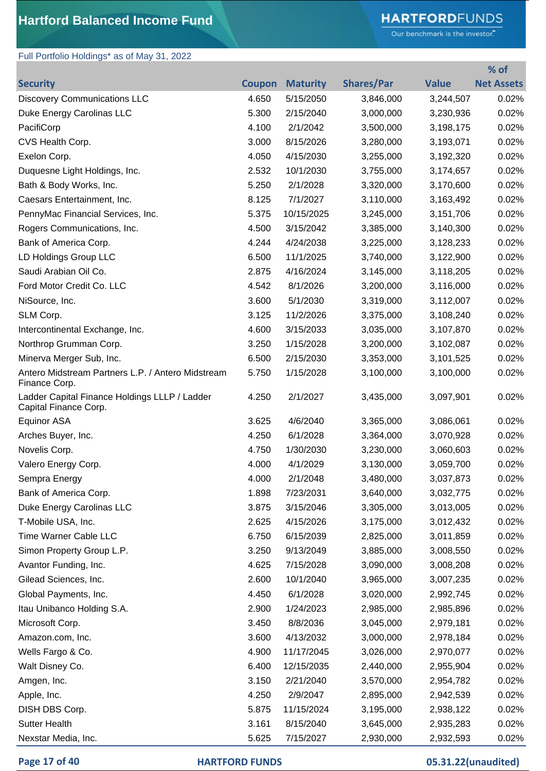# Hartford Balanced Income Fund

Full Portfolio Holdings* as of May 31, 2022

| Security | Coupon | Maturity | Shares/Par | Value | % of Net Assets |
|---|---|---|---|---|---|
| Discovery Communications LLC | 4.650 | 5/15/2050 | 3,846,000 | 3,244,507 | 0.02% |
| Duke Energy Carolinas LLC | 5.300 | 2/15/2040 | 3,000,000 | 3,230,936 | 0.02% |
| PacifiCorp | 4.100 | 2/1/2042 | 3,500,000 | 3,198,175 | 0.02% |
| CVS Health Corp. | 3.000 | 8/15/2026 | 3,280,000 | 3,193,071 | 0.02% |
| Exelon Corp. | 4.050 | 4/15/2030 | 3,255,000 | 3,192,320 | 0.02% |
| Duquesne Light Holdings, Inc. | 2.532 | 10/1/2030 | 3,755,000 | 3,174,657 | 0.02% |
| Bath & Body Works, Inc. | 5.250 | 2/1/2028 | 3,320,000 | 3,170,600 | 0.02% |
| Caesars Entertainment, Inc. | 8.125 | 7/1/2027 | 3,110,000 | 3,163,492 | 0.02% |
| PennyMac Financial Services, Inc. | 5.375 | 10/15/2025 | 3,245,000 | 3,151,706 | 0.02% |
| Rogers Communications, Inc. | 4.500 | 3/15/2042 | 3,385,000 | 3,140,300 | 0.02% |
| Bank of America Corp. | 4.244 | 4/24/2038 | 3,225,000 | 3,128,233 | 0.02% |
| LD Holdings Group LLC | 6.500 | 11/1/2025 | 3,740,000 | 3,122,900 | 0.02% |
| Saudi Arabian Oil Co. | 2.875 | 4/16/2024 | 3,145,000 | 3,118,205 | 0.02% |
| Ford Motor Credit Co. LLC | 4.542 | 8/1/2026 | 3,200,000 | 3,116,000 | 0.02% |
| NiSource, Inc. | 3.600 | 5/1/2030 | 3,319,000 | 3,112,007 | 0.02% |
| SLM Corp. | 3.125 | 11/2/2026 | 3,375,000 | 3,108,240 | 0.02% |
| Intercontinental Exchange, Inc. | 4.600 | 3/15/2033 | 3,035,000 | 3,107,870 | 0.02% |
| Northrop Grumman Corp. | 3.250 | 1/15/2028 | 3,200,000 | 3,102,087 | 0.02% |
| Minerva Merger Sub, Inc. | 6.500 | 2/15/2030 | 3,353,000 | 3,101,525 | 0.02% |
| Antero Midstream Partners L.P. / Antero Midstream Finance Corp. | 5.750 | 1/15/2028 | 3,100,000 | 3,100,000 | 0.02% |
| Ladder Capital Finance Holdings LLLP / Ladder Capital Finance Corp. | 4.250 | 2/1/2027 | 3,435,000 | 3,097,901 | 0.02% |
| Equinor ASA | 3.625 | 4/6/2040 | 3,365,000 | 3,086,061 | 0.02% |
| Arches Buyer, Inc. | 4.250 | 6/1/2028 | 3,364,000 | 3,070,928 | 0.02% |
| Novelis Corp. | 4.750 | 1/30/2030 | 3,230,000 | 3,060,603 | 0.02% |
| Valero Energy Corp. | 4.000 | 4/1/2029 | 3,130,000 | 3,059,700 | 0.02% |
| Sempra Energy | 4.000 | 2/1/2048 | 3,480,000 | 3,037,873 | 0.02% |
| Bank of America Corp. | 1.898 | 7/23/2031 | 3,640,000 | 3,032,775 | 0.02% |
| Duke Energy Carolinas LLC | 3.875 | 3/15/2046 | 3,305,000 | 3,013,005 | 0.02% |
| T-Mobile USA, Inc. | 2.625 | 4/15/2026 | 3,175,000 | 3,012,432 | 0.02% |
| Time Warner Cable LLC | 6.750 | 6/15/2039 | 2,825,000 | 3,011,859 | 0.02% |
| Simon Property Group L.P. | 3.250 | 9/13/2049 | 3,885,000 | 3,008,550 | 0.02% |
| Avantor Funding, Inc. | 4.625 | 7/15/2028 | 3,090,000 | 3,008,208 | 0.02% |
| Gilead Sciences, Inc. | 2.600 | 10/1/2040 | 3,965,000 | 3,007,235 | 0.02% |
| Global Payments, Inc. | 4.450 | 6/1/2028 | 3,020,000 | 2,992,745 | 0.02% |
| Itau Unibanco Holding S.A. | 2.900 | 1/24/2023 | 2,985,000 | 2,985,896 | 0.02% |
| Microsoft Corp. | 3.450 | 8/8/2036 | 3,045,000 | 2,979,181 | 0.02% |
| Amazon.com, Inc. | 3.600 | 4/13/2032 | 3,000,000 | 2,978,184 | 0.02% |
| Wells Fargo & Co. | 4.900 | 11/17/2045 | 3,026,000 | 2,970,077 | 0.02% |
| Walt Disney Co. | 6.400 | 12/15/2035 | 2,440,000 | 2,955,904 | 0.02% |
| Amgen, Inc. | 3.150 | 2/21/2040 | 3,570,000 | 2,954,782 | 0.02% |
| Apple, Inc. | 4.250 | 2/9/2047 | 2,895,000 | 2,942,539 | 0.02% |
| DISH DBS Corp. | 5.875 | 11/15/2024 | 3,195,000 | 2,938,122 | 0.02% |
| Sutter Health | 3.161 | 8/15/2040 | 3,645,000 | 2,935,283 | 0.02% |
| Nexstar Media, Inc. | 5.625 | 7/15/2027 | 2,930,000 | 2,932,593 | 0.02% |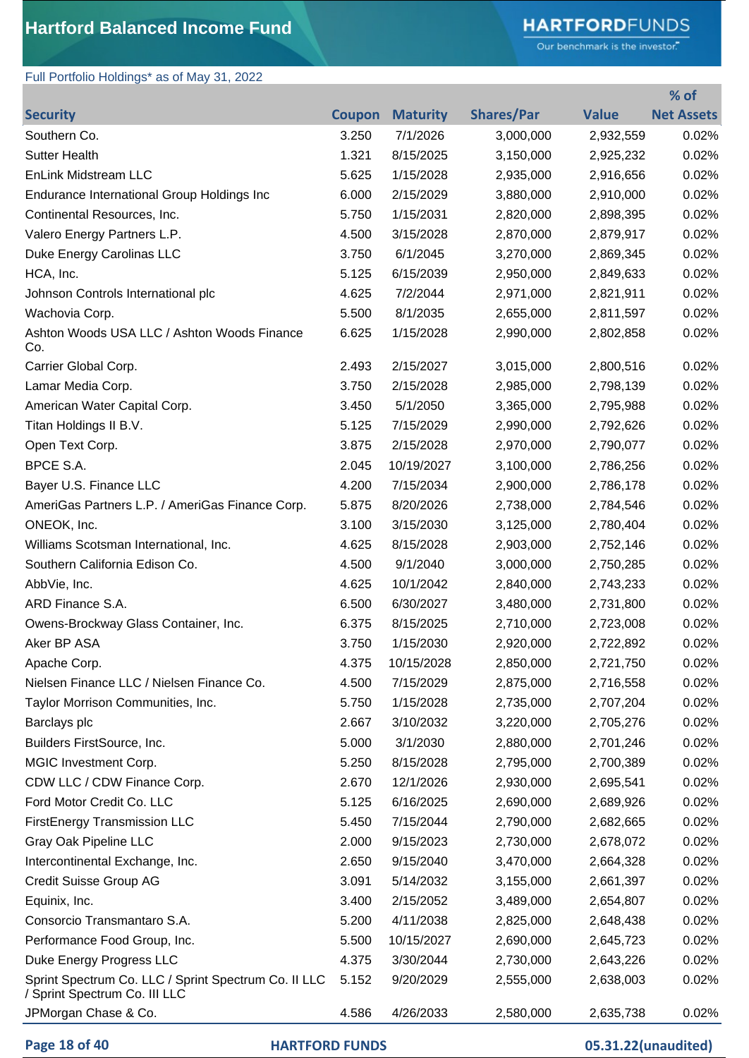# Hartford Balanced Income Fund

Full Portfolio Holdings* as of May 31, 2022

| Security | Coupon | Maturity | Shares/Par | Value | % of Net Assets |
|---|---|---|---|---|---|
| Southern Co. | 3.250 | 7/1/2026 | 3,000,000 | 2,932,559 | 0.02% |
| Sutter Health | 1.321 | 8/15/2025 | 3,150,000 | 2,925,232 | 0.02% |
| EnLink Midstream LLC | 5.625 | 1/15/2028 | 2,935,000 | 2,916,656 | 0.02% |
| Endurance International Group Holdings Inc | 6.000 | 2/15/2029 | 3,880,000 | 2,910,000 | 0.02% |
| Continental Resources, Inc. | 5.750 | 1/15/2031 | 2,820,000 | 2,898,395 | 0.02% |
| Valero Energy Partners L.P. | 4.500 | 3/15/2028 | 2,870,000 | 2,879,917 | 0.02% |
| Duke Energy Carolinas LLC | 3.750 | 6/1/2045 | 3,270,000 | 2,869,345 | 0.02% |
| HCA, Inc. | 5.125 | 6/15/2039 | 2,950,000 | 2,849,633 | 0.02% |
| Johnson Controls International plc | 4.625 | 7/2/2044 | 2,971,000 | 2,821,911 | 0.02% |
| Wachovia Corp. | 5.500 | 8/1/2035 | 2,655,000 | 2,811,597 | 0.02% |
| Ashton Woods USA LLC / Ashton Woods Finance Co. | 6.625 | 1/15/2028 | 2,990,000 | 2,802,858 | 0.02% |
| Carrier Global Corp. | 2.493 | 2/15/2027 | 3,015,000 | 2,800,516 | 0.02% |
| Lamar Media Corp. | 3.750 | 2/15/2028 | 2,985,000 | 2,798,139 | 0.02% |
| American Water Capital Corp. | 3.450 | 5/1/2050 | 3,365,000 | 2,795,988 | 0.02% |
| Titan Holdings II B.V. | 5.125 | 7/15/2029 | 2,990,000 | 2,792,626 | 0.02% |
| Open Text Corp. | 3.875 | 2/15/2028 | 2,970,000 | 2,790,077 | 0.02% |
| BPCE S.A. | 2.045 | 10/19/2027 | 3,100,000 | 2,786,256 | 0.02% |
| Bayer U.S. Finance LLC | 4.200 | 7/15/2034 | 2,900,000 | 2,786,178 | 0.02% |
| AmeriGas Partners L.P. / AmeriGas Finance Corp. | 5.875 | 8/20/2026 | 2,738,000 | 2,784,546 | 0.02% |
| ONEOK, Inc. | 3.100 | 3/15/2030 | 3,125,000 | 2,780,404 | 0.02% |
| Williams Scotsman International, Inc. | 4.625 | 8/15/2028 | 2,903,000 | 2,752,146 | 0.02% |
| Southern California Edison Co. | 4.500 | 9/1/2040 | 3,000,000 | 2,750,285 | 0.02% |
| AbbVie, Inc. | 4.625 | 10/1/2042 | 2,840,000 | 2,743,233 | 0.02% |
| ARD Finance S.A. | 6.500 | 6/30/2027 | 3,480,000 | 2,731,800 | 0.02% |
| Owens-Brockway Glass Container, Inc. | 6.375 | 8/15/2025 | 2,710,000 | 2,723,008 | 0.02% |
| Aker BP ASA | 3.750 | 1/15/2030 | 2,920,000 | 2,722,892 | 0.02% |
| Apache Corp. | 4.375 | 10/15/2028 | 2,850,000 | 2,721,750 | 0.02% |
| Nielsen Finance LLC / Nielsen Finance Co. | 4.500 | 7/15/2029 | 2,875,000 | 2,716,558 | 0.02% |
| Taylor Morrison Communities, Inc. | 5.750 | 1/15/2028 | 2,735,000 | 2,707,204 | 0.02% |
| Barclays plc | 2.667 | 3/10/2032 | 3,220,000 | 2,705,276 | 0.02% |
| Builders FirstSource, Inc. | 5.000 | 3/1/2030 | 2,880,000 | 2,701,246 | 0.02% |
| MGIC Investment Corp. | 5.250 | 8/15/2028 | 2,795,000 | 2,700,389 | 0.02% |
| CDW LLC / CDW Finance Corp. | 2.670 | 12/1/2026 | 2,930,000 | 2,695,541 | 0.02% |
| Ford Motor Credit Co. LLC | 5.125 | 6/16/2025 | 2,690,000 | 2,689,926 | 0.02% |
| FirstEnergy Transmission LLC | 5.450 | 7/15/2044 | 2,790,000 | 2,682,665 | 0.02% |
| Gray Oak Pipeline LLC | 2.000 | 9/15/2023 | 2,730,000 | 2,678,072 | 0.02% |
| Intercontinental Exchange, Inc. | 2.650 | 9/15/2040 | 3,470,000 | 2,664,328 | 0.02% |
| Credit Suisse Group AG | 3.091 | 5/14/2032 | 3,155,000 | 2,661,397 | 0.02% |
| Equinix, Inc. | 3.400 | 2/15/2052 | 3,489,000 | 2,654,807 | 0.02% |
| Consorcio Transmantaro S.A. | 5.200 | 4/11/2038 | 2,825,000 | 2,648,438 | 0.02% |
| Performance Food Group, Inc. | 5.500 | 10/15/2027 | 2,690,000 | 2,645,723 | 0.02% |
| Duke Energy Progress LLC | 4.375 | 3/30/2044 | 2,730,000 | 2,643,226 | 0.02% |
| Sprint Spectrum Co. LLC / Sprint Spectrum Co. II LLC / Sprint Spectrum Co. III LLC | 5.152 | 9/20/2029 | 2,555,000 | 2,638,003 | 0.02% |
| JPMorgan Chase & Co. | 4.586 | 4/26/2033 | 2,580,000 | 2,635,738 | 0.02% |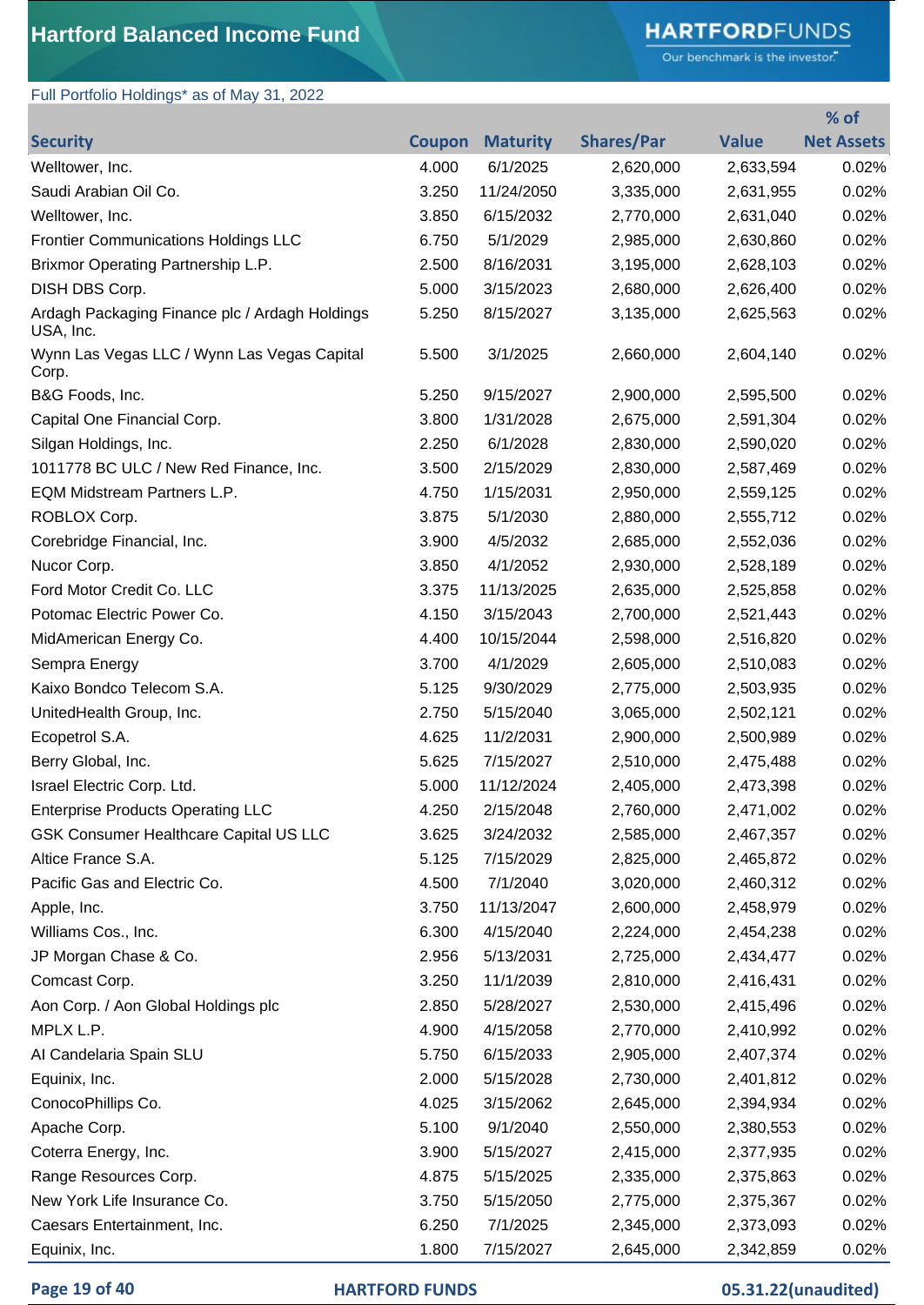# Hartford Balanced Income Fund

Full Portfolio Holdings* as of May 31, 2022

| Security | Coupon | Maturity | Shares/Par | Value | % of Net Assets |
|---|---|---|---|---|---|
| Welltower, Inc. | 4.000 | 6/1/2025 | 2,620,000 | 2,633,594 | 0.02% |
| Saudi Arabian Oil Co. | 3.250 | 11/24/2050 | 3,335,000 | 2,631,955 | 0.02% |
| Welltower, Inc. | 3.850 | 6/15/2032 | 2,770,000 | 2,631,040 | 0.02% |
| Frontier Communications Holdings LLC | 6.750 | 5/1/2029 | 2,985,000 | 2,630,860 | 0.02% |
| Brixmor Operating Partnership L.P. | 2.500 | 8/16/2031 | 3,195,000 | 2,628,103 | 0.02% |
| DISH DBS Corp. | 5.000 | 3/15/2023 | 2,680,000 | 2,626,400 | 0.02% |
| Ardagh Packaging Finance plc / Ardagh Holdings USA, Inc. | 5.250 | 8/15/2027 | 3,135,000 | 2,625,563 | 0.02% |
| Wynn Las Vegas LLC / Wynn Las Vegas Capital Corp. | 5.500 | 3/1/2025 | 2,660,000 | 2,604,140 | 0.02% |
| B&G Foods, Inc. | 5.250 | 9/15/2027 | 2,900,000 | 2,595,500 | 0.02% |
| Capital One Financial Corp. | 3.800 | 1/31/2028 | 2,675,000 | 2,591,304 | 0.02% |
| Silgan Holdings, Inc. | 2.250 | 6/1/2028 | 2,830,000 | 2,590,020 | 0.02% |
| 1011778 BC ULC / New Red Finance, Inc. | 3.500 | 2/15/2029 | 2,830,000 | 2,587,469 | 0.02% |
| EQM Midstream Partners L.P. | 4.750 | 1/15/2031 | 2,950,000 | 2,559,125 | 0.02% |
| ROBLOX Corp. | 3.875 | 5/1/2030 | 2,880,000 | 2,555,712 | 0.02% |
| Corebridge Financial, Inc. | 3.900 | 4/5/2032 | 2,685,000 | 2,552,036 | 0.02% |
| Nucor Corp. | 3.850 | 4/1/2052 | 2,930,000 | 2,528,189 | 0.02% |
| Ford Motor Credit Co. LLC | 3.375 | 11/13/2025 | 2,635,000 | 2,525,858 | 0.02% |
| Potomac Electric Power Co. | 4.150 | 3/15/2043 | 2,700,000 | 2,521,443 | 0.02% |
| MidAmerican Energy Co. | 4.400 | 10/15/2044 | 2,598,000 | 2,516,820 | 0.02% |
| Sempra Energy | 3.700 | 4/1/2029 | 2,605,000 | 2,510,083 | 0.02% |
| Kaixo Bondco Telecom S.A. | 5.125 | 9/30/2029 | 2,775,000 | 2,503,935 | 0.02% |
| UnitedHealth Group, Inc. | 2.750 | 5/15/2040 | 3,065,000 | 2,502,121 | 0.02% |
| Ecopetrol S.A. | 4.625 | 11/2/2031 | 2,900,000 | 2,500,989 | 0.02% |
| Berry Global, Inc. | 5.625 | 7/15/2027 | 2,510,000 | 2,475,488 | 0.02% |
| Israel Electric Corp. Ltd. | 5.000 | 11/12/2024 | 2,405,000 | 2,473,398 | 0.02% |
| Enterprise Products Operating LLC | 4.250 | 2/15/2048 | 2,760,000 | 2,471,002 | 0.02% |
| GSK Consumer Healthcare Capital US LLC | 3.625 | 3/24/2032 | 2,585,000 | 2,467,357 | 0.02% |
| Altice France S.A. | 5.125 | 7/15/2029 | 2,825,000 | 2,465,872 | 0.02% |
| Pacific Gas and Electric Co. | 4.500 | 7/1/2040 | 3,020,000 | 2,460,312 | 0.02% |
| Apple, Inc. | 3.750 | 11/13/2047 | 2,600,000 | 2,458,979 | 0.02% |
| Williams Cos., Inc. | 6.300 | 4/15/2040 | 2,224,000 | 2,454,238 | 0.02% |
| JP Morgan Chase & Co. | 2.956 | 5/13/2031 | 2,725,000 | 2,434,477 | 0.02% |
| Comcast Corp. | 3.250 | 11/1/2039 | 2,810,000 | 2,416,431 | 0.02% |
| Aon Corp. / Aon Global Holdings plc | 2.850 | 5/28/2027 | 2,530,000 | 2,415,496 | 0.02% |
| MPLX L.P. | 4.900 | 4/15/2058 | 2,770,000 | 2,410,992 | 0.02% |
| AI Candelaria Spain SLU | 5.750 | 6/15/2033 | 2,905,000 | 2,407,374 | 0.02% |
| Equinix, Inc. | 2.000 | 5/15/2028 | 2,730,000 | 2,401,812 | 0.02% |
| ConocoPhillips Co. | 4.025 | 3/15/2062 | 2,645,000 | 2,394,934 | 0.02% |
| Apache Corp. | 5.100 | 9/1/2040 | 2,550,000 | 2,380,553 | 0.02% |
| Coterra Energy, Inc. | 3.900 | 5/15/2027 | 2,415,000 | 2,377,935 | 0.02% |
| Range Resources Corp. | 4.875 | 5/15/2025 | 2,335,000 | 2,375,863 | 0.02% |
| New York Life Insurance Co. | 3.750 | 5/15/2050 | 2,775,000 | 2,375,367 | 0.02% |
| Caesars Entertainment, Inc. | 6.250 | 7/1/2025 | 2,345,000 | 2,373,093 | 0.02% |
| Equinix, Inc. | 1.800 | 7/15/2027 | 2,645,000 | 2,342,859 | 0.02% |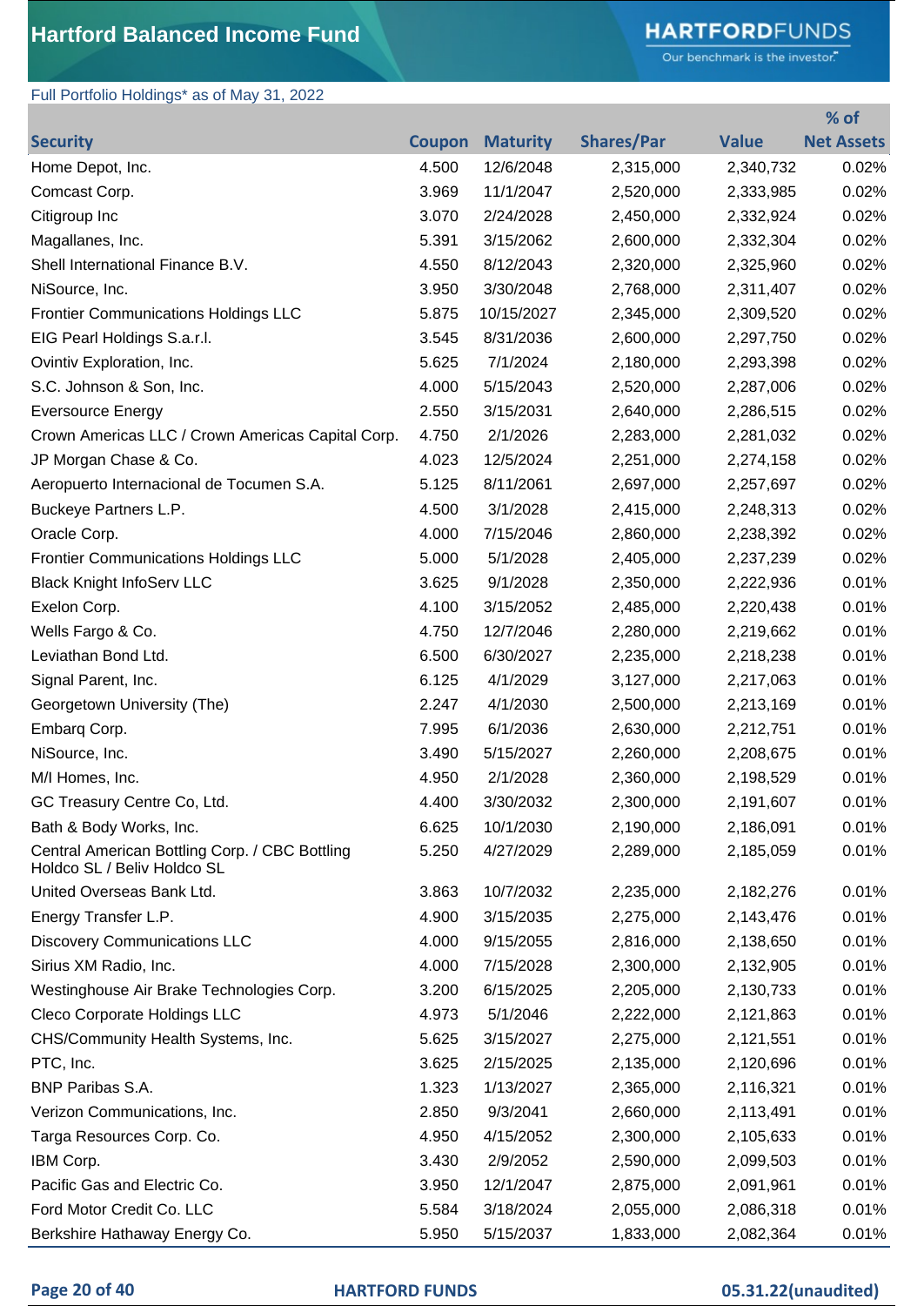# Hartford Balanced Income Fund

Full Portfolio Holdings* as of May 31, 2022

| Security | Coupon | Maturity | Shares/Par | Value | % of Net Assets |
|---|---|---|---|---|---|
| Home Depot, Inc. | 4.500 | 12/6/2048 | 2,315,000 | 2,340,732 | 0.02% |
| Comcast Corp. | 3.969 | 11/1/2047 | 2,520,000 | 2,333,985 | 0.02% |
| Citigroup Inc | 3.070 | 2/24/2028 | 2,450,000 | 2,332,924 | 0.02% |
| Magallanes, Inc. | 5.391 | 3/15/2062 | 2,600,000 | 2,332,304 | 0.02% |
| Shell International Finance B.V. | 4.550 | 8/12/2043 | 2,320,000 | 2,325,960 | 0.02% |
| NiSource, Inc. | 3.950 | 3/30/2048 | 2,768,000 | 2,311,407 | 0.02% |
| Frontier Communications Holdings LLC | 5.875 | 10/15/2027 | 2,345,000 | 2,309,520 | 0.02% |
| EIG Pearl Holdings S.a.r.l. | 3.545 | 8/31/2036 | 2,600,000 | 2,297,750 | 0.02% |
| Ovintiv Exploration, Inc. | 5.625 | 7/1/2024 | 2,180,000 | 2,293,398 | 0.02% |
| S.C. Johnson & Son, Inc. | 4.000 | 5/15/2043 | 2,520,000 | 2,287,006 | 0.02% |
| Eversource Energy | 2.550 | 3/15/2031 | 2,640,000 | 2,286,515 | 0.02% |
| Crown Americas LLC / Crown Americas Capital Corp. | 4.750 | 2/1/2026 | 2,283,000 | 2,281,032 | 0.02% |
| JP Morgan Chase & Co. | 4.023 | 12/5/2024 | 2,251,000 | 2,274,158 | 0.02% |
| Aeropuerto Internacional de Tocumen S.A. | 5.125 | 8/11/2061 | 2,697,000 | 2,257,697 | 0.02% |
| Buckeye Partners L.P. | 4.500 | 3/1/2028 | 2,415,000 | 2,248,313 | 0.02% |
| Oracle Corp. | 4.000 | 7/15/2046 | 2,860,000 | 2,238,392 | 0.02% |
| Frontier Communications Holdings LLC | 5.000 | 5/1/2028 | 2,405,000 | 2,237,239 | 0.02% |
| Black Knight InfoServ LLC | 3.625 | 9/1/2028 | 2,350,000 | 2,222,936 | 0.01% |
| Exelon Corp. | 4.100 | 3/15/2052 | 2,485,000 | 2,220,438 | 0.01% |
| Wells Fargo & Co. | 4.750 | 12/7/2046 | 2,280,000 | 2,219,662 | 0.01% |
| Leviathan Bond Ltd. | 6.500 | 6/30/2027 | 2,235,000 | 2,218,238 | 0.01% |
| Signal Parent, Inc. | 6.125 | 4/1/2029 | 3,127,000 | 2,217,063 | 0.01% |
| Georgetown University (The) | 2.247 | 4/1/2030 | 2,500,000 | 2,213,169 | 0.01% |
| Embarq Corp. | 7.995 | 6/1/2036 | 2,630,000 | 2,212,751 | 0.01% |
| NiSource, Inc. | 3.490 | 5/15/2027 | 2,260,000 | 2,208,675 | 0.01% |
| M/I Homes, Inc. | 4.950 | 2/1/2028 | 2,360,000 | 2,198,529 | 0.01% |
| GC Treasury Centre Co, Ltd. | 4.400 | 3/30/2032 | 2,300,000 | 2,191,607 | 0.01% |
| Bath & Body Works, Inc. | 6.625 | 10/1/2030 | 2,190,000 | 2,186,091 | 0.01% |
| Central American Bottling Corp. / CBC Bottling Holdco SL / Beliv Holdco SL | 5.250 | 4/27/2029 | 2,289,000 | 2,185,059 | 0.01% |
| United Overseas Bank Ltd. | 3.863 | 10/7/2032 | 2,235,000 | 2,182,276 | 0.01% |
| Energy Transfer L.P. | 4.900 | 3/15/2035 | 2,275,000 | 2,143,476 | 0.01% |
| Discovery Communications LLC | 4.000 | 9/15/2055 | 2,816,000 | 2,138,650 | 0.01% |
| Sirius XM Radio, Inc. | 4.000 | 7/15/2028 | 2,300,000 | 2,132,905 | 0.01% |
| Westinghouse Air Brake Technologies Corp. | 3.200 | 6/15/2025 | 2,205,000 | 2,130,733 | 0.01% |
| Cleco Corporate Holdings LLC | 4.973 | 5/1/2046 | 2,222,000 | 2,121,863 | 0.01% |
| CHS/Community Health Systems, Inc. | 5.625 | 3/15/2027 | 2,275,000 | 2,121,551 | 0.01% |
| PTC, Inc. | 3.625 | 2/15/2025 | 2,135,000 | 2,120,696 | 0.01% |
| BNP Paribas S.A. | 1.323 | 1/13/2027 | 2,365,000 | 2,116,321 | 0.01% |
| Verizon Communications, Inc. | 2.850 | 9/3/2041 | 2,660,000 | 2,113,491 | 0.01% |
| Targa Resources Corp. Co. | 4.950 | 4/15/2052 | 2,300,000 | 2,105,633 | 0.01% |
| IBM Corp. | 3.430 | 2/9/2052 | 2,590,000 | 2,099,503 | 0.01% |
| Pacific Gas and Electric Co. | 3.950 | 12/1/2047 | 2,875,000 | 2,091,961 | 0.01% |
| Ford Motor Credit Co. LLC | 5.584 | 3/18/2024 | 2,055,000 | 2,086,318 | 0.01% |
| Berkshire Hathaway Energy Co. | 5.950 | 5/15/2037 | 1,833,000 | 2,082,364 | 0.01% |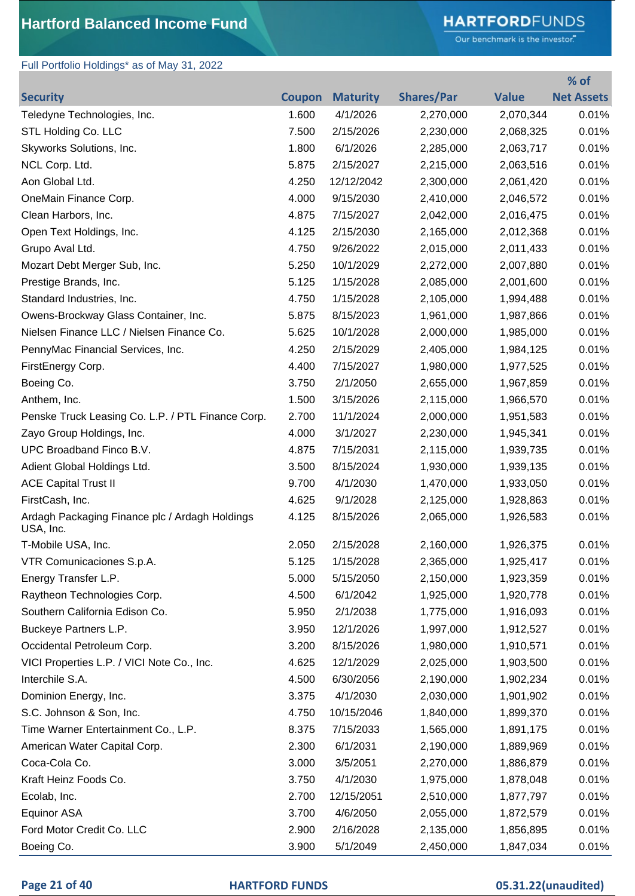# Hartford Balanced Income Fund

Full Portfolio Holdings* as of May 31, 2022

| Security | Coupon | Maturity | Shares/Par | Value | % of Net Assets |
|---|---|---|---|---|---|
| Teledyne Technologies, Inc. | 1.600 | 4/1/2026 | 2,270,000 | 2,070,344 | 0.01% |
| STL Holding Co. LLC | 7.500 | 2/15/2026 | 2,230,000 | 2,068,325 | 0.01% |
| Skyworks Solutions, Inc. | 1.800 | 6/1/2026 | 2,285,000 | 2,063,717 | 0.01% |
| NCL Corp. Ltd. | 5.875 | 2/15/2027 | 2,215,000 | 2,063,516 | 0.01% |
| Aon Global Ltd. | 4.250 | 12/12/2042 | 2,300,000 | 2,061,420 | 0.01% |
| OneMain Finance Corp. | 4.000 | 9/15/2030 | 2,410,000 | 2,046,572 | 0.01% |
| Clean Harbors, Inc. | 4.875 | 7/15/2027 | 2,042,000 | 2,016,475 | 0.01% |
| Open Text Holdings, Inc. | 4.125 | 2/15/2030 | 2,165,000 | 2,012,368 | 0.01% |
| Grupo Aval Ltd. | 4.750 | 9/26/2022 | 2,015,000 | 2,011,433 | 0.01% |
| Mozart Debt Merger Sub, Inc. | 5.250 | 10/1/2029 | 2,272,000 | 2,007,880 | 0.01% |
| Prestige Brands, Inc. | 5.125 | 1/15/2028 | 2,085,000 | 2,001,600 | 0.01% |
| Standard Industries, Inc. | 4.750 | 1/15/2028 | 2,105,000 | 1,994,488 | 0.01% |
| Owens-Brockway Glass Container, Inc. | 5.875 | 8/15/2023 | 1,961,000 | 1,987,866 | 0.01% |
| Nielsen Finance LLC / Nielsen Finance Co. | 5.625 | 10/1/2028 | 2,000,000 | 1,985,000 | 0.01% |
| PennyMac Financial Services, Inc. | 4.250 | 2/15/2029 | 2,405,000 | 1,984,125 | 0.01% |
| FirstEnergy Corp. | 4.400 | 7/15/2027 | 1,980,000 | 1,977,525 | 0.01% |
| Boeing Co. | 3.750 | 2/1/2050 | 2,655,000 | 1,967,859 | 0.01% |
| Anthem, Inc. | 1.500 | 3/15/2026 | 2,115,000 | 1,966,570 | 0.01% |
| Penske Truck Leasing Co. L.P. / PTL Finance Corp. | 2.700 | 11/1/2024 | 2,000,000 | 1,951,583 | 0.01% |
| Zayo Group Holdings, Inc. | 4.000 | 3/1/2027 | 2,230,000 | 1,945,341 | 0.01% |
| UPC Broadband Finco B.V. | 4.875 | 7/15/2031 | 2,115,000 | 1,939,735 | 0.01% |
| Adient Global Holdings Ltd. | 3.500 | 8/15/2024 | 1,930,000 | 1,939,135 | 0.01% |
| ACE Capital Trust II | 9.700 | 4/1/2030 | 1,470,000 | 1,933,050 | 0.01% |
| FirstCash, Inc. | 4.625 | 9/1/2028 | 2,125,000 | 1,928,863 | 0.01% |
| Ardagh Packaging Finance plc / Ardagh Holdings USA, Inc. | 4.125 | 8/15/2026 | 2,065,000 | 1,926,583 | 0.01% |
| T-Mobile USA, Inc. | 2.050 | 2/15/2028 | 2,160,000 | 1,926,375 | 0.01% |
| VTR Comunicaciones S.p.A. | 5.125 | 1/15/2028 | 2,365,000 | 1,925,417 | 0.01% |
| Energy Transfer L.P. | 5.000 | 5/15/2050 | 2,150,000 | 1,923,359 | 0.01% |
| Raytheon Technologies Corp. | 4.500 | 6/1/2042 | 1,925,000 | 1,920,778 | 0.01% |
| Southern California Edison Co. | 5.950 | 2/1/2038 | 1,775,000 | 1,916,093 | 0.01% |
| Buckeye Partners L.P. | 3.950 | 12/1/2026 | 1,997,000 | 1,912,527 | 0.01% |
| Occidental Petroleum Corp. | 3.200 | 8/15/2026 | 1,980,000 | 1,910,571 | 0.01% |
| VICI Properties L.P. / VICI Note Co., Inc. | 4.625 | 12/1/2029 | 2,025,000 | 1,903,500 | 0.01% |
| Interchile S.A. | 4.500 | 6/30/2056 | 2,190,000 | 1,902,234 | 0.01% |
| Dominion Energy, Inc. | 3.375 | 4/1/2030 | 2,030,000 | 1,901,902 | 0.01% |
| S.C. Johnson & Son, Inc. | 4.750 | 10/15/2046 | 1,840,000 | 1,899,370 | 0.01% |
| Time Warner Entertainment Co., L.P. | 8.375 | 7/15/2033 | 1,565,000 | 1,891,175 | 0.01% |
| American Water Capital Corp. | 2.300 | 6/1/2031 | 2,190,000 | 1,889,969 | 0.01% |
| Coca-Cola Co. | 3.000 | 3/5/2051 | 2,270,000 | 1,886,879 | 0.01% |
| Kraft Heinz Foods Co. | 3.750 | 4/1/2030 | 1,975,000 | 1,878,048 | 0.01% |
| Ecolab, Inc. | 2.700 | 12/15/2051 | 2,510,000 | 1,877,797 | 0.01% |
| Equinor ASA | 3.700 | 4/6/2050 | 2,055,000 | 1,872,579 | 0.01% |
| Ford Motor Credit Co. LLC | 2.900 | 2/16/2028 | 2,135,000 | 1,856,895 | 0.01% |
| Boeing Co. | 3.900 | 5/1/2049 | 2,450,000 | 1,847,034 | 0.01% |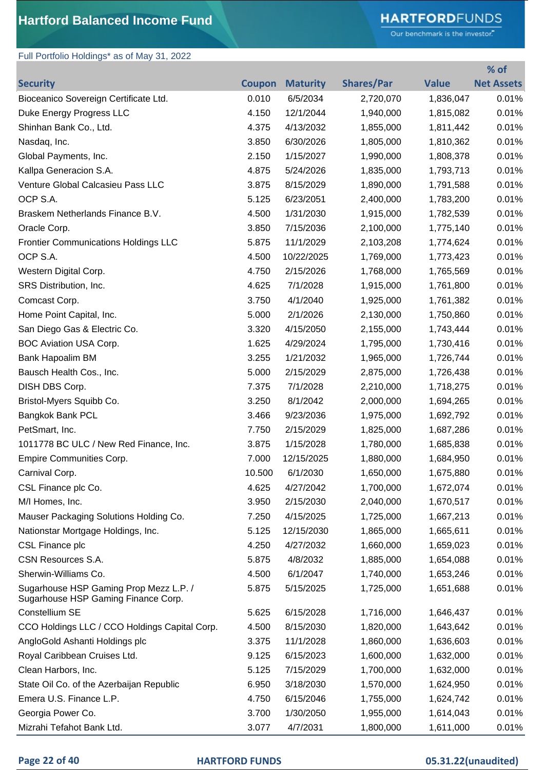# Hartford Balanced Income Fund

Full Portfolio Holdings* as of May 31, 2022

| Security | Coupon | Maturity | Shares/Par | Value | % of Net Assets |
|---|---|---|---|---|---|
| Bioceanico Sovereign Certificate Ltd. | 0.010 | 6/5/2034 | 2,720,070 | 1,836,047 | 0.01% |
| Duke Energy Progress LLC | 4.150 | 12/1/2044 | 1,940,000 | 1,815,082 | 0.01% |
| Shinhan Bank Co., Ltd. | 4.375 | 4/13/2032 | 1,855,000 | 1,811,442 | 0.01% |
| Nasdaq, Inc. | 3.850 | 6/30/2026 | 1,805,000 | 1,810,362 | 0.01% |
| Global Payments, Inc. | 2.150 | 1/15/2027 | 1,990,000 | 1,808,378 | 0.01% |
| Kallpa Generacion S.A. | 4.875 | 5/24/2026 | 1,835,000 | 1,793,713 | 0.01% |
| Venture Global Calcasieu Pass LLC | 3.875 | 8/15/2029 | 1,890,000 | 1,791,588 | 0.01% |
| OCP S.A. | 5.125 | 6/23/2051 | 2,400,000 | 1,783,200 | 0.01% |
| Braskem Netherlands Finance B.V. | 4.500 | 1/31/2030 | 1,915,000 | 1,782,539 | 0.01% |
| Oracle Corp. | 3.850 | 7/15/2036 | 2,100,000 | 1,775,140 | 0.01% |
| Frontier Communications Holdings LLC | 5.875 | 11/1/2029 | 2,103,208 | 1,774,624 | 0.01% |
| OCP S.A. | 4.500 | 10/22/2025 | 1,769,000 | 1,773,423 | 0.01% |
| Western Digital Corp. | 4.750 | 2/15/2026 | 1,768,000 | 1,765,569 | 0.01% |
| SRS Distribution, Inc. | 4.625 | 7/1/2028 | 1,915,000 | 1,761,800 | 0.01% |
| Comcast Corp. | 3.750 | 4/1/2040 | 1,925,000 | 1,761,382 | 0.01% |
| Home Point Capital, Inc. | 5.000 | 2/1/2026 | 2,130,000 | 1,750,860 | 0.01% |
| San Diego Gas & Electric Co. | 3.320 | 4/15/2050 | 2,155,000 | 1,743,444 | 0.01% |
| BOC Aviation USA Corp. | 1.625 | 4/29/2024 | 1,795,000 | 1,730,416 | 0.01% |
| Bank Hapoalim BM | 3.255 | 1/21/2032 | 1,965,000 | 1,726,744 | 0.01% |
| Bausch Health Cos., Inc. | 5.000 | 2/15/2029 | 2,875,000 | 1,726,438 | 0.01% |
| DISH DBS Corp. | 7.375 | 7/1/2028 | 2,210,000 | 1,718,275 | 0.01% |
| Bristol-Myers Squibb Co. | 3.250 | 8/1/2042 | 2,000,000 | 1,694,265 | 0.01% |
| Bangkok Bank PCL | 3.466 | 9/23/2036 | 1,975,000 | 1,692,792 | 0.01% |
| PetSmart, Inc. | 7.750 | 2/15/2029 | 1,825,000 | 1,687,286 | 0.01% |
| 1011778 BC ULC / New Red Finance, Inc. | 3.875 | 1/15/2028 | 1,780,000 | 1,685,838 | 0.01% |
| Empire Communities Corp. | 7.000 | 12/15/2025 | 1,880,000 | 1,684,950 | 0.01% |
| Carnival Corp. | 10.500 | 6/1/2030 | 1,650,000 | 1,675,880 | 0.01% |
| CSL Finance plc Co. | 4.625 | 4/27/2042 | 1,700,000 | 1,672,074 | 0.01% |
| M/I Homes, Inc. | 3.950 | 2/15/2030 | 2,040,000 | 1,670,517 | 0.01% |
| Mauser Packaging Solutions Holding Co. | 7.250 | 4/15/2025 | 1,725,000 | 1,667,213 | 0.01% |
| Nationstar Mortgage Holdings, Inc. | 5.125 | 12/15/2030 | 1,865,000 | 1,665,611 | 0.01% |
| CSL Finance plc | 4.250 | 4/27/2032 | 1,660,000 | 1,659,023 | 0.01% |
| CSN Resources S.A. | 5.875 | 4/8/2032 | 1,885,000 | 1,654,088 | 0.01% |
| Sherwin-Williams Co. | 4.500 | 6/1/2047 | 1,740,000 | 1,653,246 | 0.01% |
| Sugarhouse HSP Gaming Prop Mezz L.P. / Sugarhouse HSP Gaming Finance Corp. | 5.875 | 5/15/2025 | 1,725,000 | 1,651,688 | 0.01% |
| Constellium SE | 5.625 | 6/15/2028 | 1,716,000 | 1,646,437 | 0.01% |
| CCO Holdings LLC / CCO Holdings Capital Corp. | 4.500 | 8/15/2030 | 1,820,000 | 1,643,642 | 0.01% |
| AngloGold Ashanti Holdings plc | 3.375 | 11/1/2028 | 1,860,000 | 1,636,603 | 0.01% |
| Royal Caribbean Cruises Ltd. | 9.125 | 6/15/2023 | 1,600,000 | 1,632,000 | 0.01% |
| Clean Harbors, Inc. | 5.125 | 7/15/2029 | 1,700,000 | 1,632,000 | 0.01% |
| State Oil Co. of the Azerbaijan Republic | 6.950 | 3/18/2030 | 1,570,000 | 1,624,950 | 0.01% |
| Emera U.S. Finance L.P. | 4.750 | 6/15/2046 | 1,755,000 | 1,624,742 | 0.01% |
| Georgia Power Co. | 3.700 | 1/30/2050 | 1,955,000 | 1,614,043 | 0.01% |
| Mizrahi Tefahot Bank Ltd. | 3.077 | 4/7/2031 | 1,800,000 | 1,611,000 | 0.01% |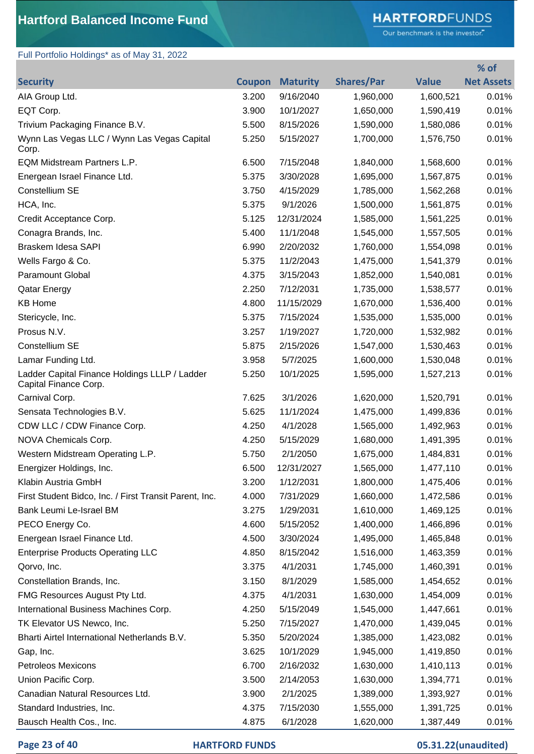# Hartford Balanced Income Fund

Full Portfolio Holdings* as of May 31, 2022

| Security | Coupon | Maturity | Shares/Par | Value | % of Net Assets |
|---|---|---|---|---|---|
| AIA Group Ltd. | 3.200 | 9/16/2040 | 1,960,000 | 1,600,521 | 0.01% |
| EQT Corp. | 3.900 | 10/1/2027 | 1,650,000 | 1,590,419 | 0.01% |
| Trivium Packaging Finance B.V. | 5.500 | 8/15/2026 | 1,590,000 | 1,580,086 | 0.01% |
| Wynn Las Vegas LLC / Wynn Las Vegas Capital Corp. | 5.250 | 5/15/2027 | 1,700,000 | 1,576,750 | 0.01% |
| EQM Midstream Partners L.P. | 6.500 | 7/15/2048 | 1,840,000 | 1,568,600 | 0.01% |
| Energean Israel Finance Ltd. | 5.375 | 3/30/2028 | 1,695,000 | 1,567,875 | 0.01% |
| Constellium SE | 3.750 | 4/15/2029 | 1,785,000 | 1,562,268 | 0.01% |
| HCA, Inc. | 5.375 | 9/1/2026 | 1,500,000 | 1,561,875 | 0.01% |
| Credit Acceptance Corp. | 5.125 | 12/31/2024 | 1,585,000 | 1,561,225 | 0.01% |
| Conagra Brands, Inc. | 5.400 | 11/1/2048 | 1,545,000 | 1,557,505 | 0.01% |
| Braskem Idesa SAPI | 6.990 | 2/20/2032 | 1,760,000 | 1,554,098 | 0.01% |
| Wells Fargo & Co. | 5.375 | 11/2/2043 | 1,475,000 | 1,541,379 | 0.01% |
| Paramount Global | 4.375 | 3/15/2043 | 1,852,000 | 1,540,081 | 0.01% |
| Qatar Energy | 2.250 | 7/12/2031 | 1,735,000 | 1,538,577 | 0.01% |
| KB Home | 4.800 | 11/15/2029 | 1,670,000 | 1,536,400 | 0.01% |
| Stericycle, Inc. | 5.375 | 7/15/2024 | 1,535,000 | 1,535,000 | 0.01% |
| Prosus N.V. | 3.257 | 1/19/2027 | 1,720,000 | 1,532,982 | 0.01% |
| Constellium SE | 5.875 | 2/15/2026 | 1,547,000 | 1,530,463 | 0.01% |
| Lamar Funding Ltd. | 3.958 | 5/7/2025 | 1,600,000 | 1,530,048 | 0.01% |
| Ladder Capital Finance Holdings LLLP / Ladder Capital Finance Corp. | 5.250 | 10/1/2025 | 1,595,000 | 1,527,213 | 0.01% |
| Carnival Corp. | 7.625 | 3/1/2026 | 1,620,000 | 1,520,791 | 0.01% |
| Sensata Technologies B.V. | 5.625 | 11/1/2024 | 1,475,000 | 1,499,836 | 0.01% |
| CDW LLC / CDW Finance Corp. | 4.250 | 4/1/2028 | 1,565,000 | 1,492,963 | 0.01% |
| NOVA Chemicals Corp. | 4.250 | 5/15/2029 | 1,680,000 | 1,491,395 | 0.01% |
| Western Midstream Operating L.P. | 5.750 | 2/1/2050 | 1,675,000 | 1,484,831 | 0.01% |
| Energizer Holdings, Inc. | 6.500 | 12/31/2027 | 1,565,000 | 1,477,110 | 0.01% |
| Klabin Austria GmbH | 3.200 | 1/12/2031 | 1,800,000 | 1,475,406 | 0.01% |
| First Student Bidco, Inc. / First Transit Parent, Inc. | 4.000 | 7/31/2029 | 1,660,000 | 1,472,586 | 0.01% |
| Bank Leumi Le-Israel BM | 3.275 | 1/29/2031 | 1,610,000 | 1,469,125 | 0.01% |
| PECO Energy Co. | 4.600 | 5/15/2052 | 1,400,000 | 1,466,896 | 0.01% |
| Energean Israel Finance Ltd. | 4.500 | 3/30/2024 | 1,495,000 | 1,465,848 | 0.01% |
| Enterprise Products Operating LLC | 4.850 | 8/15/2042 | 1,516,000 | 1,463,359 | 0.01% |
| Qorvo, Inc. | 3.375 | 4/1/2031 | 1,745,000 | 1,460,391 | 0.01% |
| Constellation Brands, Inc. | 3.150 | 8/1/2029 | 1,585,000 | 1,454,652 | 0.01% |
| FMG Resources August Pty Ltd. | 4.375 | 4/1/2031 | 1,630,000 | 1,454,009 | 0.01% |
| International Business Machines Corp. | 4.250 | 5/15/2049 | 1,545,000 | 1,447,661 | 0.01% |
| TK Elevator US Newco, Inc. | 5.250 | 7/15/2027 | 1,470,000 | 1,439,045 | 0.01% |
| Bharti Airtel International Netherlands B.V. | 5.350 | 5/20/2024 | 1,385,000 | 1,423,082 | 0.01% |
| Gap, Inc. | 3.625 | 10/1/2029 | 1,945,000 | 1,419,850 | 0.01% |
| Petroleos Mexicons | 6.700 | 2/16/2032 | 1,630,000 | 1,410,113 | 0.01% |
| Union Pacific Corp. | 3.500 | 2/14/2053 | 1,630,000 | 1,394,771 | 0.01% |
| Canadian Natural Resources Ltd. | 3.900 | 2/1/2025 | 1,389,000 | 1,393,927 | 0.01% |
| Standard Industries, Inc. | 4.375 | 7/15/2030 | 1,555,000 | 1,391,725 | 0.01% |
| Bausch Health Cos., Inc. | 4.875 | 6/1/2028 | 1,620,000 | 1,387,449 | 0.01% |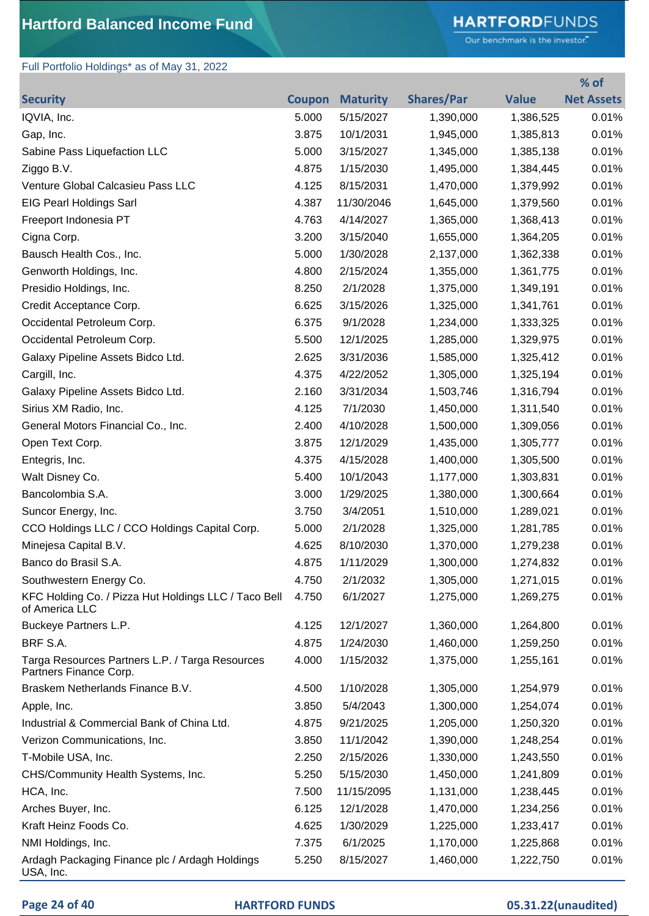# Hartford Balanced Income Fund

Full Portfolio Holdings* as of May 31, 2022

| Security | Coupon | Maturity | Shares/Par | Value | % of Net Assets |
|---|---|---|---|---|---|
| IQVIA, Inc. | 5.000 | 5/15/2027 | 1,390,000 | 1,386,525 | 0.01% |
| Gap, Inc. | 3.875 | 10/1/2031 | 1,945,000 | 1,385,813 | 0.01% |
| Sabine Pass Liquefaction LLC | 5.000 | 3/15/2027 | 1,345,000 | 1,385,138 | 0.01% |
| Ziggo B.V. | 4.875 | 1/15/2030 | 1,495,000 | 1,384,445 | 0.01% |
| Venture Global Calcasieu Pass LLC | 4.125 | 8/15/2031 | 1,470,000 | 1,379,992 | 0.01% |
| EIG Pearl Holdings Sarl | 4.387 | 11/30/2046 | 1,645,000 | 1,379,560 | 0.01% |
| Freeport Indonesia PT | 4.763 | 4/14/2027 | 1,365,000 | 1,368,413 | 0.01% |
| Cigna Corp. | 3.200 | 3/15/2040 | 1,655,000 | 1,364,205 | 0.01% |
| Bausch Health Cos., Inc. | 5.000 | 1/30/2028 | 2,137,000 | 1,362,338 | 0.01% |
| Genworth Holdings, Inc. | 4.800 | 2/15/2024 | 1,355,000 | 1,361,775 | 0.01% |
| Presidio Holdings, Inc. | 8.250 | 2/1/2028 | 1,375,000 | 1,349,191 | 0.01% |
| Credit Acceptance Corp. | 6.625 | 3/15/2026 | 1,325,000 | 1,341,761 | 0.01% |
| Occidental Petroleum Corp. | 6.375 | 9/1/2028 | 1,234,000 | 1,333,325 | 0.01% |
| Occidental Petroleum Corp. | 5.500 | 12/1/2025 | 1,285,000 | 1,329,975 | 0.01% |
| Galaxy Pipeline Assets Bidco Ltd. | 2.625 | 3/31/2036 | 1,585,000 | 1,325,412 | 0.01% |
| Cargill, Inc. | 4.375 | 4/22/2052 | 1,305,000 | 1,325,194 | 0.01% |
| Galaxy Pipeline Assets Bidco Ltd. | 2.160 | 3/31/2034 | 1,503,746 | 1,316,794 | 0.01% |
| Sirius XM Radio, Inc. | 4.125 | 7/1/2030 | 1,450,000 | 1,311,540 | 0.01% |
| General Motors Financial Co., Inc. | 2.400 | 4/10/2028 | 1,500,000 | 1,309,056 | 0.01% |
| Open Text Corp. | 3.875 | 12/1/2029 | 1,435,000 | 1,305,777 | 0.01% |
| Entegris, Inc. | 4.375 | 4/15/2028 | 1,400,000 | 1,305,500 | 0.01% |
| Walt Disney Co. | 5.400 | 10/1/2043 | 1,177,000 | 1,303,831 | 0.01% |
| Bancolombia S.A. | 3.000 | 1/29/2025 | 1,380,000 | 1,300,664 | 0.01% |
| Suncor Energy, Inc. | 3.750 | 3/4/2051 | 1,510,000 | 1,289,021 | 0.01% |
| CCO Holdings LLC / CCO Holdings Capital Corp. | 5.000 | 2/1/2028 | 1,325,000 | 1,281,785 | 0.01% |
| Minejesa Capital B.V. | 4.625 | 8/10/2030 | 1,370,000 | 1,279,238 | 0.01% |
| Banco do Brasil S.A. | 4.875 | 1/11/2029 | 1,300,000 | 1,274,832 | 0.01% |
| Southwestern Energy Co. | 4.750 | 2/1/2032 | 1,305,000 | 1,271,015 | 0.01% |
| KFC Holding Co. / Pizza Hut Holdings LLC / Taco Bell of America LLC | 4.750 | 6/1/2027 | 1,275,000 | 1,269,275 | 0.01% |
| Buckeye Partners L.P. | 4.125 | 12/1/2027 | 1,360,000 | 1,264,800 | 0.01% |
| BRF S.A. | 4.875 | 1/24/2030 | 1,460,000 | 1,259,250 | 0.01% |
| Targa Resources Partners L.P. / Targa Resources Partners Finance Corp. | 4.000 | 1/15/2032 | 1,375,000 | 1,255,161 | 0.01% |
| Braskem Netherlands Finance B.V. | 4.500 | 1/10/2028 | 1,305,000 | 1,254,979 | 0.01% |
| Apple, Inc. | 3.850 | 5/4/2043 | 1,300,000 | 1,254,074 | 0.01% |
| Industrial & Commercial Bank of China Ltd. | 4.875 | 9/21/2025 | 1,205,000 | 1,250,320 | 0.01% |
| Verizon Communications, Inc. | 3.850 | 11/1/2042 | 1,390,000 | 1,248,254 | 0.01% |
| T-Mobile USA, Inc. | 2.250 | 2/15/2026 | 1,330,000 | 1,243,550 | 0.01% |
| CHS/Community Health Systems, Inc. | 5.250 | 5/15/2030 | 1,450,000 | 1,241,809 | 0.01% |
| HCA, Inc. | 7.500 | 11/15/2095 | 1,131,000 | 1,238,445 | 0.01% |
| Arches Buyer, Inc. | 6.125 | 12/1/2028 | 1,470,000 | 1,234,256 | 0.01% |
| Kraft Heinz Foods Co. | 4.625 | 1/30/2029 | 1,225,000 | 1,233,417 | 0.01% |
| NMI Holdings, Inc. | 7.375 | 6/1/2025 | 1,170,000 | 1,225,868 | 0.01% |
| Ardagh Packaging Finance plc / Ardagh Holdings USA, Inc. | 5.250 | 8/15/2027 | 1,460,000 | 1,222,750 | 0.01% |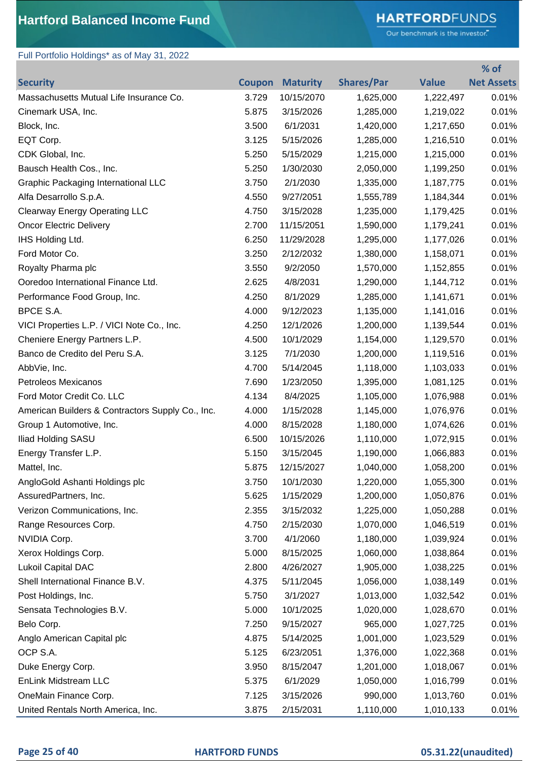# Hartford Balanced Income Fund

Full Portfolio Holdings* as of May 31, 2022

| Security | Coupon | Maturity | Shares/Par | Value | % of Net Assets |
|---|---|---|---|---|---|
| Massachusetts Mutual Life Insurance Co. | 3.729 | 10/15/2070 | 1,625,000 | 1,222,497 | 0.01% |
| Cinemark USA, Inc. | 5.875 | 3/15/2026 | 1,285,000 | 1,219,022 | 0.01% |
| Block, Inc. | 3.500 | 6/1/2031 | 1,420,000 | 1,217,650 | 0.01% |
| EQT Corp. | 3.125 | 5/15/2026 | 1,285,000 | 1,216,510 | 0.01% |
| CDK Global, Inc. | 5.250 | 5/15/2029 | 1,215,000 | 1,215,000 | 0.01% |
| Bausch Health Cos., Inc. | 5.250 | 1/30/2030 | 2,050,000 | 1,199,250 | 0.01% |
| Graphic Packaging International LLC | 3.750 | 2/1/2030 | 1,335,000 | 1,187,775 | 0.01% |
| Alfa Desarrollo S.p.A. | 4.550 | 9/27/2051 | 1,555,789 | 1,184,344 | 0.01% |
| Clearway Energy Operating LLC | 4.750 | 3/15/2028 | 1,235,000 | 1,179,425 | 0.01% |
| Oncor Electric Delivery | 2.700 | 11/15/2051 | 1,590,000 | 1,179,241 | 0.01% |
| IHS Holding Ltd. | 6.250 | 11/29/2028 | 1,295,000 | 1,177,026 | 0.01% |
| Ford Motor Co. | 3.250 | 2/12/2032 | 1,380,000 | 1,158,071 | 0.01% |
| Royalty Pharma plc | 3.550 | 9/2/2050 | 1,570,000 | 1,152,855 | 0.01% |
| Ooredoo International Finance Ltd. | 2.625 | 4/8/2031 | 1,290,000 | 1,144,712 | 0.01% |
| Performance Food Group, Inc. | 4.250 | 8/1/2029 | 1,285,000 | 1,141,671 | 0.01% |
| BPCE S.A. | 4.000 | 9/12/2023 | 1,135,000 | 1,141,016 | 0.01% |
| VICI Properties L.P. / VICI Note Co., Inc. | 4.250 | 12/1/2026 | 1,200,000 | 1,139,544 | 0.01% |
| Cheniere Energy Partners L.P. | 4.500 | 10/1/2029 | 1,154,000 | 1,129,570 | 0.01% |
| Banco de Credito del Peru S.A. | 3.125 | 7/1/2030 | 1,200,000 | 1,119,516 | 0.01% |
| AbbVie, Inc. | 4.700 | 5/14/2045 | 1,118,000 | 1,103,033 | 0.01% |
| Petroleos Mexicanos | 7.690 | 1/23/2050 | 1,395,000 | 1,081,125 | 0.01% |
| Ford Motor Credit Co. LLC | 4.134 | 8/4/2025 | 1,105,000 | 1,076,988 | 0.01% |
| American Builders & Contractors Supply Co., Inc. | 4.000 | 1/15/2028 | 1,145,000 | 1,076,976 | 0.01% |
| Group 1 Automotive, Inc. | 4.000 | 8/15/2028 | 1,180,000 | 1,074,626 | 0.01% |
| Iliad Holding SASU | 6.500 | 10/15/2026 | 1,110,000 | 1,072,915 | 0.01% |
| Energy Transfer L.P. | 5.150 | 3/15/2045 | 1,190,000 | 1,066,883 | 0.01% |
| Mattel, Inc. | 5.875 | 12/15/2027 | 1,040,000 | 1,058,200 | 0.01% |
| AngloGold Ashanti Holdings plc | 3.750 | 10/1/2030 | 1,220,000 | 1,055,300 | 0.01% |
| AssuredPartners, Inc. | 5.625 | 1/15/2029 | 1,200,000 | 1,050,876 | 0.01% |
| Verizon Communications, Inc. | 2.355 | 3/15/2032 | 1,225,000 | 1,050,288 | 0.01% |
| Range Resources Corp. | 4.750 | 2/15/2030 | 1,070,000 | 1,046,519 | 0.01% |
| NVIDIA Corp. | 3.700 | 4/1/2060 | 1,180,000 | 1,039,924 | 0.01% |
| Xerox Holdings Corp. | 5.000 | 8/15/2025 | 1,060,000 | 1,038,864 | 0.01% |
| Lukoil Capital DAC | 2.800 | 4/26/2027 | 1,905,000 | 1,038,225 | 0.01% |
| Shell International Finance B.V. | 4.375 | 5/11/2045 | 1,056,000 | 1,038,149 | 0.01% |
| Post Holdings, Inc. | 5.750 | 3/1/2027 | 1,013,000 | 1,032,542 | 0.01% |
| Sensata Technologies B.V. | 5.000 | 10/1/2025 | 1,020,000 | 1,028,670 | 0.01% |
| Belo Corp. | 7.250 | 9/15/2027 | 965,000 | 1,027,725 | 0.01% |
| Anglo American Capital plc | 4.875 | 5/14/2025 | 1,001,000 | 1,023,529 | 0.01% |
| OCP S.A. | 5.125 | 6/23/2051 | 1,376,000 | 1,022,368 | 0.01% |
| Duke Energy Corp. | 3.950 | 8/15/2047 | 1,201,000 | 1,018,067 | 0.01% |
| EnLink Midstream LLC | 5.375 | 6/1/2029 | 1,050,000 | 1,016,799 | 0.01% |
| OneMain Finance Corp. | 7.125 | 3/15/2026 | 990,000 | 1,013,760 | 0.01% |
| United Rentals North America, Inc. | 3.875 | 2/15/2031 | 1,110,000 | 1,010,133 | 0.01% |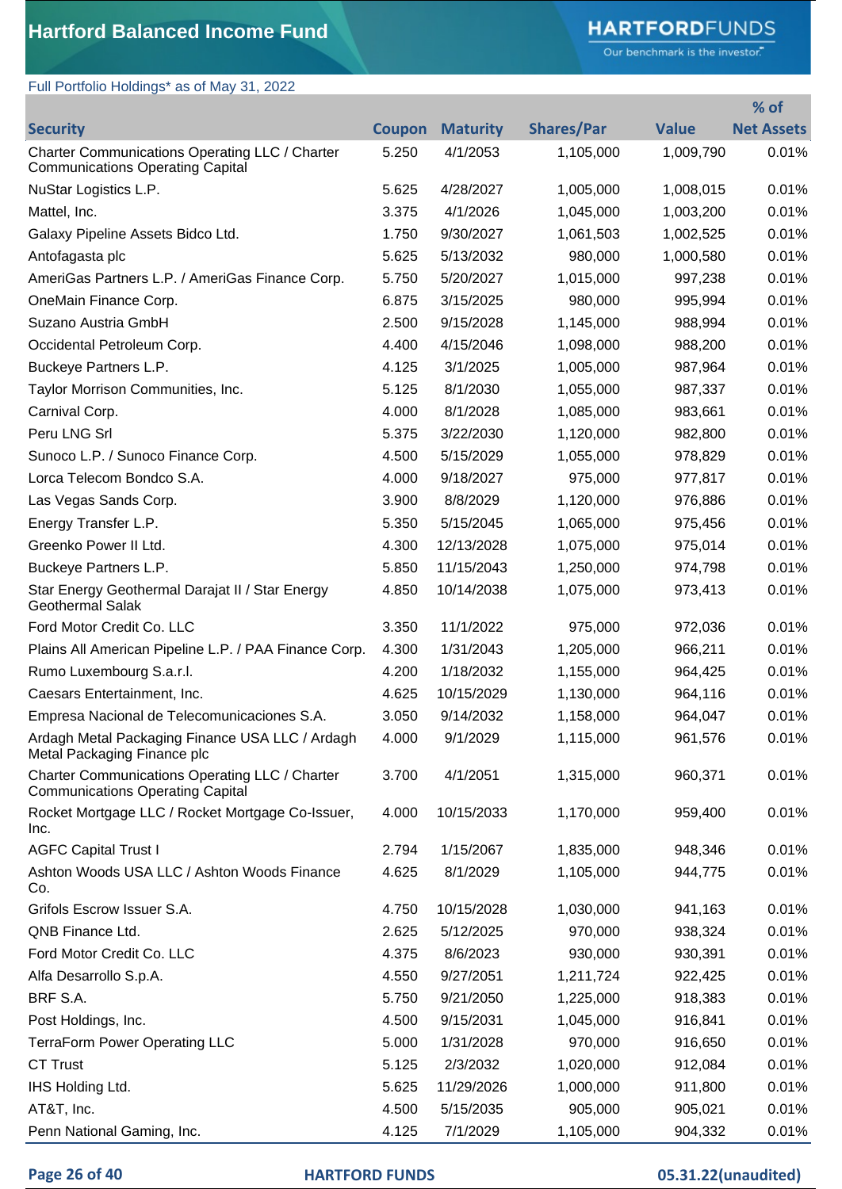# Hartford Balanced Income Fund

Full Portfolio Holdings* as of May 31, 2022

| Security | Coupon | Maturity | Shares/Par | Value | % of Net Assets |
|---|---|---|---|---|---|
| Charter Communications Operating LLC / Charter Communications Operating Capital | 5.250 | 4/1/2053 | 1,105,000 | 1,009,790 | 0.01% |
| NuStar Logistics L.P. | 5.625 | 4/28/2027 | 1,005,000 | 1,008,015 | 0.01% |
| Mattel, Inc. | 3.375 | 4/1/2026 | 1,045,000 | 1,003,200 | 0.01% |
| Galaxy Pipeline Assets Bidco Ltd. | 1.750 | 9/30/2027 | 1,061,503 | 1,002,525 | 0.01% |
| Antofagasta plc | 5.625 | 5/13/2032 | 980,000 | 1,000,580 | 0.01% |
| AmeriGas Partners L.P. / AmeriGas Finance Corp. | 5.750 | 5/20/2027 | 1,015,000 | 997,238 | 0.01% |
| OneMain Finance Corp. | 6.875 | 3/15/2025 | 980,000 | 995,994 | 0.01% |
| Suzano Austria GmbH | 2.500 | 9/15/2028 | 1,145,000 | 988,994 | 0.01% |
| Occidental Petroleum Corp. | 4.400 | 4/15/2046 | 1,098,000 | 988,200 | 0.01% |
| Buckeye Partners L.P. | 4.125 | 3/1/2025 | 1,005,000 | 987,964 | 0.01% |
| Taylor Morrison Communities, Inc. | 5.125 | 8/1/2030 | 1,055,000 | 987,337 | 0.01% |
| Carnival Corp. | 4.000 | 8/1/2028 | 1,085,000 | 983,661 | 0.01% |
| Peru LNG Srl | 5.375 | 3/22/2030 | 1,120,000 | 982,800 | 0.01% |
| Sunoco L.P. / Sunoco Finance Corp. | 4.500 | 5/15/2029 | 1,055,000 | 978,829 | 0.01% |
| Lorca Telecom Bondco S.A. | 4.000 | 9/18/2027 | 975,000 | 977,817 | 0.01% |
| Las Vegas Sands Corp. | 3.900 | 8/8/2029 | 1,120,000 | 976,886 | 0.01% |
| Energy Transfer L.P. | 5.350 | 5/15/2045 | 1,065,000 | 975,456 | 0.01% |
| Greenko Power II Ltd. | 4.300 | 12/13/2028 | 1,075,000 | 975,014 | 0.01% |
| Buckeye Partners L.P. | 5.850 | 11/15/2043 | 1,250,000 | 974,798 | 0.01% |
| Star Energy Geothermal Darajat II / Star Energy Geothermal Salak | 4.850 | 10/14/2038 | 1,075,000 | 973,413 | 0.01% |
| Ford Motor Credit Co. LLC | 3.350 | 11/1/2022 | 975,000 | 972,036 | 0.01% |
| Plains All American Pipeline L.P. / PAA Finance Corp. | 4.300 | 1/31/2043 | 1,205,000 | 966,211 | 0.01% |
| Rumo Luxembourg S.a.r.l. | 4.200 | 1/18/2032 | 1,155,000 | 964,425 | 0.01% |
| Caesars Entertainment, Inc. | 4.625 | 10/15/2029 | 1,130,000 | 964,116 | 0.01% |
| Empresa Nacional de Telecomunicaciones S.A. | 3.050 | 9/14/2032 | 1,158,000 | 964,047 | 0.01% |
| Ardagh Metal Packaging Finance USA LLC / Ardagh Metal Packaging Finance plc | 4.000 | 9/1/2029 | 1,115,000 | 961,576 | 0.01% |
| Charter Communications Operating LLC / Charter Communications Operating Capital | 3.700 | 4/1/2051 | 1,315,000 | 960,371 | 0.01% |
| Rocket Mortgage LLC / Rocket Mortgage Co-Issuer, Inc. | 4.000 | 10/15/2033 | 1,170,000 | 959,400 | 0.01% |
| AGFC Capital Trust I | 2.794 | 1/15/2067 | 1,835,000 | 948,346 | 0.01% |
| Ashton Woods USA LLC / Ashton Woods Finance Co. | 4.625 | 8/1/2029 | 1,105,000 | 944,775 | 0.01% |
| Grifols Escrow Issuer S.A. | 4.750 | 10/15/2028 | 1,030,000 | 941,163 | 0.01% |
| QNB Finance Ltd. | 2.625 | 5/12/2025 | 970,000 | 938,324 | 0.01% |
| Ford Motor Credit Co. LLC | 4.375 | 8/6/2023 | 930,000 | 930,391 | 0.01% |
| Alfa Desarrollo S.p.A. | 4.550 | 9/27/2051 | 1,211,724 | 922,425 | 0.01% |
| BRF S.A. | 5.750 | 9/21/2050 | 1,225,000 | 918,383 | 0.01% |
| Post Holdings, Inc. | 4.500 | 9/15/2031 | 1,045,000 | 916,841 | 0.01% |
| TerraForm Power Operating LLC | 5.000 | 1/31/2028 | 970,000 | 916,650 | 0.01% |
| CT Trust | 5.125 | 2/3/2032 | 1,020,000 | 912,084 | 0.01% |
| IHS Holding Ltd. | 5.625 | 11/29/2026 | 1,000,000 | 911,800 | 0.01% |
| AT&T, Inc. | 4.500 | 5/15/2035 | 905,000 | 905,021 | 0.01% |
| Penn National Gaming, Inc. | 4.125 | 7/1/2029 | 1,105,000 | 904,332 | 0.01% |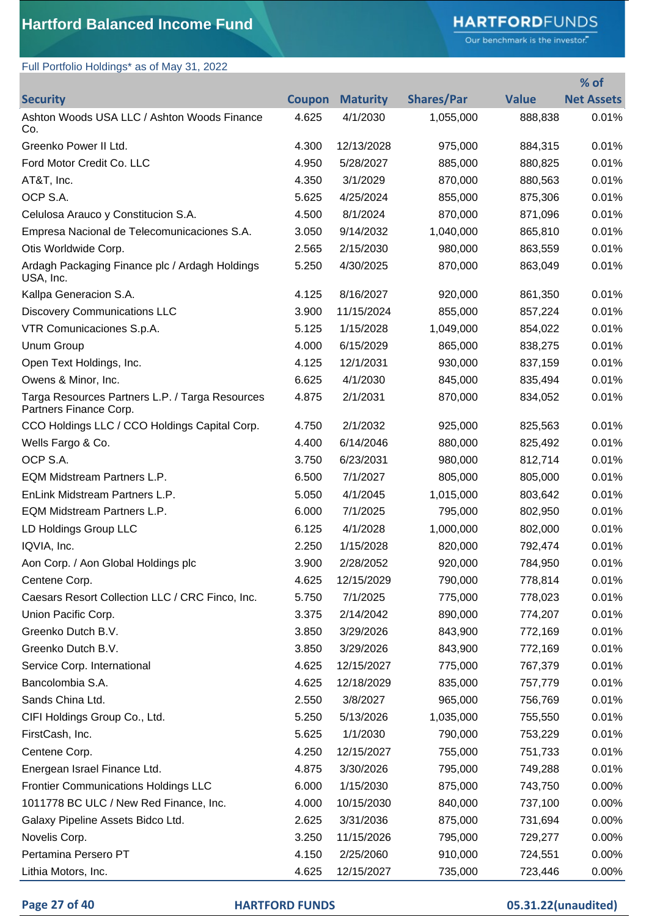# Hartford Balanced Income Fund

Full Portfolio Holdings* as of May 31, 2022

| Security | Coupon | Maturity | Shares/Par | Value | % of Net Assets |
|---|---|---|---|---|---|
| Ashton Woods USA LLC / Ashton Woods Finance Co. | 4.625 | 4/1/2030 | 1,055,000 | 888,838 | 0.01% |
| Greenko Power II Ltd. | 4.300 | 12/13/2028 | 975,000 | 884,315 | 0.01% |
| Ford Motor Credit Co. LLC | 4.950 | 5/28/2027 | 885,000 | 880,825 | 0.01% |
| AT&T, Inc. | 4.350 | 3/1/2029 | 870,000 | 880,563 | 0.01% |
| OCP S.A. | 5.625 | 4/25/2024 | 855,000 | 875,306 | 0.01% |
| Celulosa Arauco y Constitucion S.A. | 4.500 | 8/1/2024 | 870,000 | 871,096 | 0.01% |
| Empresa Nacional de Telecomunicaciones S.A. | 3.050 | 9/14/2032 | 1,040,000 | 865,810 | 0.01% |
| Otis Worldwide Corp. | 2.565 | 2/15/2030 | 980,000 | 863,559 | 0.01% |
| Ardagh Packaging Finance plc / Ardagh Holdings USA, Inc. | 5.250 | 4/30/2025 | 870,000 | 863,049 | 0.01% |
| Kallpa Generacion S.A. | 4.125 | 8/16/2027 | 920,000 | 861,350 | 0.01% |
| Discovery Communications LLC | 3.900 | 11/15/2024 | 855,000 | 857,224 | 0.01% |
| VTR Comunicaciones S.p.A. | 5.125 | 1/15/2028 | 1,049,000 | 854,022 | 0.01% |
| Unum Group | 4.000 | 6/15/2029 | 865,000 | 838,275 | 0.01% |
| Open Text Holdings, Inc. | 4.125 | 12/1/2031 | 930,000 | 837,159 | 0.01% |
| Owens & Minor, Inc. | 6.625 | 4/1/2030 | 845,000 | 835,494 | 0.01% |
| Targa Resources Partners L.P. / Targa Resources Partners Finance Corp. | 4.875 | 2/1/2031 | 870,000 | 834,052 | 0.01% |
| CCO Holdings LLC / CCO Holdings Capital Corp. | 4.750 | 2/1/2032 | 925,000 | 825,563 | 0.01% |
| Wells Fargo & Co. | 4.400 | 6/14/2046 | 880,000 | 825,492 | 0.01% |
| OCP S.A. | 3.750 | 6/23/2031 | 980,000 | 812,714 | 0.01% |
| EQM Midstream Partners L.P. | 6.500 | 7/1/2027 | 805,000 | 805,000 | 0.01% |
| EnLink Midstream Partners L.P. | 5.050 | 4/1/2045 | 1,015,000 | 803,642 | 0.01% |
| EQM Midstream Partners L.P. | 6.000 | 7/1/2025 | 795,000 | 802,950 | 0.01% |
| LD Holdings Group LLC | 6.125 | 4/1/2028 | 1,000,000 | 802,000 | 0.01% |
| IQVIA, Inc. | 2.250 | 1/15/2028 | 820,000 | 792,474 | 0.01% |
| Aon Corp. / Aon Global Holdings plc | 3.900 | 2/28/2052 | 920,000 | 784,950 | 0.01% |
| Centene Corp. | 4.625 | 12/15/2029 | 790,000 | 778,814 | 0.01% |
| Caesars Resort Collection LLC / CRC Finco, Inc. | 5.750 | 7/1/2025 | 775,000 | 778,023 | 0.01% |
| Union Pacific Corp. | 3.375 | 2/14/2042 | 890,000 | 774,207 | 0.01% |
| Greenko Dutch B.V. | 3.850 | 3/29/2026 | 843,900 | 772,169 | 0.01% |
| Greenko Dutch B.V. | 3.850 | 3/29/2026 | 843,900 | 772,169 | 0.01% |
| Service Corp. International | 4.625 | 12/15/2027 | 775,000 | 767,379 | 0.01% |
| Bancolombia S.A. | 4.625 | 12/18/2029 | 835,000 | 757,779 | 0.01% |
| Sands China Ltd. | 2.550 | 3/8/2027 | 965,000 | 756,769 | 0.01% |
| CIFI Holdings Group Co., Ltd. | 5.250 | 5/13/2026 | 1,035,000 | 755,550 | 0.01% |
| FirstCash, Inc. | 5.625 | 1/1/2030 | 790,000 | 753,229 | 0.01% |
| Centene Corp. | 4.250 | 12/15/2027 | 755,000 | 751,733 | 0.01% |
| Energean Israel Finance Ltd. | 4.875 | 3/30/2026 | 795,000 | 749,288 | 0.01% |
| Frontier Communications Holdings LLC | 6.000 | 1/15/2030 | 875,000 | 743,750 | 0.00% |
| 1011778 BC ULC / New Red Finance, Inc. | 4.000 | 10/15/2030 | 840,000 | 737,100 | 0.00% |
| Galaxy Pipeline Assets Bidco Ltd. | 2.625 | 3/31/2036 | 875,000 | 731,694 | 0.00% |
| Novelis Corp. | 3.250 | 11/15/2026 | 795,000 | 729,277 | 0.00% |
| Pertamina Persero PT | 4.150 | 2/25/2060 | 910,000 | 724,551 | 0.00% |
| Lithia Motors, Inc. | 4.625 | 12/15/2027 | 735,000 | 723,446 | 0.00% |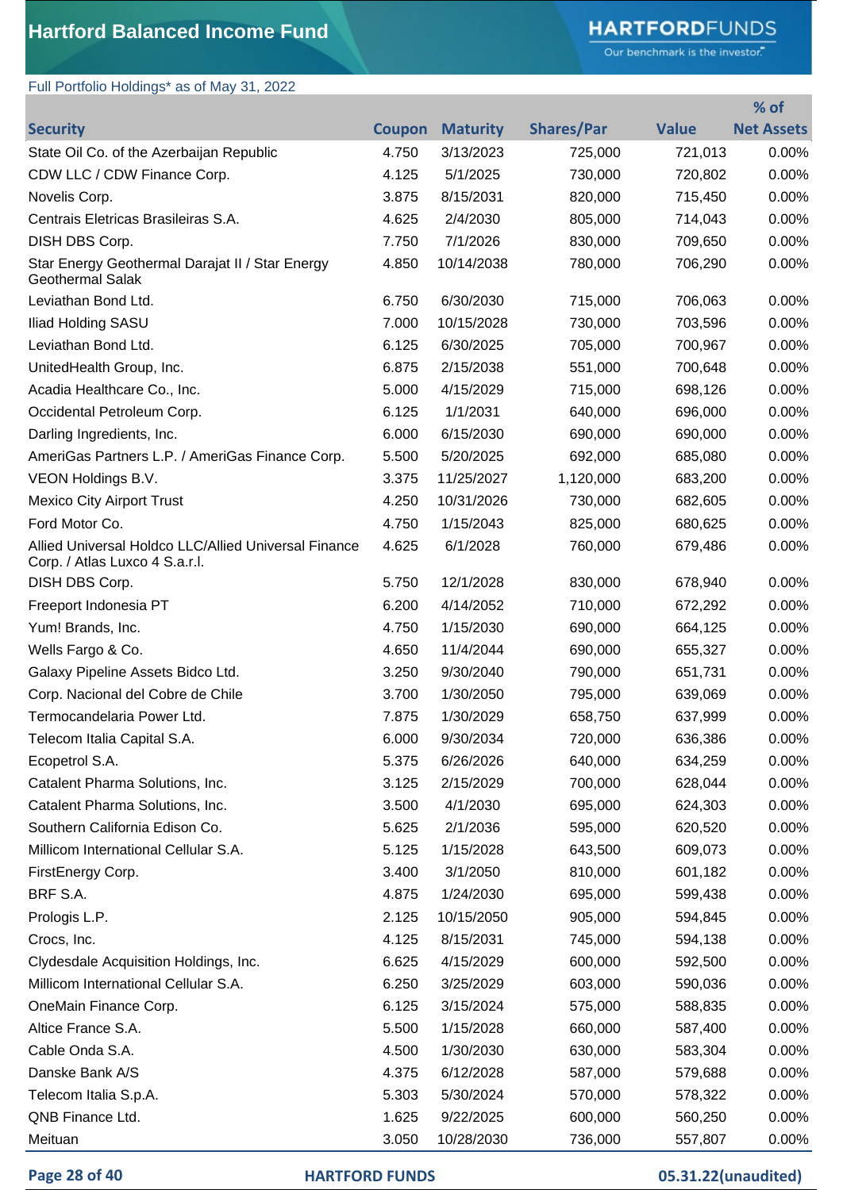# Hartford Balanced Income Fund

Full Portfolio Holdings* as of May 31, 2022

| Security | Coupon | Maturity | Shares/Par | Value | % of Net Assets |
|---|---|---|---|---|---|
| State Oil Co. of the Azerbaijan Republic | 4.750 | 3/13/2023 | 725,000 | 721,013 | 0.00% |
| CDW LLC / CDW Finance Corp. | 4.125 | 5/1/2025 | 730,000 | 720,802 | 0.00% |
| Novelis Corp. | 3.875 | 8/15/2031 | 820,000 | 715,450 | 0.00% |
| Centrais Eletricas Brasileiras S.A. | 4.625 | 2/4/2030 | 805,000 | 714,043 | 0.00% |
| DISH DBS Corp. | 7.750 | 7/1/2026 | 830,000 | 709,650 | 0.00% |
| Star Energy Geothermal Darajat II / Star Energy Geothermal Salak | 4.850 | 10/14/2038 | 780,000 | 706,290 | 0.00% |
| Leviathan Bond Ltd. | 6.750 | 6/30/2030 | 715,000 | 706,063 | 0.00% |
| Iliad Holding SASU | 7.000 | 10/15/2028 | 730,000 | 703,596 | 0.00% |
| Leviathan Bond Ltd. | 6.125 | 6/30/2025 | 705,000 | 700,967 | 0.00% |
| UnitedHealth Group, Inc. | 6.875 | 2/15/2038 | 551,000 | 700,648 | 0.00% |
| Acadia Healthcare Co., Inc. | 5.000 | 4/15/2029 | 715,000 | 698,126 | 0.00% |
| Occidental Petroleum Corp. | 6.125 | 1/1/2031 | 640,000 | 696,000 | 0.00% |
| Darling Ingredients, Inc. | 6.000 | 6/15/2030 | 690,000 | 690,000 | 0.00% |
| AmeriGas Partners L.P. / AmeriGas Finance Corp. | 5.500 | 5/20/2025 | 692,000 | 685,080 | 0.00% |
| VEON Holdings B.V. | 3.375 | 11/25/2027 | 1,120,000 | 683,200 | 0.00% |
| Mexico City Airport Trust | 4.250 | 10/31/2026 | 730,000 | 682,605 | 0.00% |
| Ford Motor Co. | 4.750 | 1/15/2043 | 825,000 | 680,625 | 0.00% |
| Allied Universal Holdco LLC/Allied Universal Finance Corp. / Atlas Luxco 4 S.a.r.l. | 4.625 | 6/1/2028 | 760,000 | 679,486 | 0.00% |
| DISH DBS Corp. | 5.750 | 12/1/2028 | 830,000 | 678,940 | 0.00% |
| Freeport Indonesia PT | 6.200 | 4/14/2052 | 710,000 | 672,292 | 0.00% |
| Yum! Brands, Inc. | 4.750 | 1/15/2030 | 690,000 | 664,125 | 0.00% |
| Wells Fargo & Co. | 4.650 | 11/4/2044 | 690,000 | 655,327 | 0.00% |
| Galaxy Pipeline Assets Bidco Ltd. | 3.250 | 9/30/2040 | 790,000 | 651,731 | 0.00% |
| Corp. Nacional del Cobre de Chile | 3.700 | 1/30/2050 | 795,000 | 639,069 | 0.00% |
| Termocandelaria Power Ltd. | 7.875 | 1/30/2029 | 658,750 | 637,999 | 0.00% |
| Telecom Italia Capital S.A. | 6.000 | 9/30/2034 | 720,000 | 636,386 | 0.00% |
| Ecopetrol S.A. | 5.375 | 6/26/2026 | 640,000 | 634,259 | 0.00% |
| Catalent Pharma Solutions, Inc. | 3.125 | 2/15/2029 | 700,000 | 628,044 | 0.00% |
| Catalent Pharma Solutions, Inc. | 3.500 | 4/1/2030 | 695,000 | 624,303 | 0.00% |
| Southern California Edison Co. | 5.625 | 2/1/2036 | 595,000 | 620,520 | 0.00% |
| Millicom International Cellular S.A. | 5.125 | 1/15/2028 | 643,500 | 609,073 | 0.00% |
| FirstEnergy Corp. | 3.400 | 3/1/2050 | 810,000 | 601,182 | 0.00% |
| BRF S.A. | 4.875 | 1/24/2030 | 695,000 | 599,438 | 0.00% |
| Prologis L.P. | 2.125 | 10/15/2050 | 905,000 | 594,845 | 0.00% |
| Crocs, Inc. | 4.125 | 8/15/2031 | 745,000 | 594,138 | 0.00% |
| Clydesdale Acquisition Holdings, Inc. | 6.625 | 4/15/2029 | 600,000 | 592,500 | 0.00% |
| Millicom International Cellular S.A. | 6.250 | 3/25/2029 | 603,000 | 590,036 | 0.00% |
| OneMain Finance Corp. | 6.125 | 3/15/2024 | 575,000 | 588,835 | 0.00% |
| Altice France S.A. | 5.500 | 1/15/2028 | 660,000 | 587,400 | 0.00% |
| Cable Onda S.A. | 4.500 | 1/30/2030 | 630,000 | 583,304 | 0.00% |
| Danske Bank A/S | 4.375 | 6/12/2028 | 587,000 | 579,688 | 0.00% |
| Telecom Italia S.p.A. | 5.303 | 5/30/2024 | 570,000 | 578,322 | 0.00% |
| QNB Finance Ltd. | 1.625 | 9/22/2025 | 600,000 | 560,250 | 0.00% |
| Meituan | 3.050 | 10/28/2030 | 736,000 | 557,807 | 0.00% |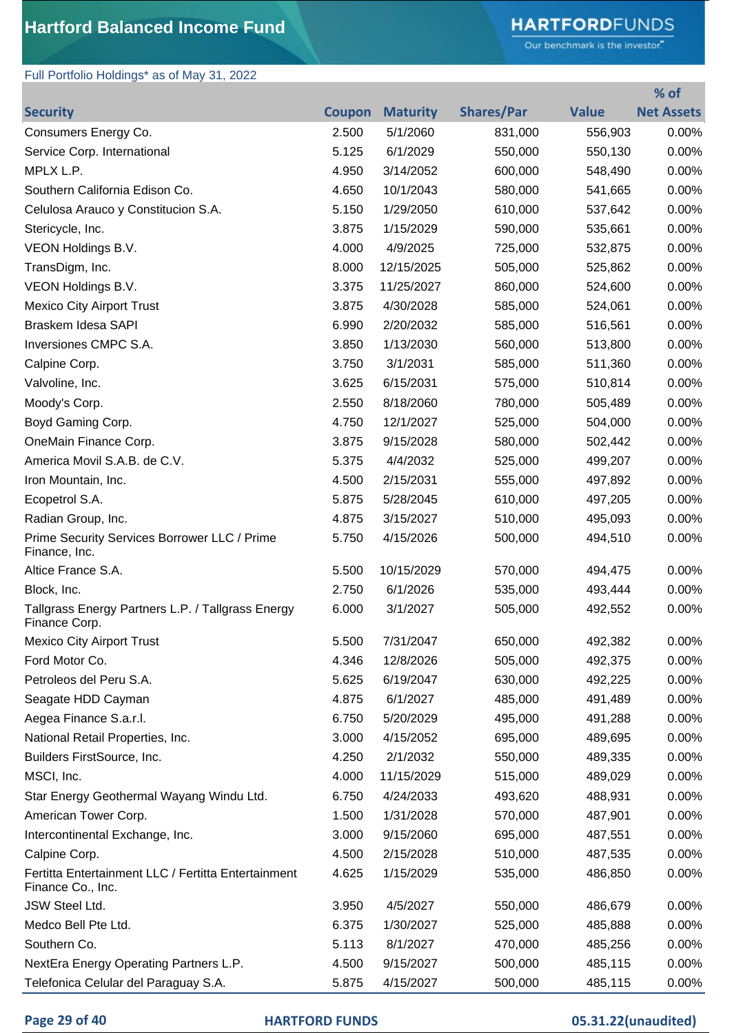# Hartford Balanced Income Fund

Full Portfolio Holdings* as of May 31, 2022

| Security | Coupon | Maturity | Shares/Par | Value | % of Net Assets |
|---|---|---|---|---|---|
| Consumers Energy Co. | 2.500 | 5/1/2060 | 831,000 | 556,903 | 0.00% |
| Service Corp. International | 5.125 | 6/1/2029 | 550,000 | 550,130 | 0.00% |
| MPLX L.P. | 4.950 | 3/14/2052 | 600,000 | 548,490 | 0.00% |
| Southern California Edison Co. | 4.650 | 10/1/2043 | 580,000 | 541,665 | 0.00% |
| Celulosa Arauco y Constitucion S.A. | 5.150 | 1/29/2050 | 610,000 | 537,642 | 0.00% |
| Stericycle, Inc. | 3.875 | 1/15/2029 | 590,000 | 535,661 | 0.00% |
| VEON Holdings B.V. | 4.000 | 4/9/2025 | 725,000 | 532,875 | 0.00% |
| TransDigm, Inc. | 8.000 | 12/15/2025 | 505,000 | 525,862 | 0.00% |
| VEON Holdings B.V. | 3.375 | 11/25/2027 | 860,000 | 524,600 | 0.00% |
| Mexico City Airport Trust | 3.875 | 4/30/2028 | 585,000 | 524,061 | 0.00% |
| Braskem Idesa SAPI | 6.990 | 2/20/2032 | 585,000 | 516,561 | 0.00% |
| Inversiones CMPC S.A. | 3.850 | 1/13/2030 | 560,000 | 513,800 | 0.00% |
| Calpine Corp. | 3.750 | 3/1/2031 | 585,000 | 511,360 | 0.00% |
| Valvoline, Inc. | 3.625 | 6/15/2031 | 575,000 | 510,814 | 0.00% |
| Moody's Corp. | 2.550 | 8/18/2060 | 780,000 | 505,489 | 0.00% |
| Boyd Gaming Corp. | 4.750 | 12/1/2027 | 525,000 | 504,000 | 0.00% |
| OneMain Finance Corp. | 3.875 | 9/15/2028 | 580,000 | 502,442 | 0.00% |
| America Movil S.A.B. de C.V. | 5.375 | 4/4/2032 | 525,000 | 499,207 | 0.00% |
| Iron Mountain, Inc. | 4.500 | 2/15/2031 | 555,000 | 497,892 | 0.00% |
| Ecopetrol S.A. | 5.875 | 5/28/2045 | 610,000 | 497,205 | 0.00% |
| Radian Group, Inc. | 4.875 | 3/15/2027 | 510,000 | 495,093 | 0.00% |
| Prime Security Services Borrower LLC / Prime Finance, Inc. | 5.750 | 4/15/2026 | 500,000 | 494,510 | 0.00% |
| Altice France S.A. | 5.500 | 10/15/2029 | 570,000 | 494,475 | 0.00% |
| Block, Inc. | 2.750 | 6/1/2026 | 535,000 | 493,444 | 0.00% |
| Tallgrass Energy Partners L.P. / Tallgrass Energy Finance Corp. | 6.000 | 3/1/2027 | 505,000 | 492,552 | 0.00% |
| Mexico City Airport Trust | 5.500 | 7/31/2047 | 650,000 | 492,382 | 0.00% |
| Ford Motor Co. | 4.346 | 12/8/2026 | 505,000 | 492,375 | 0.00% |
| Petroleos del Peru S.A. | 5.625 | 6/19/2047 | 630,000 | 492,225 | 0.00% |
| Seagate HDD Cayman | 4.875 | 6/1/2027 | 485,000 | 491,489 | 0.00% |
| Aegea Finance S.a.r.l. | 6.750 | 5/20/2029 | 495,000 | 491,288 | 0.00% |
| National Retail Properties, Inc. | 3.000 | 4/15/2052 | 695,000 | 489,695 | 0.00% |
| Builders FirstSource, Inc. | 4.250 | 2/1/2032 | 550,000 | 489,335 | 0.00% |
| MSCI, Inc. | 4.000 | 11/15/2029 | 515,000 | 489,029 | 0.00% |
| Star Energy Geothermal Wayang Windu Ltd. | 6.750 | 4/24/2033 | 493,620 | 488,931 | 0.00% |
| American Tower Corp. | 1.500 | 1/31/2028 | 570,000 | 487,901 | 0.00% |
| Intercontinental Exchange, Inc. | 3.000 | 9/15/2060 | 695,000 | 487,551 | 0.00% |
| Calpine Corp. | 4.500 | 2/15/2028 | 510,000 | 487,535 | 0.00% |
| Fertitta Entertainment LLC / Fertitta Entertainment Finance Co., Inc. | 4.625 | 1/15/2029 | 535,000 | 486,850 | 0.00% |
| JSW Steel Ltd. | 3.950 | 4/5/2027 | 550,000 | 486,679 | 0.00% |
| Medco Bell Pte Ltd. | 6.375 | 1/30/2027 | 525,000 | 485,888 | 0.00% |
| Southern Co. | 5.113 | 8/1/2027 | 470,000 | 485,256 | 0.00% |
| NextEra Energy Operating Partners L.P. | 4.500 | 9/15/2027 | 500,000 | 485,115 | 0.00% |
| Telefonica Celular del Paraguay S.A. | 5.875 | 4/15/2027 | 500,000 | 485,115 | 0.00% |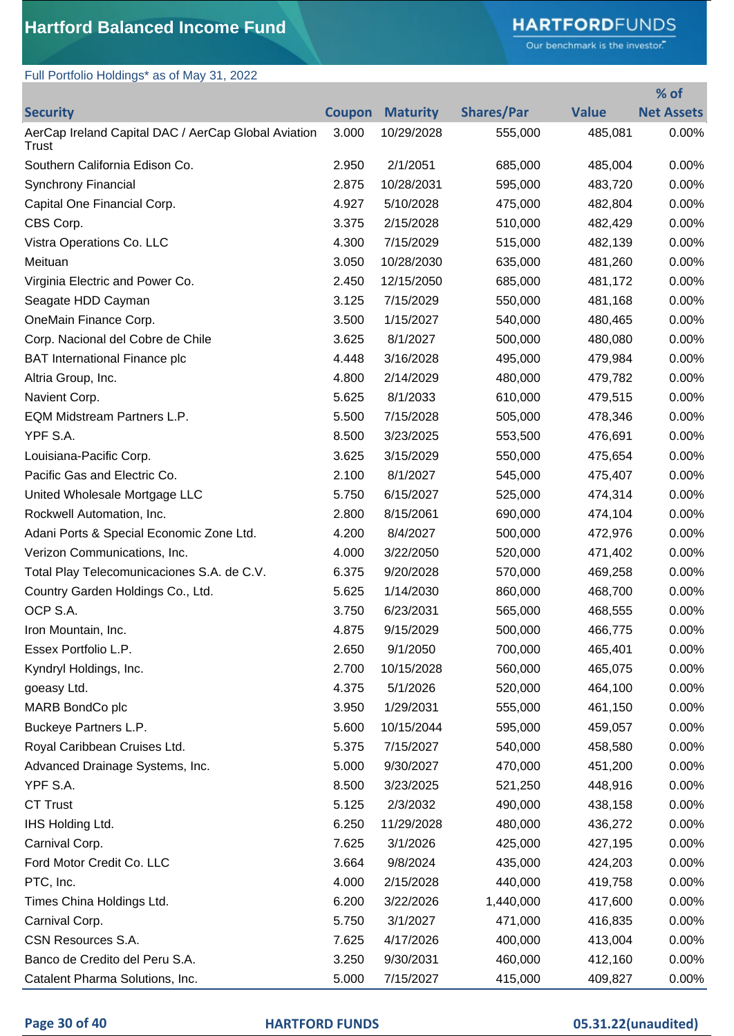# Hartford Balanced Income Fund

Full Portfolio Holdings* as of May 31, 2022

| Security | Coupon | Maturity | Shares/Par | Value | % of Net Assets |
|---|---|---|---|---|---|
| AerCap Ireland Capital DAC / AerCap Global Aviation Trust | 3.000 | 10/29/2028 | 555,000 | 485,081 | 0.00% |
| Southern California Edison Co. | 2.950 | 2/1/2051 | 685,000 | 485,004 | 0.00% |
| Synchrony Financial | 2.875 | 10/28/2031 | 595,000 | 483,720 | 0.00% |
| Capital One Financial Corp. | 4.927 | 5/10/2028 | 475,000 | 482,804 | 0.00% |
| CBS Corp. | 3.375 | 2/15/2028 | 510,000 | 482,429 | 0.00% |
| Vistra Operations Co. LLC | 4.300 | 7/15/2029 | 515,000 | 482,139 | 0.00% |
| Meituan | 3.050 | 10/28/2030 | 635,000 | 481,260 | 0.00% |
| Virginia Electric and Power Co. | 2.450 | 12/15/2050 | 685,000 | 481,172 | 0.00% |
| Seagate HDD Cayman | 3.125 | 7/15/2029 | 550,000 | 481,168 | 0.00% |
| OneMain Finance Corp. | 3.500 | 1/15/2027 | 540,000 | 480,465 | 0.00% |
| Corp. Nacional del Cobre de Chile | 3.625 | 8/1/2027 | 500,000 | 480,080 | 0.00% |
| BAT International Finance plc | 4.448 | 3/16/2028 | 495,000 | 479,984 | 0.00% |
| Altria Group, Inc. | 4.800 | 2/14/2029 | 480,000 | 479,782 | 0.00% |
| Navient Corp. | 5.625 | 8/1/2033 | 610,000 | 479,515 | 0.00% |
| EQM Midstream Partners L.P. | 5.500 | 7/15/2028 | 505,000 | 478,346 | 0.00% |
| YPF S.A. | 8.500 | 3/23/2025 | 553,500 | 476,691 | 0.00% |
| Louisiana-Pacific Corp. | 3.625 | 3/15/2029 | 550,000 | 475,654 | 0.00% |
| Pacific Gas and Electric Co. | 2.100 | 8/1/2027 | 545,000 | 475,407 | 0.00% |
| United Wholesale Mortgage LLC | 5.750 | 6/15/2027 | 525,000 | 474,314 | 0.00% |
| Rockwell Automation, Inc. | 2.800 | 8/15/2061 | 690,000 | 474,104 | 0.00% |
| Adani Ports & Special Economic Zone Ltd. | 4.200 | 8/4/2027 | 500,000 | 472,976 | 0.00% |
| Verizon Communications, Inc. | 4.000 | 3/22/2050 | 520,000 | 471,402 | 0.00% |
| Total Play Telecomunicaciones S.A. de C.V. | 6.375 | 9/20/2028 | 570,000 | 469,258 | 0.00% |
| Country Garden Holdings Co., Ltd. | 5.625 | 1/14/2030 | 860,000 | 468,700 | 0.00% |
| OCP S.A. | 3.750 | 6/23/2031 | 565,000 | 468,555 | 0.00% |
| Iron Mountain, Inc. | 4.875 | 9/15/2029 | 500,000 | 466,775 | 0.00% |
| Essex Portfolio L.P. | 2.650 | 9/1/2050 | 700,000 | 465,401 | 0.00% |
| Kyndryl Holdings, Inc. | 2.700 | 10/15/2028 | 560,000 | 465,075 | 0.00% |
| goeasy Ltd. | 4.375 | 5/1/2026 | 520,000 | 464,100 | 0.00% |
| MARB BondCo plc | 3.950 | 1/29/2031 | 555,000 | 461,150 | 0.00% |
| Buckeye Partners L.P. | 5.600 | 10/15/2044 | 595,000 | 459,057 | 0.00% |
| Royal Caribbean Cruises Ltd. | 5.375 | 7/15/2027 | 540,000 | 458,580 | 0.00% |
| Advanced Drainage Systems, Inc. | 5.000 | 9/30/2027 | 470,000 | 451,200 | 0.00% |
| YPF S.A. | 8.500 | 3/23/2025 | 521,250 | 448,916 | 0.00% |
| CT Trust | 5.125 | 2/3/2032 | 490,000 | 438,158 | 0.00% |
| IHS Holding Ltd. | 6.250 | 11/29/2028 | 480,000 | 436,272 | 0.00% |
| Carnival Corp. | 7.625 | 3/1/2026 | 425,000 | 427,195 | 0.00% |
| Ford Motor Credit Co. LLC | 3.664 | 9/8/2024 | 435,000 | 424,203 | 0.00% |
| PTC, Inc. | 4.000 | 2/15/2028 | 440,000 | 419,758 | 0.00% |
| Times China Holdings Ltd. | 6.200 | 3/22/2026 | 1,440,000 | 417,600 | 0.00% |
| Carnival Corp. | 5.750 | 3/1/2027 | 471,000 | 416,835 | 0.00% |
| CSN Resources S.A. | 7.625 | 4/17/2026 | 400,000 | 413,004 | 0.00% |
| Banco de Credito del Peru S.A. | 3.250 | 9/30/2031 | 460,000 | 412,160 | 0.00% |
| Catalent Pharma Solutions, Inc. | 5.000 | 7/15/2027 | 415,000 | 409,827 | 0.00% |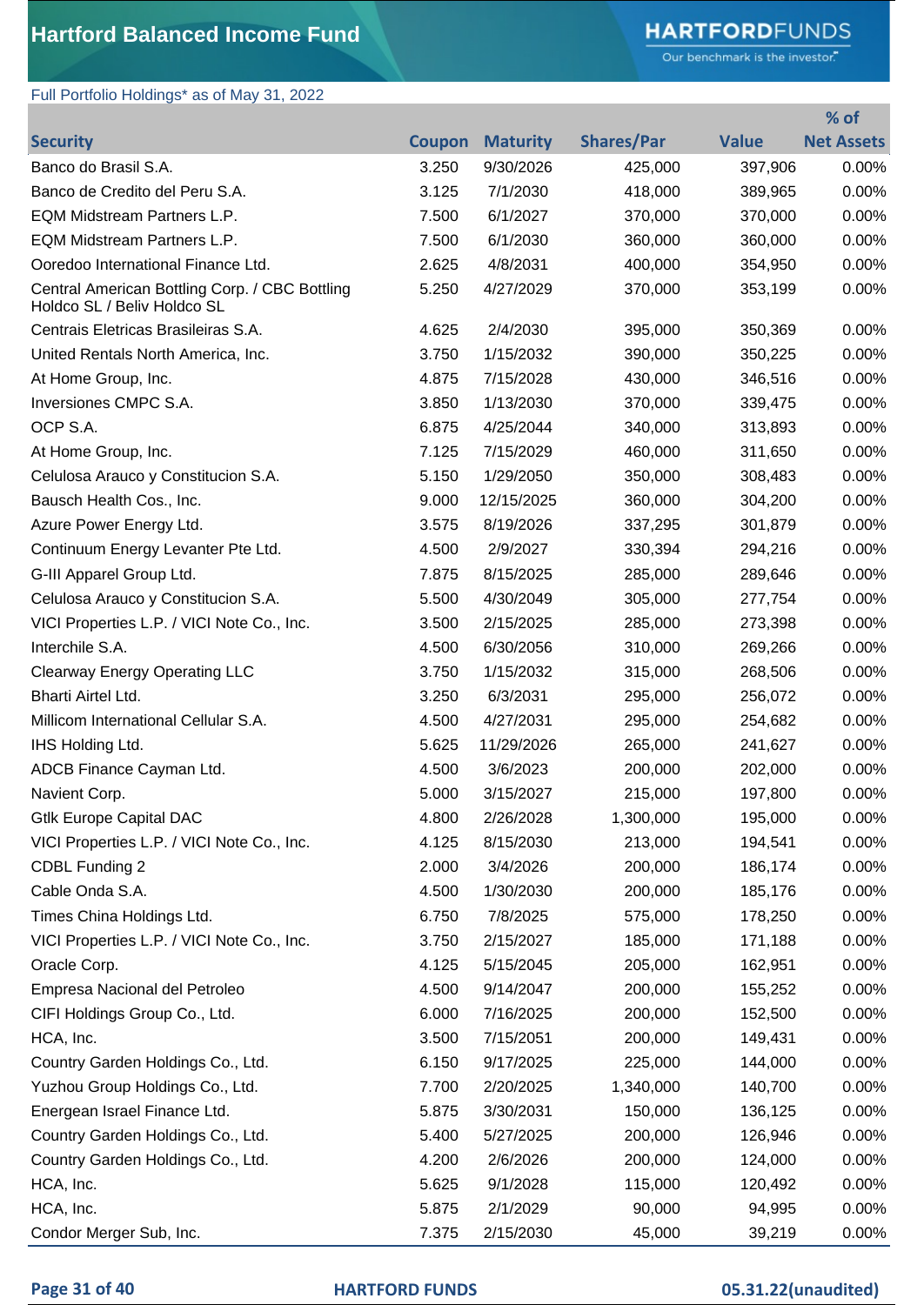# Hartford Balanced Income Fund

Full Portfolio Holdings* as of May 31, 2022

| Security | Coupon | Maturity | Shares/Par | Value | % of Net Assets |
|---|---|---|---|---|---|
| Banco do Brasil S.A. | 3.250 | 9/30/2026 | 425,000 | 397,906 | 0.00% |
| Banco de Credito del Peru S.A. | 3.125 | 7/1/2030 | 418,000 | 389,965 | 0.00% |
| EQM Midstream Partners L.P. | 7.500 | 6/1/2027 | 370,000 | 370,000 | 0.00% |
| EQM Midstream Partners L.P. | 7.500 | 6/1/2030 | 360,000 | 360,000 | 0.00% |
| Ooredoo International Finance Ltd. | 2.625 | 4/8/2031 | 400,000 | 354,950 | 0.00% |
| Central American Bottling Corp. / CBC Bottling Holdco SL / Beliv Holdco SL | 5.250 | 4/27/2029 | 370,000 | 353,199 | 0.00% |
| Centrais Eletricas Brasileiras S.A. | 4.625 | 2/4/2030 | 395,000 | 350,369 | 0.00% |
| United Rentals North America, Inc. | 3.750 | 1/15/2032 | 390,000 | 350,225 | 0.00% |
| At Home Group, Inc. | 4.875 | 7/15/2028 | 430,000 | 346,516 | 0.00% |
| Inversiones CMPC S.A. | 3.850 | 1/13/2030 | 370,000 | 339,475 | 0.00% |
| OCP S.A. | 6.875 | 4/25/2044 | 340,000 | 313,893 | 0.00% |
| At Home Group, Inc. | 7.125 | 7/15/2029 | 460,000 | 311,650 | 0.00% |
| Celulosa Arauco y Constitucion S.A. | 5.150 | 1/29/2050 | 350,000 | 308,483 | 0.00% |
| Bausch Health Cos., Inc. | 9.000 | 12/15/2025 | 360,000 | 304,200 | 0.00% |
| Azure Power Energy Ltd. | 3.575 | 8/19/2026 | 337,295 | 301,879 | 0.00% |
| Continuum Energy Levanter Pte Ltd. | 4.500 | 2/9/2027 | 330,394 | 294,216 | 0.00% |
| G-III Apparel Group Ltd. | 7.875 | 8/15/2025 | 285,000 | 289,646 | 0.00% |
| Celulosa Arauco y Constitucion S.A. | 5.500 | 4/30/2049 | 305,000 | 277,754 | 0.00% |
| VICI Properties L.P. / VICI Note Co., Inc. | 3.500 | 2/15/2025 | 285,000 | 273,398 | 0.00% |
| Interchile S.A. | 4.500 | 6/30/2056 | 310,000 | 269,266 | 0.00% |
| Clearway Energy Operating LLC | 3.750 | 1/15/2032 | 315,000 | 268,506 | 0.00% |
| Bharti Airtel Ltd. | 3.250 | 6/3/2031 | 295,000 | 256,072 | 0.00% |
| Millicom International Cellular S.A. | 4.500 | 4/27/2031 | 295,000 | 254,682 | 0.00% |
| IHS Holding Ltd. | 5.625 | 11/29/2026 | 265,000 | 241,627 | 0.00% |
| ADCB Finance Cayman Ltd. | 4.500 | 3/6/2023 | 200,000 | 202,000 | 0.00% |
| Navient Corp. | 5.000 | 3/15/2027 | 215,000 | 197,800 | 0.00% |
| Gtlk Europe Capital DAC | 4.800 | 2/26/2028 | 1,300,000 | 195,000 | 0.00% |
| VICI Properties L.P. / VICI Note Co., Inc. | 4.125 | 8/15/2030 | 213,000 | 194,541 | 0.00% |
| CDBL Funding 2 | 2.000 | 3/4/2026 | 200,000 | 186,174 | 0.00% |
| Cable Onda S.A. | 4.500 | 1/30/2030 | 200,000 | 185,176 | 0.00% |
| Times China Holdings Ltd. | 6.750 | 7/8/2025 | 575,000 | 178,250 | 0.00% |
| VICI Properties L.P. / VICI Note Co., Inc. | 3.750 | 2/15/2027 | 185,000 | 171,188 | 0.00% |
| Oracle Corp. | 4.125 | 5/15/2045 | 205,000 | 162,951 | 0.00% |
| Empresa Nacional del Petroleo | 4.500 | 9/14/2047 | 200,000 | 155,252 | 0.00% |
| CIFI Holdings Group Co., Ltd. | 6.000 | 7/16/2025 | 200,000 | 152,500 | 0.00% |
| HCA, Inc. | 3.500 | 7/15/2051 | 200,000 | 149,431 | 0.00% |
| Country Garden Holdings Co., Ltd. | 6.150 | 9/17/2025 | 225,000 | 144,000 | 0.00% |
| Yuzhou Group Holdings Co., Ltd. | 7.700 | 2/20/2025 | 1,340,000 | 140,700 | 0.00% |
| Energean Israel Finance Ltd. | 5.875 | 3/30/2031 | 150,000 | 136,125 | 0.00% |
| Country Garden Holdings Co., Ltd. | 5.400 | 5/27/2025 | 200,000 | 126,946 | 0.00% |
| Country Garden Holdings Co., Ltd. | 4.200 | 2/6/2026 | 200,000 | 124,000 | 0.00% |
| HCA, Inc. | 5.625 | 9/1/2028 | 115,000 | 120,492 | 0.00% |
| HCA, Inc. | 5.875 | 2/1/2029 | 90,000 | 94,995 | 0.00% |
| Condor Merger Sub, Inc. | 7.375 | 2/15/2030 | 45,000 | 39,219 | 0.00% |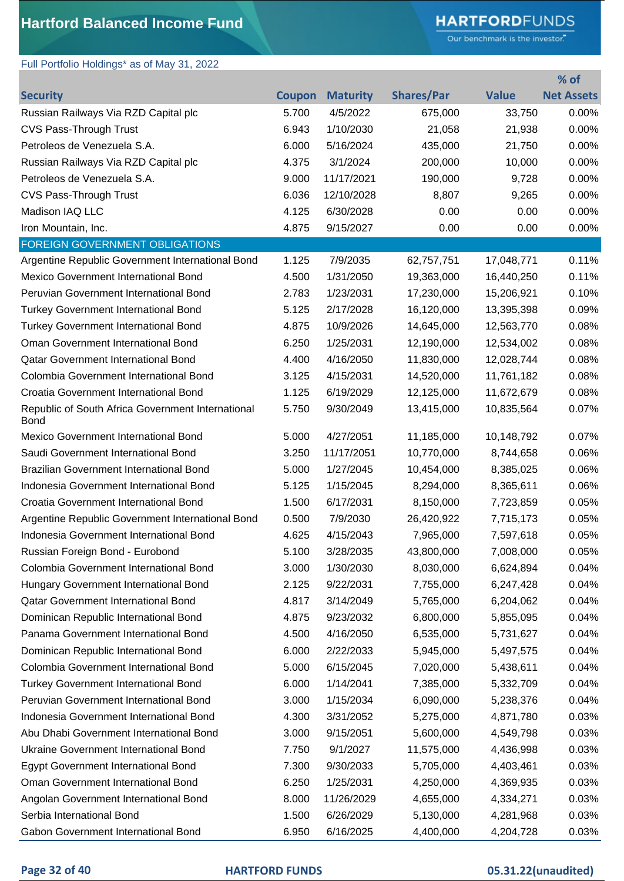# Hartford Balanced Income Fund

Full Portfolio Holdings* as of May 31, 2022

| Security | Coupon | Maturity | Shares/Par | Value | % of Net Assets |
|---|---|---|---|---|---|
| Russian Railways Via RZD Capital plc | 5.700 | 4/5/2022 | 675,000 | 33,750 | 0.00% |
| CVS Pass-Through Trust | 6.943 | 1/10/2030 | 21,058 | 21,938 | 0.00% |
| Petroleos de Venezuela S.A. | 6.000 | 5/16/2024 | 435,000 | 21,750 | 0.00% |
| Russian Railways Via RZD Capital plc | 4.375 | 3/1/2024 | 200,000 | 10,000 | 0.00% |
| Petroleos de Venezuela S.A. | 9.000 | 11/17/2021 | 190,000 | 9,728 | 0.00% |
| CVS Pass-Through Trust | 6.036 | 12/10/2028 | 8,807 | 9,265 | 0.00% |
| Madison IAQ LLC | 4.125 | 6/30/2028 | 0.00 | 0.00 | 0.00% |
| Iron Mountain, Inc. | 4.875 | 9/15/2027 | 0.00 | 0.00 | 0.00% |
| FOREIGN GOVERNMENT OBLIGATIONS | | | | | |
| Argentine Republic Government International Bond | 1.125 | 7/9/2035 | 62,757,751 | 17,048,771 | 0.11% |
| Mexico Government International Bond | 4.500 | 1/31/2050 | 19,363,000 | 16,440,250 | 0.11% |
| Peruvian Government International Bond | 2.783 | 1/23/2031 | 17,230,000 | 15,206,921 | 0.10% |
| Turkey Government International Bond | 5.125 | 2/17/2028 | 16,120,000 | 13,395,398 | 0.09% |
| Turkey Government International Bond | 4.875 | 10/9/2026 | 14,645,000 | 12,563,770 | 0.08% |
| Oman Government International Bond | 6.250 | 1/25/2031 | 12,190,000 | 12,534,002 | 0.08% |
| Qatar Government International Bond | 4.400 | 4/16/2050 | 11,830,000 | 12,028,744 | 0.08% |
| Colombia Government International Bond | 3.125 | 4/15/2031 | 14,520,000 | 11,761,182 | 0.08% |
| Croatia Government International Bond | 1.125 | 6/19/2029 | 12,125,000 | 11,672,679 | 0.08% |
| Republic of South Africa Government International Bond | 5.750 | 9/30/2049 | 13,415,000 | 10,835,564 | 0.07% |
| Mexico Government International Bond | 5.000 | 4/27/2051 | 11,185,000 | 10,148,792 | 0.07% |
| Saudi Government International Bond | 3.250 | 11/17/2051 | 10,770,000 | 8,744,658 | 0.06% |
| Brazilian Government International Bond | 5.000 | 1/27/2045 | 10,454,000 | 8,385,025 | 0.06% |
| Indonesia Government International Bond | 5.125 | 1/15/2045 | 8,294,000 | 8,365,611 | 0.06% |
| Croatia Government International Bond | 1.500 | 6/17/2031 | 8,150,000 | 7,723,859 | 0.05% |
| Argentine Republic Government International Bond | 0.500 | 7/9/2030 | 26,420,922 | 7,715,173 | 0.05% |
| Indonesia Government International Bond | 4.625 | 4/15/2043 | 7,965,000 | 7,597,618 | 0.05% |
| Russian Foreign Bond - Eurobond | 5.100 | 3/28/2035 | 43,800,000 | 7,008,000 | 0.05% |
| Colombia Government International Bond | 3.000 | 1/30/2030 | 8,030,000 | 6,624,894 | 0.04% |
| Hungary Government International Bond | 2.125 | 9/22/2031 | 7,755,000 | 6,247,428 | 0.04% |
| Qatar Government International Bond | 4.817 | 3/14/2049 | 5,765,000 | 6,204,062 | 0.04% |
| Dominican Republic International Bond | 4.875 | 9/23/2032 | 6,800,000 | 5,855,095 | 0.04% |
| Panama Government International Bond | 4.500 | 4/16/2050 | 6,535,000 | 5,731,627 | 0.04% |
| Dominican Republic International Bond | 6.000 | 2/22/2033 | 5,945,000 | 5,497,575 | 0.04% |
| Colombia Government International Bond | 5.000 | 6/15/2045 | 7,020,000 | 5,438,611 | 0.04% |
| Turkey Government International Bond | 6.000 | 1/14/2041 | 7,385,000 | 5,332,709 | 0.04% |
| Peruvian Government International Bond | 3.000 | 1/15/2034 | 6,090,000 | 5,238,376 | 0.04% |
| Indonesia Government International Bond | 4.300 | 3/31/2052 | 5,275,000 | 4,871,780 | 0.03% |
| Abu Dhabi Government International Bond | 3.000 | 9/15/2051 | 5,600,000 | 4,549,798 | 0.03% |
| Ukraine Government International Bond | 7.750 | 9/1/2027 | 11,575,000 | 4,436,998 | 0.03% |
| Egypt Government International Bond | 7.300 | 9/30/2033 | 5,705,000 | 4,403,461 | 0.03% |
| Oman Government International Bond | 6.250 | 1/25/2031 | 4,250,000 | 4,369,935 | 0.03% |
| Angolan Government International Bond | 8.000 | 11/26/2029 | 4,655,000 | 4,334,271 | 0.03% |
| Serbia International Bond | 1.500 | 6/26/2029 | 5,130,000 | 4,281,968 | 0.03% |
| Gabon Government International Bond | 6.950 | 6/16/2025 | 4,400,000 | 4,204,728 | 0.03% |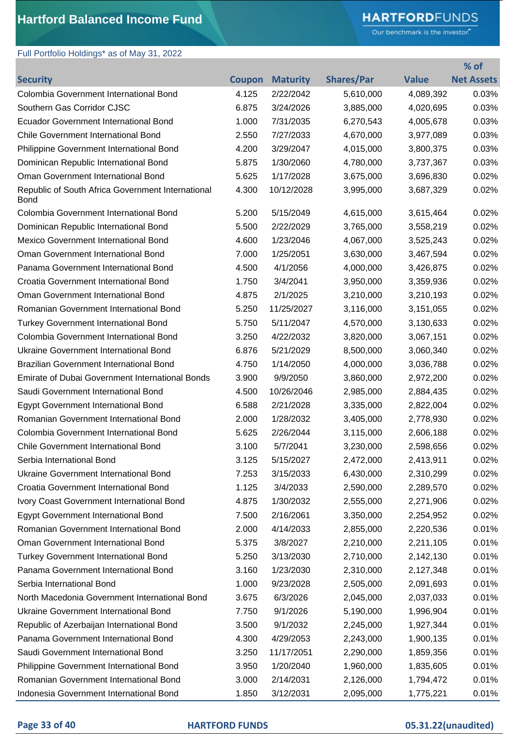# Hartford Balanced Income Fund

Full Portfolio Holdings* as of May 31, 2022

| Security | Coupon | Maturity | Shares/Par | Value | % of Net Assets |
|---|---|---|---|---|---|
| Colombia Government International Bond | 4.125 | 2/22/2042 | 5,610,000 | 4,089,392 | 0.03% |
| Southern Gas Corridor CJSC | 6.875 | 3/24/2026 | 3,885,000 | 4,020,695 | 0.03% |
| Ecuador Government International Bond | 1.000 | 7/31/2035 | 6,270,543 | 4,005,678 | 0.03% |
| Chile Government International Bond | 2.550 | 7/27/2033 | 4,670,000 | 3,977,089 | 0.03% |
| Philippine Government International Bond | 4.200 | 3/29/2047 | 4,015,000 | 3,800,375 | 0.03% |
| Dominican Republic International Bond | 5.875 | 1/30/2060 | 4,780,000 | 3,737,367 | 0.03% |
| Oman Government International Bond | 5.625 | 1/17/2028 | 3,675,000 | 3,696,830 | 0.02% |
| Republic of South Africa Government International Bond | 4.300 | 10/12/2028 | 3,995,000 | 3,687,329 | 0.02% |
| Colombia Government International Bond | 5.200 | 5/15/2049 | 4,615,000 | 3,615,464 | 0.02% |
| Dominican Republic International Bond | 5.500 | 2/22/2029 | 3,765,000 | 3,558,219 | 0.02% |
| Mexico Government International Bond | 4.600 | 1/23/2046 | 4,067,000 | 3,525,243 | 0.02% |
| Oman Government International Bond | 7.000 | 1/25/2051 | 3,630,000 | 3,467,594 | 0.02% |
| Panama Government International Bond | 4.500 | 4/1/2056 | 4,000,000 | 3,426,875 | 0.02% |
| Croatia Government International Bond | 1.750 | 3/4/2041 | 3,950,000 | 3,359,936 | 0.02% |
| Oman Government International Bond | 4.875 | 2/1/2025 | 3,210,000 | 3,210,193 | 0.02% |
| Romanian Government International Bond | 5.250 | 11/25/2027 | 3,116,000 | 3,151,055 | 0.02% |
| Turkey Government International Bond | 5.750 | 5/11/2047 | 4,570,000 | 3,130,633 | 0.02% |
| Colombia Government International Bond | 3.250 | 4/22/2032 | 3,820,000 | 3,067,151 | 0.02% |
| Ukraine Government International Bond | 6.876 | 5/21/2029 | 8,500,000 | 3,060,340 | 0.02% |
| Brazilian Government International Bond | 4.750 | 1/14/2050 | 4,000,000 | 3,036,788 | 0.02% |
| Emirate of Dubai Government International Bonds | 3.900 | 9/9/2050 | 3,860,000 | 2,972,200 | 0.02% |
| Saudi Government International Bond | 4.500 | 10/26/2046 | 2,985,000 | 2,884,435 | 0.02% |
| Egypt Government International Bond | 6.588 | 2/21/2028 | 3,335,000 | 2,822,004 | 0.02% |
| Romanian Government International Bond | 2.000 | 1/28/2032 | 3,405,000 | 2,778,930 | 0.02% |
| Colombia Government International Bond | 5.625 | 2/26/2044 | 3,115,000 | 2,606,188 | 0.02% |
| Chile Government International Bond | 3.100 | 5/7/2041 | 3,230,000 | 2,598,656 | 0.02% |
| Serbia International Bond | 3.125 | 5/15/2027 | 2,472,000 | 2,413,911 | 0.02% |
| Ukraine Government International Bond | 7.253 | 3/15/2033 | 6,430,000 | 2,310,299 | 0.02% |
| Croatia Government International Bond | 1.125 | 3/4/2033 | 2,590,000 | 2,289,570 | 0.02% |
| Ivory Coast Government International Bond | 4.875 | 1/30/2032 | 2,555,000 | 2,271,906 | 0.02% |
| Egypt Government International Bond | 7.500 | 2/16/2061 | 3,350,000 | 2,254,952 | 0.02% |
| Romanian Government International Bond | 2.000 | 4/14/2033 | 2,855,000 | 2,220,536 | 0.01% |
| Oman Government International Bond | 5.375 | 3/8/2027 | 2,210,000 | 2,211,105 | 0.01% |
| Turkey Government International Bond | 5.250 | 3/13/2030 | 2,710,000 | 2,142,130 | 0.01% |
| Panama Government International Bond | 3.160 | 1/23/2030 | 2,310,000 | 2,127,348 | 0.01% |
| Serbia International Bond | 1.000 | 9/23/2028 | 2,505,000 | 2,091,693 | 0.01% |
| North Macedonia Government International Bond | 3.675 | 6/3/2026 | 2,045,000 | 2,037,033 | 0.01% |
| Ukraine Government International Bond | 7.750 | 9/1/2026 | 5,190,000 | 1,996,904 | 0.01% |
| Republic of Azerbaijan International Bond | 3.500 | 9/1/2032 | 2,245,000 | 1,927,344 | 0.01% |
| Panama Government International Bond | 4.300 | 4/29/2053 | 2,243,000 | 1,900,135 | 0.01% |
| Saudi Government International Bond | 3.250 | 11/17/2051 | 2,290,000 | 1,859,356 | 0.01% |
| Philippine Government International Bond | 3.950 | 1/20/2040 | 1,960,000 | 1,835,605 | 0.01% |
| Romanian Government International Bond | 3.000 | 2/14/2031 | 2,126,000 | 1,794,472 | 0.01% |
| Indonesia Government International Bond | 1.850 | 3/12/2031 | 2,095,000 | 1,775,221 | 0.01% |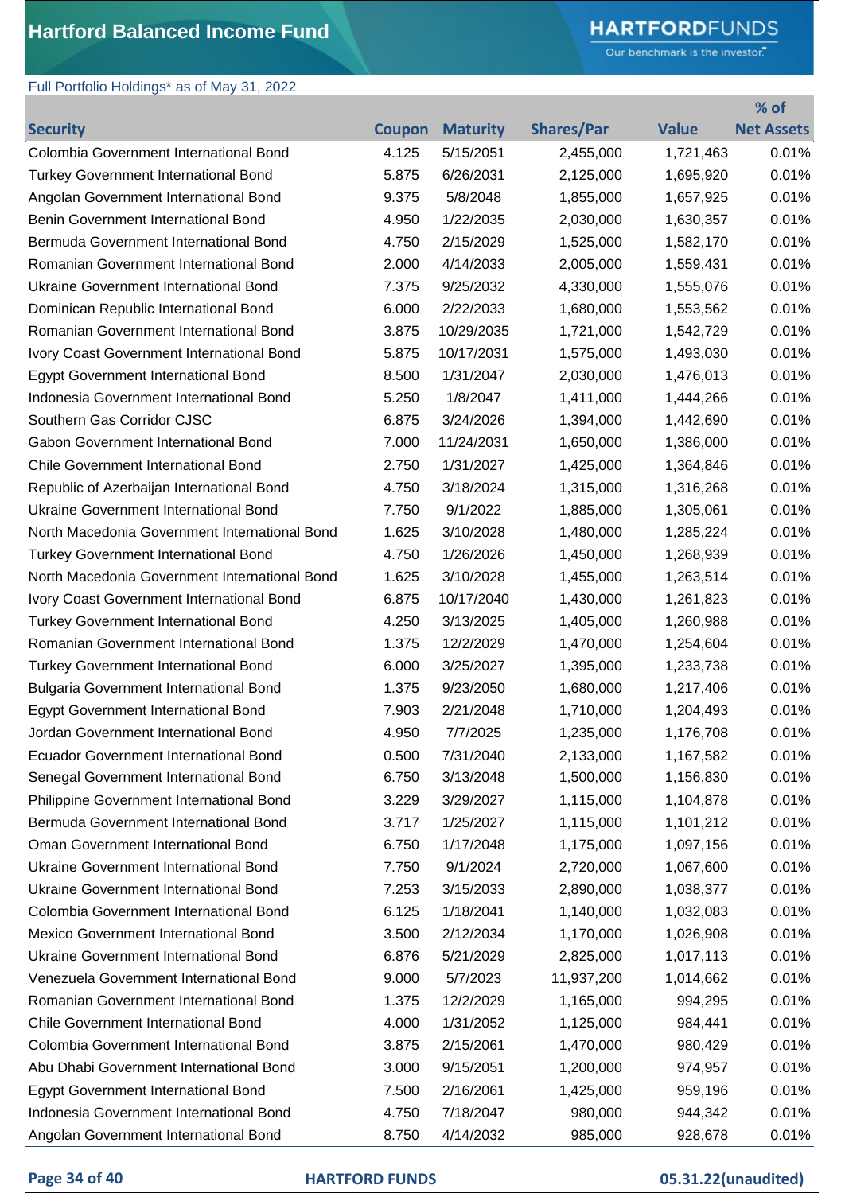# Hartford Balanced Income Fund

Full Portfolio Holdings* as of May 31, 2022

| Security | Coupon | Maturity | Shares/Par | Value | % of Net Assets |
|---|---|---|---|---|---|
| Colombia Government International Bond | 4.125 | 5/15/2051 | 2,455,000 | 1,721,463 | 0.01% |
| Turkey Government International Bond | 5.875 | 6/26/2031 | 2,125,000 | 1,695,920 | 0.01% |
| Angolan Government International Bond | 9.375 | 5/8/2048 | 1,855,000 | 1,657,925 | 0.01% |
| Benin Government International Bond | 4.950 | 1/22/2035 | 2,030,000 | 1,630,357 | 0.01% |
| Bermuda Government International Bond | 4.750 | 2/15/2029 | 1,525,000 | 1,582,170 | 0.01% |
| Romanian Government International Bond | 2.000 | 4/14/2033 | 2,005,000 | 1,559,431 | 0.01% |
| Ukraine Government International Bond | 7.375 | 9/25/2032 | 4,330,000 | 1,555,076 | 0.01% |
| Dominican Republic International Bond | 6.000 | 2/22/2033 | 1,680,000 | 1,553,562 | 0.01% |
| Romanian Government International Bond | 3.875 | 10/29/2035 | 1,721,000 | 1,542,729 | 0.01% |
| Ivory Coast Government International Bond | 5.875 | 10/17/2031 | 1,575,000 | 1,493,030 | 0.01% |
| Egypt Government International Bond | 8.500 | 1/31/2047 | 2,030,000 | 1,476,013 | 0.01% |
| Indonesia Government International Bond | 5.250 | 1/8/2047 | 1,411,000 | 1,444,266 | 0.01% |
| Southern Gas Corridor CJSC | 6.875 | 3/24/2026 | 1,394,000 | 1,442,690 | 0.01% |
| Gabon Government International Bond | 7.000 | 11/24/2031 | 1,650,000 | 1,386,000 | 0.01% |
| Chile Government International Bond | 2.750 | 1/31/2027 | 1,425,000 | 1,364,846 | 0.01% |
| Republic of Azerbaijan International Bond | 4.750 | 3/18/2024 | 1,315,000 | 1,316,268 | 0.01% |
| Ukraine Government International Bond | 7.750 | 9/1/2022 | 1,885,000 | 1,305,061 | 0.01% |
| North Macedonia Government International Bond | 1.625 | 3/10/2028 | 1,480,000 | 1,285,224 | 0.01% |
| Turkey Government International Bond | 4.750 | 1/26/2026 | 1,450,000 | 1,268,939 | 0.01% |
| North Macedonia Government International Bond | 1.625 | 3/10/2028 | 1,455,000 | 1,263,514 | 0.01% |
| Ivory Coast Government International Bond | 6.875 | 10/17/2040 | 1,430,000 | 1,261,823 | 0.01% |
| Turkey Government International Bond | 4.250 | 3/13/2025 | 1,405,000 | 1,260,988 | 0.01% |
| Romanian Government International Bond | 1.375 | 12/2/2029 | 1,470,000 | 1,254,604 | 0.01% |
| Turkey Government International Bond | 6.000 | 3/25/2027 | 1,395,000 | 1,233,738 | 0.01% |
| Bulgaria Government International Bond | 1.375 | 9/23/2050 | 1,680,000 | 1,217,406 | 0.01% |
| Egypt Government International Bond | 7.903 | 2/21/2048 | 1,710,000 | 1,204,493 | 0.01% |
| Jordan Government International Bond | 4.950 | 7/7/2025 | 1,235,000 | 1,176,708 | 0.01% |
| Ecuador Government International Bond | 0.500 | 7/31/2040 | 2,133,000 | 1,167,582 | 0.01% |
| Senegal Government International Bond | 6.750 | 3/13/2048 | 1,500,000 | 1,156,830 | 0.01% |
| Philippine Government International Bond | 3.229 | 3/29/2027 | 1,115,000 | 1,104,878 | 0.01% |
| Bermuda Government International Bond | 3.717 | 1/25/2027 | 1,115,000 | 1,101,212 | 0.01% |
| Oman Government International Bond | 6.750 | 1/17/2048 | 1,175,000 | 1,097,156 | 0.01% |
| Ukraine Government International Bond | 7.750 | 9/1/2024 | 2,720,000 | 1,067,600 | 0.01% |
| Ukraine Government International Bond | 7.253 | 3/15/2033 | 2,890,000 | 1,038,377 | 0.01% |
| Colombia Government International Bond | 6.125 | 1/18/2041 | 1,140,000 | 1,032,083 | 0.01% |
| Mexico Government International Bond | 3.500 | 2/12/2034 | 1,170,000 | 1,026,908 | 0.01% |
| Ukraine Government International Bond | 6.876 | 5/21/2029 | 2,825,000 | 1,017,113 | 0.01% |
| Venezuela Government International Bond | 9.000 | 5/7/2023 | 11,937,200 | 1,014,662 | 0.01% |
| Romanian Government International Bond | 1.375 | 12/2/2029 | 1,165,000 | 994,295 | 0.01% |
| Chile Government International Bond | 4.000 | 1/31/2052 | 1,125,000 | 984,441 | 0.01% |
| Colombia Government International Bond | 3.875 | 2/15/2061 | 1,470,000 | 980,429 | 0.01% |
| Abu Dhabi Government International Bond | 3.000 | 9/15/2051 | 1,200,000 | 974,957 | 0.01% |
| Egypt Government International Bond | 7.500 | 2/16/2061 | 1,425,000 | 959,196 | 0.01% |
| Indonesia Government International Bond | 4.750 | 7/18/2047 | 980,000 | 944,342 | 0.01% |
| Angolan Government International Bond | 8.750 | 4/14/2032 | 985,000 | 928,678 | 0.01% |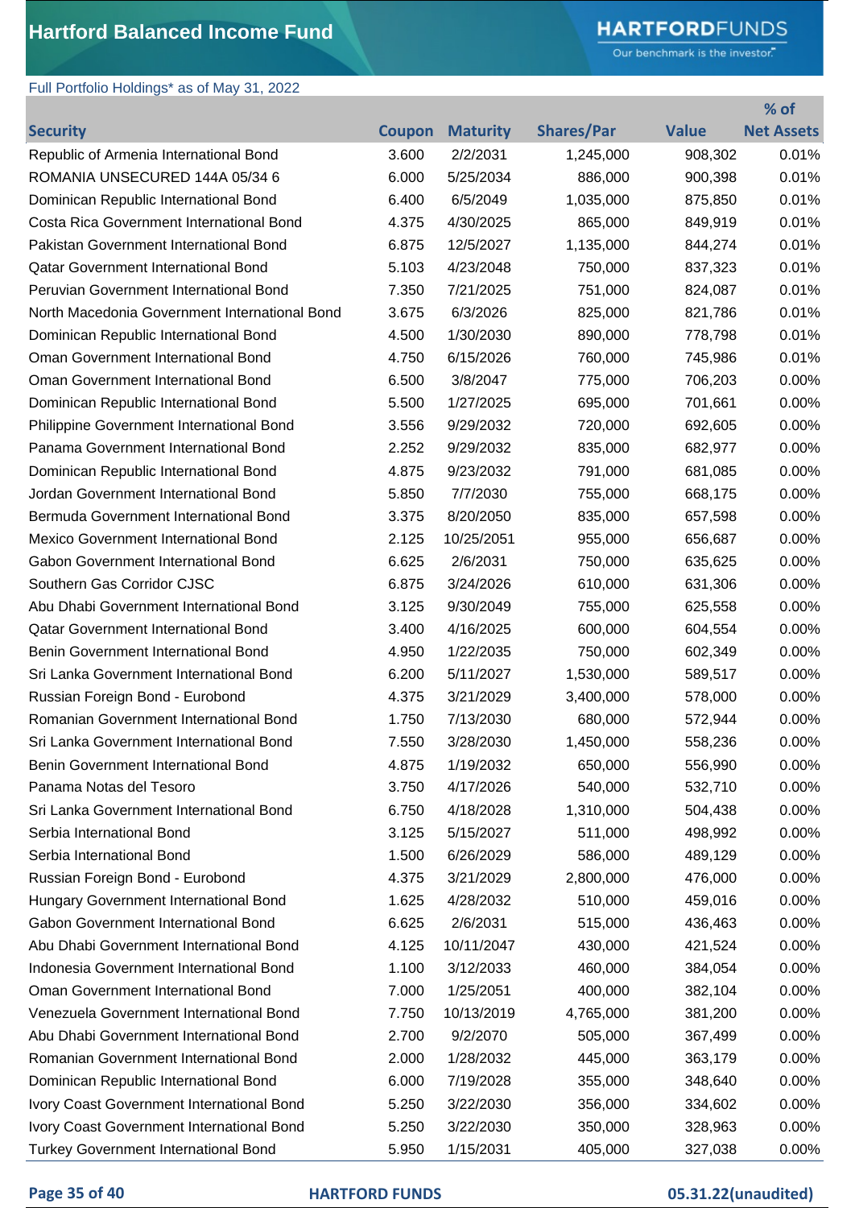# Hartford Balanced Income Fund

Full Portfolio Holdings* as of May 31, 2022

| Security | Coupon | Maturity | Shares/Par | Value | % of Net Assets |
|---|---|---|---|---|---|
| Republic of Armenia International Bond | 3.600 | 2/2/2031 | 1,245,000 | 908,302 | 0.01% |
| ROMANIA UNSECURED 144A 05/34 6 | 6.000 | 5/25/2034 | 886,000 | 900,398 | 0.01% |
| Dominican Republic International Bond | 6.400 | 6/5/2049 | 1,035,000 | 875,850 | 0.01% |
| Costa Rica Government International Bond | 4.375 | 4/30/2025 | 865,000 | 849,919 | 0.01% |
| Pakistan Government International Bond | 6.875 | 12/5/2027 | 1,135,000 | 844,274 | 0.01% |
| Qatar Government International Bond | 5.103 | 4/23/2048 | 750,000 | 837,323 | 0.01% |
| Peruvian Government International Bond | 7.350 | 7/21/2025 | 751,000 | 824,087 | 0.01% |
| North Macedonia Government International Bond | 3.675 | 6/3/2026 | 825,000 | 821,786 | 0.01% |
| Dominican Republic International Bond | 4.500 | 1/30/2030 | 890,000 | 778,798 | 0.01% |
| Oman Government International Bond | 4.750 | 6/15/2026 | 760,000 | 745,986 | 0.01% |
| Oman Government International Bond | 6.500 | 3/8/2047 | 775,000 | 706,203 | 0.00% |
| Dominican Republic International Bond | 5.500 | 1/27/2025 | 695,000 | 701,661 | 0.00% |
| Philippine Government International Bond | 3.556 | 9/29/2032 | 720,000 | 692,605 | 0.00% |
| Panama Government International Bond | 2.252 | 9/29/2032 | 835,000 | 682,977 | 0.00% |
| Dominican Republic International Bond | 4.875 | 9/23/2032 | 791,000 | 681,085 | 0.00% |
| Jordan Government International Bond | 5.850 | 7/7/2030 | 755,000 | 668,175 | 0.00% |
| Bermuda Government International Bond | 3.375 | 8/20/2050 | 835,000 | 657,598 | 0.00% |
| Mexico Government International Bond | 2.125 | 10/25/2051 | 955,000 | 656,687 | 0.00% |
| Gabon Government International Bond | 6.625 | 2/6/2031 | 750,000 | 635,625 | 0.00% |
| Southern Gas Corridor CJSC | 6.875 | 3/24/2026 | 610,000 | 631,306 | 0.00% |
| Abu Dhabi Government International Bond | 3.125 | 9/30/2049 | 755,000 | 625,558 | 0.00% |
| Qatar Government International Bond | 3.400 | 4/16/2025 | 600,000 | 604,554 | 0.00% |
| Benin Government International Bond | 4.950 | 1/22/2035 | 750,000 | 602,349 | 0.00% |
| Sri Lanka Government International Bond | 6.200 | 5/11/2027 | 1,530,000 | 589,517 | 0.00% |
| Russian Foreign Bond - Eurobond | 4.375 | 3/21/2029 | 3,400,000 | 578,000 | 0.00% |
| Romanian Government International Bond | 1.750 | 7/13/2030 | 680,000 | 572,944 | 0.00% |
| Sri Lanka Government International Bond | 7.550 | 3/28/2030 | 1,450,000 | 558,236 | 0.00% |
| Benin Government International Bond | 4.875 | 1/19/2032 | 650,000 | 556,990 | 0.00% |
| Panama Notas del Tesoro | 3.750 | 4/17/2026 | 540,000 | 532,710 | 0.00% |
| Sri Lanka Government International Bond | 6.750 | 4/18/2028 | 1,310,000 | 504,438 | 0.00% |
| Serbia International Bond | 3.125 | 5/15/2027 | 511,000 | 498,992 | 0.00% |
| Serbia International Bond | 1.500 | 6/26/2029 | 586,000 | 489,129 | 0.00% |
| Russian Foreign Bond - Eurobond | 4.375 | 3/21/2029 | 2,800,000 | 476,000 | 0.00% |
| Hungary Government International Bond | 1.625 | 4/28/2032 | 510,000 | 459,016 | 0.00% |
| Gabon Government International Bond | 6.625 | 2/6/2031 | 515,000 | 436,463 | 0.00% |
| Abu Dhabi Government International Bond | 4.125 | 10/11/2047 | 430,000 | 421,524 | 0.00% |
| Indonesia Government International Bond | 1.100 | 3/12/2033 | 460,000 | 384,054 | 0.00% |
| Oman Government International Bond | 7.000 | 1/25/2051 | 400,000 | 382,104 | 0.00% |
| Venezuela Government International Bond | 7.750 | 10/13/2019 | 4,765,000 | 381,200 | 0.00% |
| Abu Dhabi Government International Bond | 2.700 | 9/2/2070 | 505,000 | 367,499 | 0.00% |
| Romanian Government International Bond | 2.000 | 1/28/2032 | 445,000 | 363,179 | 0.00% |
| Dominican Republic International Bond | 6.000 | 7/19/2028 | 355,000 | 348,640 | 0.00% |
| Ivory Coast Government International Bond | 5.250 | 3/22/2030 | 356,000 | 334,602 | 0.00% |
| Ivory Coast Government International Bond | 5.250 | 3/22/2030 | 350,000 | 328,963 | 0.00% |
| Turkey Government International Bond | 5.950 | 1/15/2031 | 405,000 | 327,038 | 0.00% |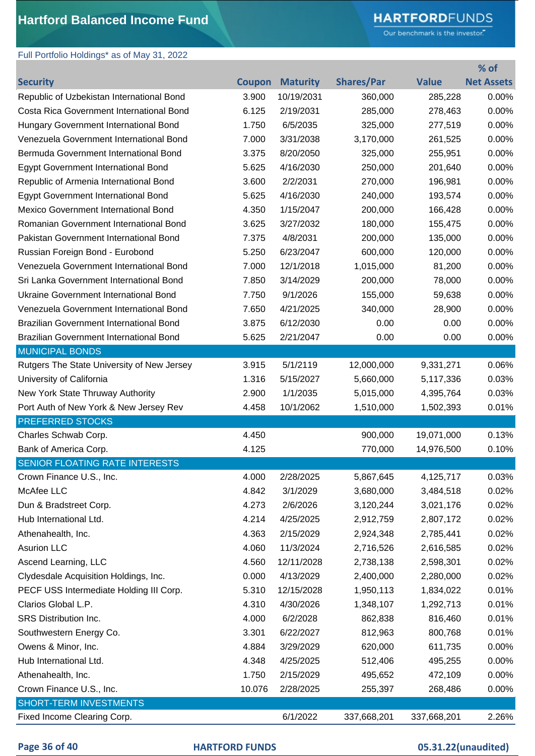# Hartford Balanced Income Fund

Full Portfolio Holdings* as of May 31, 2022

| Security | Coupon | Maturity | Shares/Par | Value | % of Net Assets |
|---|---|---|---|---|---|
| Republic of Uzbekistan International Bond | 3.900 | 10/19/2031 | 360,000 | 285,228 | 0.00% |
| Costa Rica Government International Bond | 6.125 | 2/19/2031 | 285,000 | 278,463 | 0.00% |
| Hungary Government International Bond | 1.750 | 6/5/2035 | 325,000 | 277,519 | 0.00% |
| Venezuela Government International Bond | 7.000 | 3/31/2038 | 3,170,000 | 261,525 | 0.00% |
| Bermuda Government International Bond | 3.375 | 8/20/2050 | 325,000 | 255,951 | 0.00% |
| Egypt Government International Bond | 5.625 | 4/16/2030 | 250,000 | 201,640 | 0.00% |
| Republic of Armenia International Bond | 3.600 | 2/2/2031 | 270,000 | 196,981 | 0.00% |
| Egypt Government International Bond | 5.625 | 4/16/2030 | 240,000 | 193,574 | 0.00% |
| Mexico Government International Bond | 4.350 | 1/15/2047 | 200,000 | 166,428 | 0.00% |
| Romanian Government International Bond | 3.625 | 3/27/2032 | 180,000 | 155,475 | 0.00% |
| Pakistan Government International Bond | 7.375 | 4/8/2031 | 200,000 | 135,000 | 0.00% |
| Russian Foreign Bond - Eurobond | 5.250 | 6/23/2047 | 600,000 | 120,000 | 0.00% |
| Venezuela Government International Bond | 7.000 | 12/1/2018 | 1,015,000 | 81,200 | 0.00% |
| Sri Lanka Government International Bond | 7.850 | 3/14/2029 | 200,000 | 78,000 | 0.00% |
| Ukraine Government International Bond | 7.750 | 9/1/2026 | 155,000 | 59,638 | 0.00% |
| Venezuela Government International Bond | 7.650 | 4/21/2025 | 340,000 | 28,900 | 0.00% |
| Brazilian Government International Bond | 3.875 | 6/12/2030 | 0.00 | 0.00 | 0.00% |
| Brazilian Government International Bond | 5.625 | 2/21/2047 | 0.00 | 0.00 | 0.00% |
| MUNICIPAL BONDS | | | | | |
| Rutgers The State University of New Jersey | 3.915 | 5/1/2119 | 12,000,000 | 9,331,271 | 0.06% |
| University of California | 1.316 | 5/15/2027 | 5,660,000 | 5,117,336 | 0.03% |
| New York State Thruway Authority | 2.900 | 1/1/2035 | 5,015,000 | 4,395,764 | 0.03% |
| Port Auth of New York & New Jersey Rev | 4.458 | 10/1/2062 | 1,510,000 | 1,502,393 | 0.01% |
| PREFERRED STOCKS | | | | | |
| Charles Schwab Corp. | 4.450 | | 900,000 | 19,071,000 | 0.13% |
| Bank of America Corp. | 4.125 | | 770,000 | 14,976,500 | 0.10% |
| SENIOR FLOATING RATE INTERESTS | | | | | |
| Crown Finance U.S., Inc. | 4.000 | 2/28/2025 | 5,867,645 | 4,125,717 | 0.03% |
| McAfee LLC | 4.842 | 3/1/2029 | 3,680,000 | 3,484,518 | 0.02% |
| Dun & Bradstreet Corp. | 4.273 | 2/6/2026 | 3,120,244 | 3,021,176 | 0.02% |
| Hub International Ltd. | 4.214 | 4/25/2025 | 2,912,759 | 2,807,172 | 0.02% |
| Athenahealth, Inc. | 4.363 | 2/15/2029 | 2,924,348 | 2,785,441 | 0.02% |
| Asurion LLC | 4.060 | 11/3/2024 | 2,716,526 | 2,616,585 | 0.02% |
| Ascend Learning, LLC | 4.560 | 12/11/2028 | 2,738,138 | 2,598,301 | 0.02% |
| Clydesdale Acquisition Holdings, Inc. | 0.000 | 4/13/2029 | 2,400,000 | 2,280,000 | 0.02% |
| PECF USS Intermediate Holding III Corp. | 5.310 | 12/15/2028 | 1,950,113 | 1,834,022 | 0.01% |
| Clarios Global L.P. | 4.310 | 4/30/2026 | 1,348,107 | 1,292,713 | 0.01% |
| SRS Distribution Inc. | 4.000 | 6/2/2028 | 862,838 | 816,460 | 0.01% |
| Southwestern Energy Co. | 3.301 | 6/22/2027 | 812,963 | 800,768 | 0.01% |
| Owens & Minor, Inc. | 4.884 | 3/29/2029 | 620,000 | 611,735 | 0.00% |
| Hub International Ltd. | 4.348 | 4/25/2025 | 512,406 | 495,255 | 0.00% |
| Athenahealth, Inc. | 1.750 | 2/15/2029 | 495,652 | 472,109 | 0.00% |
| Crown Finance U.S., Inc. | 10.076 | 2/28/2025 | 255,397 | 268,486 | 0.00% |
| SHORT-TERM INVESTMENTS | | | | | |
| Fixed Income Clearing Corp. | | 6/1/2022 | 337,668,201 | 337,668,201 | 2.26% |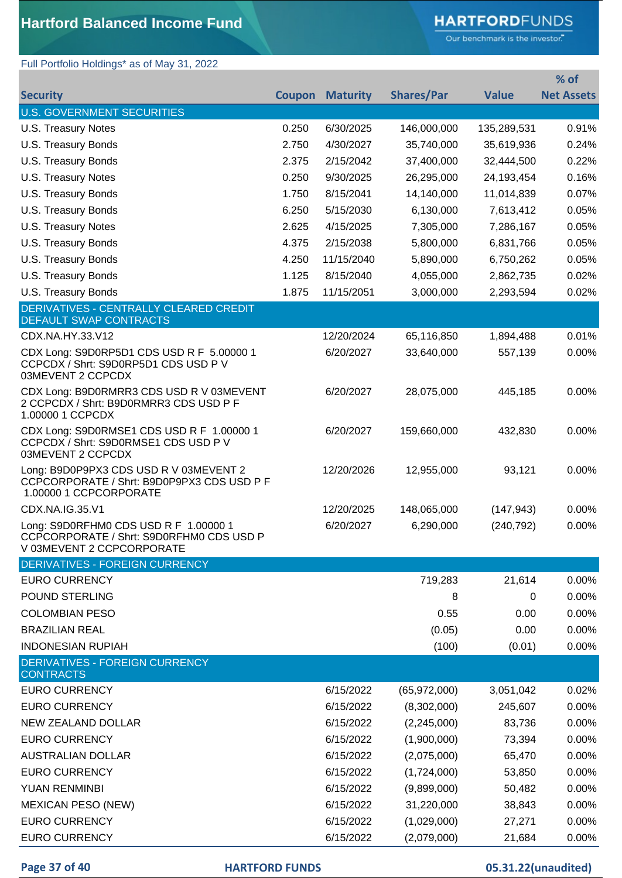# Hartford Balanced Income Fund

Full Portfolio Holdings* as of May 31, 2022

| Security | Coupon | Maturity | Shares/Par | Value | % of Net Assets |
|---|---|---|---|---|---|
| **U.S. GOVERNMENT SECURITIES** | | | | | |
| U.S. Treasury Notes | 0.250 | 6/30/2025 | 146,000,000 | 135,289,531 | 0.91% |
| U.S. Treasury Bonds | 2.750 | 4/30/2027 | 35,740,000 | 35,619,936 | 0.24% |
| U.S. Treasury Bonds | 2.375 | 2/15/2042 | 37,400,000 | 32,444,500 | 0.22% |
| U.S. Treasury Notes | 0.250 | 9/30/2025 | 26,295,000 | 24,193,454 | 0.16% |
| U.S. Treasury Bonds | 1.750 | 8/15/2041 | 14,140,000 | 11,014,839 | 0.07% |
| U.S. Treasury Bonds | 6.250 | 5/15/2030 | 6,130,000 | 7,613,412 | 0.05% |
| U.S. Treasury Notes | 2.625 | 4/15/2025 | 7,305,000 | 7,286,167 | 0.05% |
| U.S. Treasury Bonds | 4.375 | 2/15/2038 | 5,800,000 | 6,831,766 | 0.05% |
| U.S. Treasury Bonds | 4.250 | 11/15/2040 | 5,890,000 | 6,750,262 | 0.05% |
| U.S. Treasury Bonds | 1.125 | 8/15/2040 | 4,055,000 | 2,862,735 | 0.02% |
| U.S. Treasury Bonds | 1.875 | 11/15/2051 | 3,000,000 | 2,293,594 | 0.02% |
| **DERIVATIVES - CENTRALLY CLEARED CREDIT DEFAULT SWAP CONTRACTS** | | | | | |
| CDX.NA.HY.33.V12 | | 12/20/2024 | 65,116,850 | 1,894,488 | 0.01% |
| CDX Long: S9D0RP5D1 CDS USD R F 5.00000 1 CCPCDX / Shrt: S9D0RP5D1 CDS USD P V 03MEVENT 2 CCPCDX | | 6/20/2027 | 33,640,000 | 557,139 | 0.00% |
| CDX Long: B9D0RMRR3 CDS USD R V 03MEVENT 2 CCPCDX / Shrt: B9D0RMRR3 CDS USD P F 1.00000 1 CCPCDX | | 6/20/2027 | 28,075,000 | 445,185 | 0.00% |
| CDX Long: S9D0RMSE1 CDS USD R F 1.00000 1 CCPCDX / Shrt: S9D0RMSE1 CDS USD P V 03MEVENT 2 CCPCDX | | 6/20/2027 | 159,660,000 | 432,830 | 0.00% |
| Long: B9D0P9PX3 CDS USD R V 03MEVENT 2 CCPCORPORATE / Shrt: B9D0P9PX3 CDS USD P F 1.00000 1 CCPCORPORATE | | 12/20/2026 | 12,955,000 | 93,121 | 0.00% |
| CDX.NA.IG.35.V1 | | 12/20/2025 | 148,065,000 | (147,943) | 0.00% |
| Long: S9D0RFHM0 CDS USD R F 1.00000 1 CCPCORPORATE / Shrt: S9D0RFHM0 CDS USD P V 03MEVENT 2 CCPCORPORATE | | 6/20/2027 | 6,290,000 | (240,792) | 0.00% |
| **DERIVATIVES - FOREIGN CURRENCY** | | | | | |
| EURO CURRENCY | | | 719,283 | 21,614 | 0.00% |
| POUND STERLING | | | 8 | 0 | 0.00% |
| COLOMBIAN PESO | | | 0.55 | 0.00 | 0.00% |
| BRAZILIAN REAL | | | (0.05) | 0.00 | 0.00% |
| INDONESIAN RUPIAH | | | (100) | (0.01) | 0.00% |
| **DERIVATIVES - FOREIGN CURRENCY CONTRACTS** | | | | | |
| EURO CURRENCY | | 6/15/2022 | (65,972,000) | 3,051,042 | 0.02% |
| EURO CURRENCY | | 6/15/2022 | (8,302,000) | 245,607 | 0.00% |
| NEW ZEALAND DOLLAR | | 6/15/2022 | (2,245,000) | 83,736 | 0.00% |
| EURO CURRENCY | | 6/15/2022 | (1,900,000) | 73,394 | 0.00% |
| AUSTRALIAN DOLLAR | | 6/15/2022 | (2,075,000) | 65,470 | 0.00% |
| EURO CURRENCY | | 6/15/2022 | (1,724,000) | 53,850 | 0.00% |
| YUAN RENMINBI | | 6/15/2022 | (9,899,000) | 50,482 | 0.00% |
| MEXICAN PESO (NEW) | | 6/15/2022 | 31,220,000 | 38,843 | 0.00% |
| EURO CURRENCY | | 6/15/2022 | (1,029,000) | 27,271 | 0.00% |
| EURO CURRENCY | | 6/15/2022 | (2,079,000) | 21,684 | 0.00% |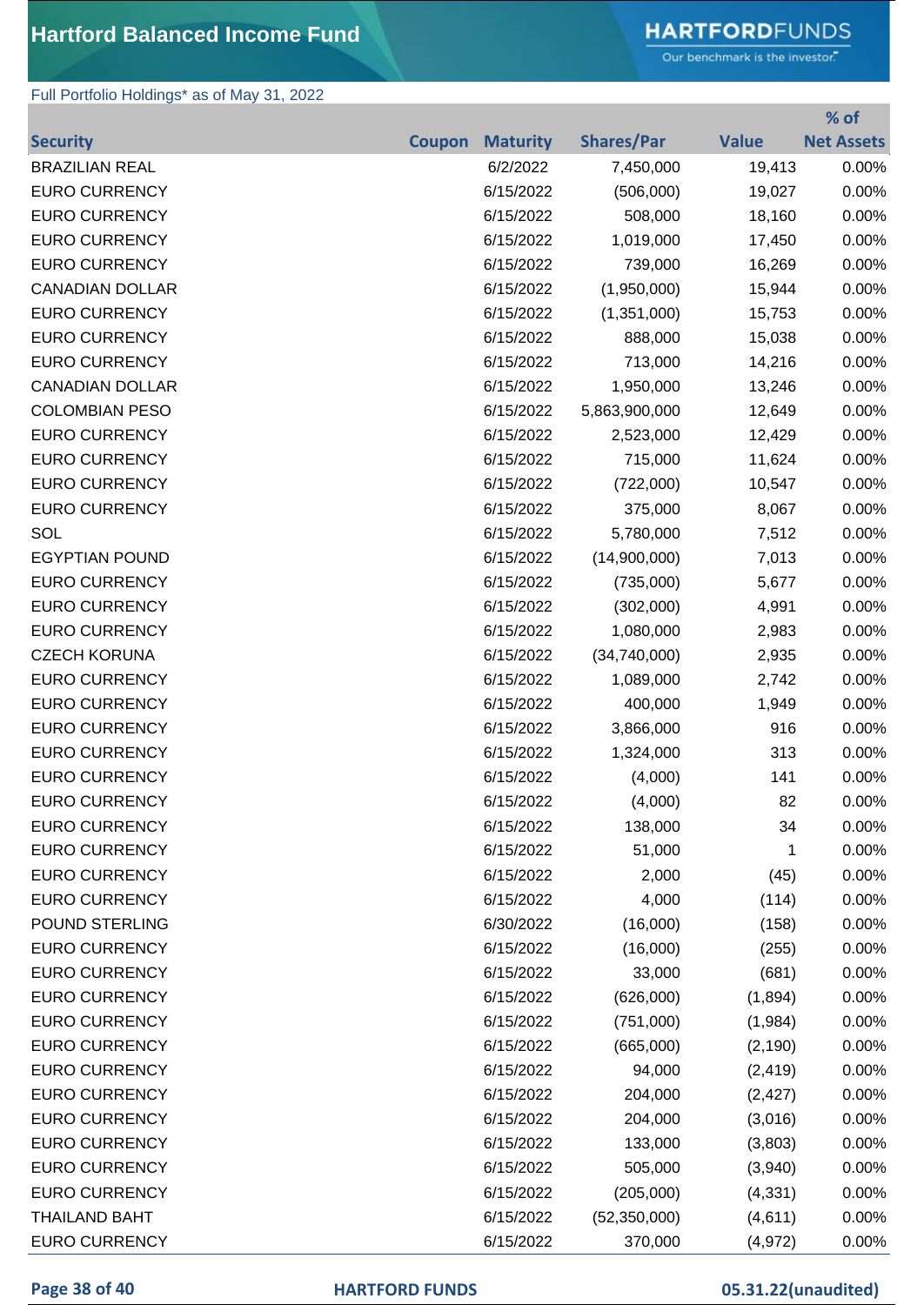# Hartford Balanced Income Fund

Full Portfolio Holdings* as of May 31, 2022

| Security | Coupon | Maturity | Shares/Par | Value | % of Net Assets |
|---|---|---|---|---|---|
| BRAZILIAN REAL | | 6/2/2022 | 7,450,000 | 19,413 | 0.00% |
| EURO CURRENCY | | 6/15/2022 | (506,000) | 19,027 | 0.00% |
| EURO CURRENCY | | 6/15/2022 | 508,000 | 18,160 | 0.00% |
| EURO CURRENCY | | 6/15/2022 | 1,019,000 | 17,450 | 0.00% |
| EURO CURRENCY | | 6/15/2022 | 739,000 | 16,269 | 0.00% |
| CANADIAN DOLLAR | | 6/15/2022 | (1,950,000) | 15,944 | 0.00% |
| EURO CURRENCY | | 6/15/2022 | (1,351,000) | 15,753 | 0.00% |
| EURO CURRENCY | | 6/15/2022 | 888,000 | 15,038 | 0.00% |
| EURO CURRENCY | | 6/15/2022 | 713,000 | 14,216 | 0.00% |
| CANADIAN DOLLAR | | 6/15/2022 | 1,950,000 | 13,246 | 0.00% |
| COLOMBIAN PESO | | 6/15/2022 | 5,863,900,000 | 12,649 | 0.00% |
| EURO CURRENCY | | 6/15/2022 | 2,523,000 | 12,429 | 0.00% |
| EURO CURRENCY | | 6/15/2022 | 715,000 | 11,624 | 0.00% |
| EURO CURRENCY | | 6/15/2022 | (722,000) | 10,547 | 0.00% |
| EURO CURRENCY | | 6/15/2022 | 375,000 | 8,067 | 0.00% |
| SOL | | 6/15/2022 | 5,780,000 | 7,512 | 0.00% |
| EGYPTIAN POUND | | 6/15/2022 | (14,900,000) | 7,013 | 0.00% |
| EURO CURRENCY | | 6/15/2022 | (735,000) | 5,677 | 0.00% |
| EURO CURRENCY | | 6/15/2022 | (302,000) | 4,991 | 0.00% |
| EURO CURRENCY | | 6/15/2022 | 1,080,000 | 2,983 | 0.00% |
| CZECH KORUNA | | 6/15/2022 | (34,740,000) | 2,935 | 0.00% |
| EURO CURRENCY | | 6/15/2022 | 1,089,000 | 2,742 | 0.00% |
| EURO CURRENCY | | 6/15/2022 | 400,000 | 1,949 | 0.00% |
| EURO CURRENCY | | 6/15/2022 | 3,866,000 | 916 | 0.00% |
| EURO CURRENCY | | 6/15/2022 | 1,324,000 | 313 | 0.00% |
| EURO CURRENCY | | 6/15/2022 | (4,000) | 141 | 0.00% |
| EURO CURRENCY | | 6/15/2022 | (4,000) | 82 | 0.00% |
| EURO CURRENCY | | 6/15/2022 | 138,000 | 34 | 0.00% |
| EURO CURRENCY | | 6/15/2022 | 51,000 | 1 | 0.00% |
| EURO CURRENCY | | 6/15/2022 | 2,000 | (45) | 0.00% |
| EURO CURRENCY | | 6/15/2022 | 4,000 | (114) | 0.00% |
| POUND STERLING | | 6/30/2022 | (16,000) | (158) | 0.00% |
| EURO CURRENCY | | 6/15/2022 | (16,000) | (255) | 0.00% |
| EURO CURRENCY | | 6/15/2022 | 33,000 | (681) | 0.00% |
| EURO CURRENCY | | 6/15/2022 | (626,000) | (1,894) | 0.00% |
| EURO CURRENCY | | 6/15/2022 | (751,000) | (1,984) | 0.00% |
| EURO CURRENCY | | 6/15/2022 | (665,000) | (2,190) | 0.00% |
| EURO CURRENCY | | 6/15/2022 | 94,000 | (2,419) | 0.00% |
| EURO CURRENCY | | 6/15/2022 | 204,000 | (2,427) | 0.00% |
| EURO CURRENCY | | 6/15/2022 | 204,000 | (3,016) | 0.00% |
| EURO CURRENCY | | 6/15/2022 | 133,000 | (3,803) | 0.00% |
| EURO CURRENCY | | 6/15/2022 | 505,000 | (3,940) | 0.00% |
| EURO CURRENCY | | 6/15/2022 | (205,000) | (4,331) | 0.00% |
| THAILAND BAHT | | 6/15/2022 | (52,350,000) | (4,611) | 0.00% |
| EURO CURRENCY | | 6/15/2022 | 370,000 | (4,972) | 0.00% |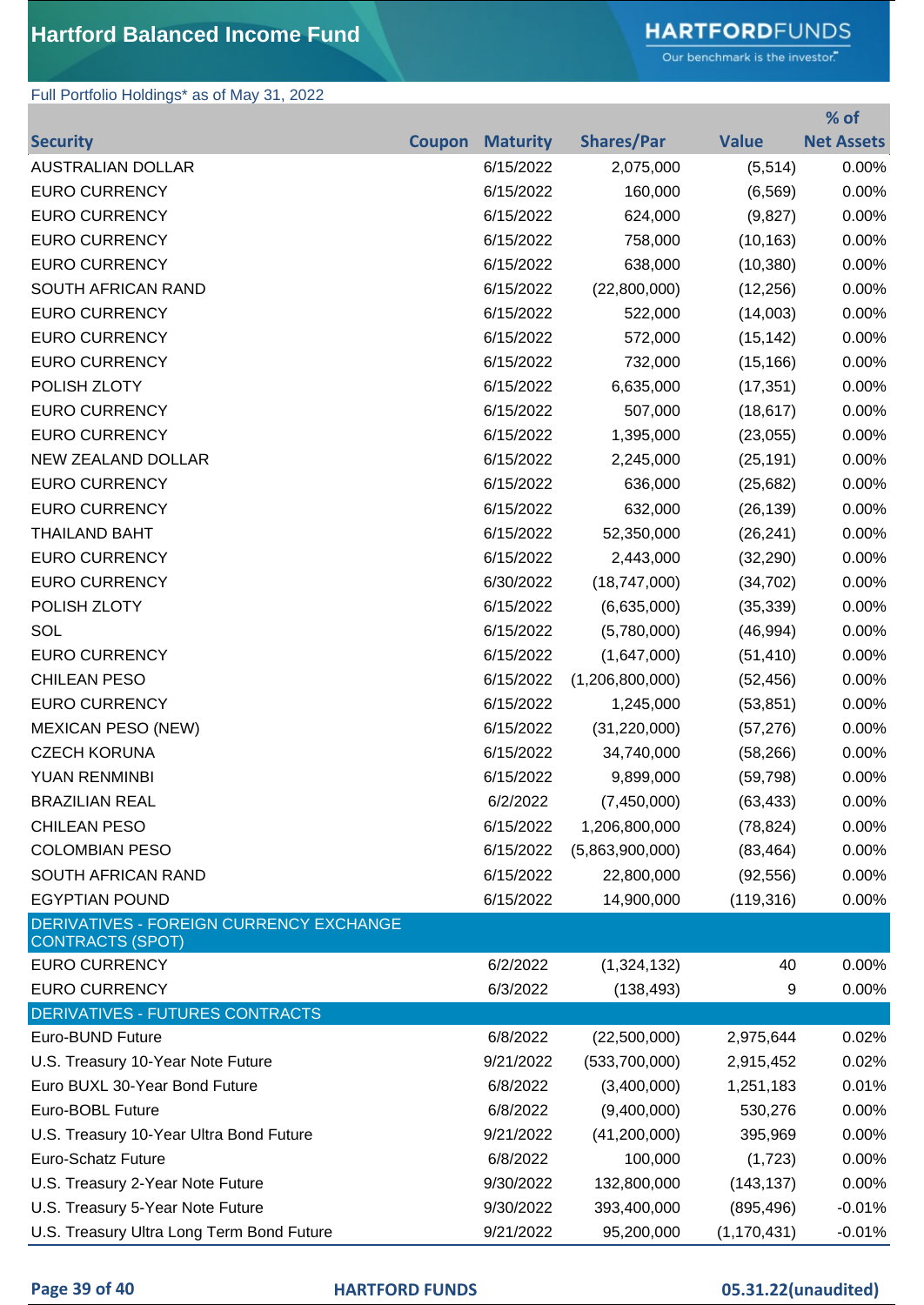# Hartford Balanced Income Fund

Full Portfolio Holdings* as of May 31, 2022

| Security | Coupon | Maturity | Shares/Par | Value | % of Net Assets |
|---|---|---|---|---|---|
| AUSTRALIAN DOLLAR | | 6/15/2022 | 2,075,000 | (5,514) | 0.00% |
| EURO CURRENCY | | 6/15/2022 | 160,000 | (6,569) | 0.00% |
| EURO CURRENCY | | 6/15/2022 | 624,000 | (9,827) | 0.00% |
| EURO CURRENCY | | 6/15/2022 | 758,000 | (10,163) | 0.00% |
| EURO CURRENCY | | 6/15/2022 | 638,000 | (10,380) | 0.00% |
| SOUTH AFRICAN RAND | | 6/15/2022 | (22,800,000) | (12,256) | 0.00% |
| EURO CURRENCY | | 6/15/2022 | 522,000 | (14,003) | 0.00% |
| EURO CURRENCY | | 6/15/2022 | 572,000 | (15,142) | 0.00% |
| EURO CURRENCY | | 6/15/2022 | 732,000 | (15,166) | 0.00% |
| POLISH ZLOTY | | 6/15/2022 | 6,635,000 | (17,351) | 0.00% |
| EURO CURRENCY | | 6/15/2022 | 507,000 | (18,617) | 0.00% |
| EURO CURRENCY | | 6/15/2022 | 1,395,000 | (23,055) | 0.00% |
| NEW ZEALAND DOLLAR | | 6/15/2022 | 2,245,000 | (25,191) | 0.00% |
| EURO CURRENCY | | 6/15/2022 | 636,000 | (25,682) | 0.00% |
| EURO CURRENCY | | 6/15/2022 | 632,000 | (26,139) | 0.00% |
| THAILAND BAHT | | 6/15/2022 | 52,350,000 | (26,241) | 0.00% |
| EURO CURRENCY | | 6/15/2022 | 2,443,000 | (32,290) | 0.00% |
| EURO CURRENCY | | 6/30/2022 | (18,747,000) | (34,702) | 0.00% |
| POLISH ZLOTY | | 6/15/2022 | (6,635,000) | (35,339) | 0.00% |
| SOL | | 6/15/2022 | (5,780,000) | (46,994) | 0.00% |
| EURO CURRENCY | | 6/15/2022 | (1,647,000) | (51,410) | 0.00% |
| CHILEAN PESO | | 6/15/2022 | (1,206,800,000) | (52,456) | 0.00% |
| EURO CURRENCY | | 6/15/2022 | 1,245,000 | (53,851) | 0.00% |
| MEXICAN PESO (NEW) | | 6/15/2022 | (31,220,000) | (57,276) | 0.00% |
| CZECH KORUNA | | 6/15/2022 | 34,740,000 | (58,266) | 0.00% |
| YUAN RENMINBI | | 6/15/2022 | 9,899,000 | (59,798) | 0.00% |
| BRAZILIAN REAL | | 6/2/2022 | (7,450,000) | (63,433) | 0.00% |
| CHILEAN PESO | | 6/15/2022 | 1,206,800,000 | (78,824) | 0.00% |
| COLOMBIAN PESO | | 6/15/2022 | (5,863,900,000) | (83,464) | 0.00% |
| SOUTH AFRICAN RAND | | 6/15/2022 | 22,800,000 | (92,556) | 0.00% |
| EGYPTIAN POUND | | 6/15/2022 | 14,900,000 | (119,316) | 0.00% |
| **DERIVATIVES - FOREIGN CURRENCY EXCHANGE CONTRACTS (SPOT)** | | | | | |
| EURO CURRENCY | | 6/2/2022 | (1,324,132) | 40 | 0.00% |
| EURO CURRENCY | | 6/3/2022 | (138,493) | 9 | 0.00% |
| **DERIVATIVES - FUTURES CONTRACTS** | | | | | |
| Euro-BUND Future | | 6/8/2022 | (22,500,000) | 2,975,644 | 0.02% |
| U.S. Treasury 10-Year Note Future | | 9/21/2022 | (533,700,000) | 2,915,452 | 0.02% |
| Euro BUXL 30-Year Bond Future | | 6/8/2022 | (3,400,000) | 1,251,183 | 0.01% |
| Euro-BOBL Future | | 6/8/2022 | (9,400,000) | 530,276 | 0.00% |
| U.S. Treasury 10-Year Ultra Bond Future | | 9/21/2022 | (41,200,000) | 395,969 | 0.00% |
| Euro-Schatz Future | | 6/8/2022 | 100,000 | (1,723) | 0.00% |
| U.S. Treasury 2-Year Note Future | | 9/30/2022 | 132,800,000 | (143,137) | 0.00% |
| U.S. Treasury 5-Year Note Future | | 9/30/2022 | 393,400,000 | (895,496) | -0.01% |
| U.S. Treasury Ultra Long Term Bond Future | | 9/21/2022 | 95,200,000 | (1,170,431) | -0.01% |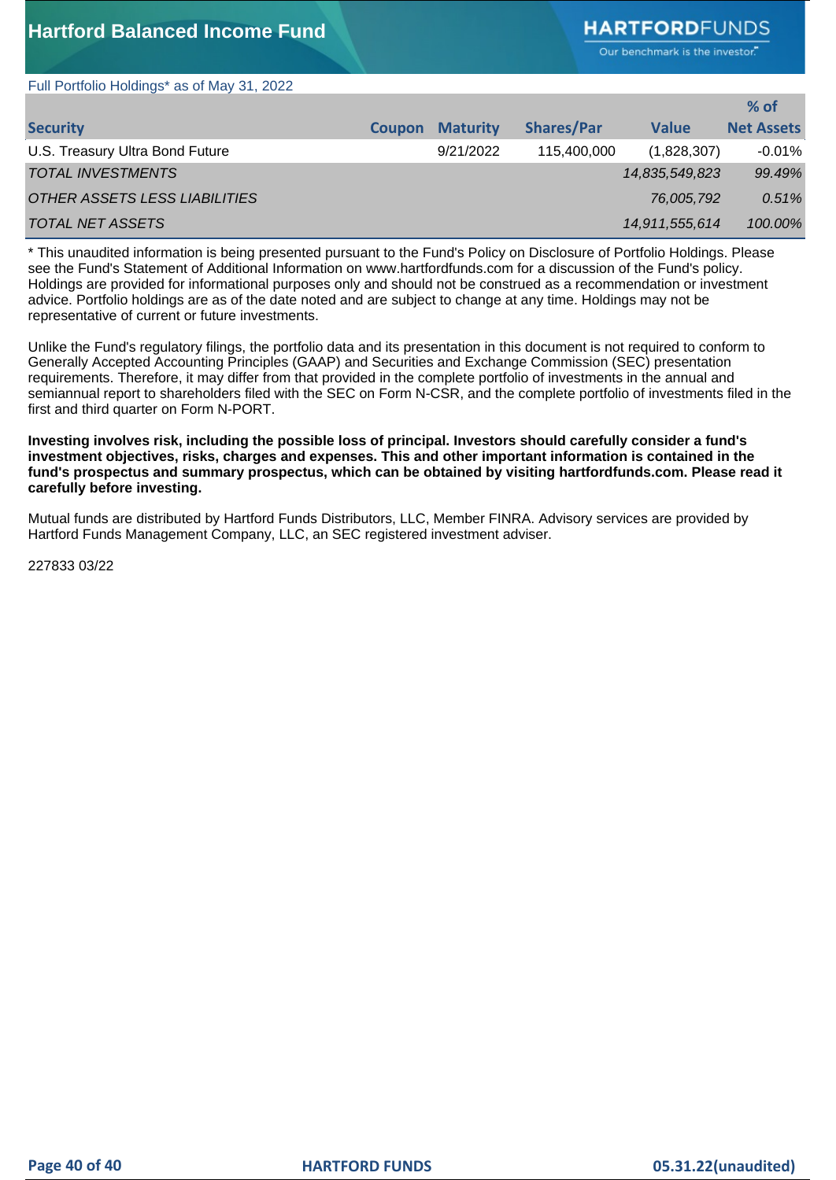Full Portfolio Holdings* as of May 31, 2022

| Security | Coupon | Maturity | Shares/Par | Value | % of Net Assets |
|---|---|---|---|---|---|
| U.S. Treasury Ultra Bond Future | | 9/21/2022 | 115,400,000 | (1,828,307) | -0.01% |
| *TOTAL INVESTMENTS* | | | | *14,835,549,823* | *99.49%* |
| *OTHER ASSETS LESS LIABILITIES* | | | | *76,005,792* | *0.51%* |
| *TOTAL NET ASSETS* | | | | *14,911,555,614* | *100.00%* |

* This unaudited information is being presented pursuant to the Fund's Policy on Disclosure of Portfolio Holdings. Please see the Fund's Statement of Additional Information on www.hartfordfunds.com for a discussion of the Fund's policy. Holdings are provided for informational purposes only and should not be construed as a recommendation or investment advice. Portfolio holdings are as of the date noted and are subject to change at any time. Holdings may not be representative of current or future investments.

Unlike the Fund's regulatory filings, the portfolio data and its presentation in this document is not required to conform to Generally Accepted Accounting Principles (GAAP) and Securities and Exchange Commission (SEC) presentation requirements. Therefore, it may differ from that provided in the complete portfolio of investments in the annual and semiannual report to shareholders filed with the SEC on Form N-CSR, and the complete portfolio of investments filed in the first and third quarter on Form N-PORT.

**Investing involves risk, including the possible loss of principal. Investors should carefully consider a fund's investment objectives, risks, charges and expenses. This and other important information is contained in the fund's prospectus and summary prospectus, which can be obtained by visiting hartfordfunds.com. Please read it carefully before investing.**

Mutual funds are distributed by Hartford Funds Distributors, LLC, Member FINRA. Advisory services are provided by Hartford Funds Management Company, LLC, an SEC registered investment adviser.

227833 03/22